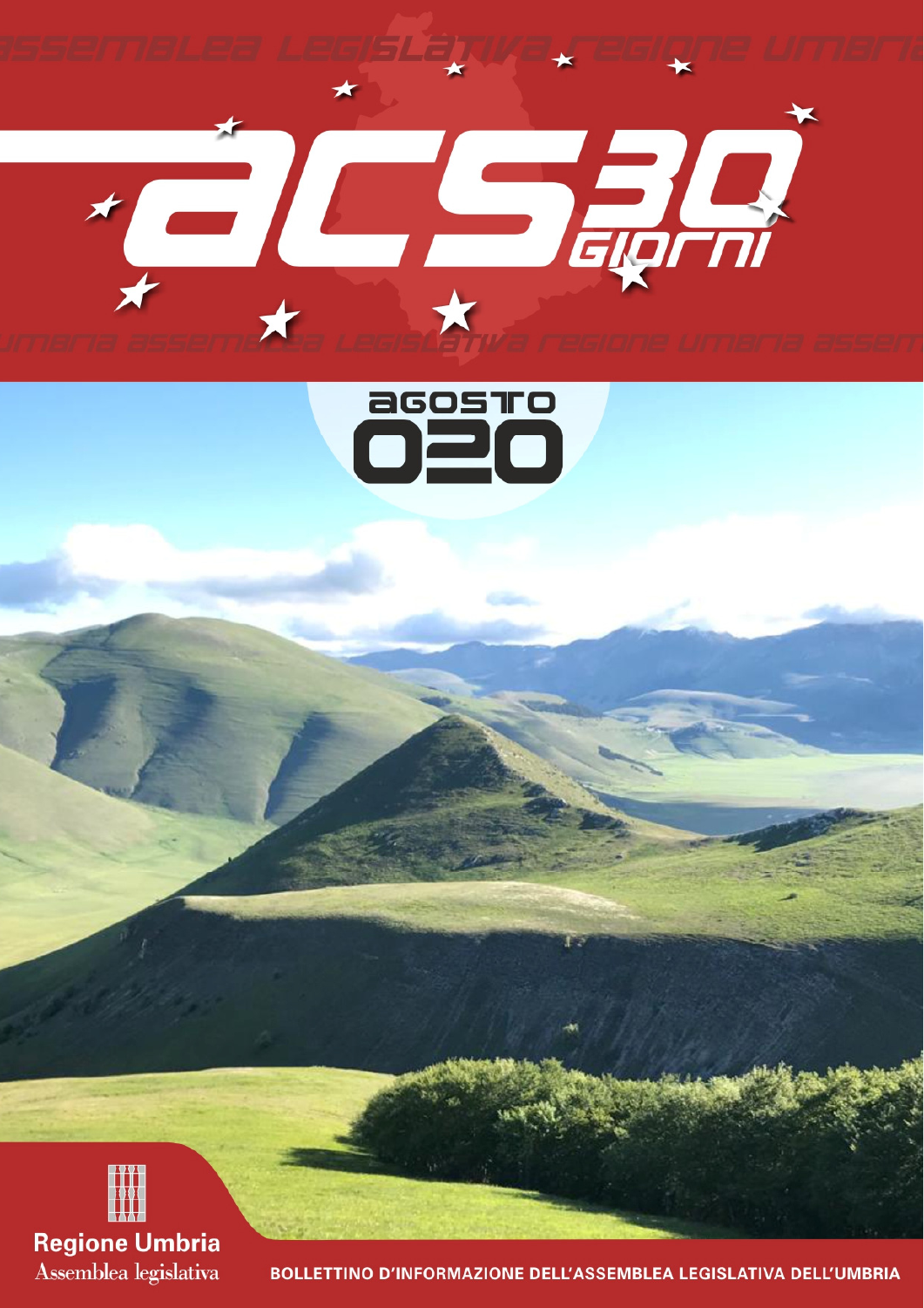assemblea legislativa regione umbria

# acs 30 giorni

umbria assemblea legislativa regione umbria assem

agosto 020

Regione Umbria
Assemblea legislativa

BOLLETTINO D'INFORMAZIONE DELL'ASSEMBLEA LEGISLATIVA DELL'UMBRIA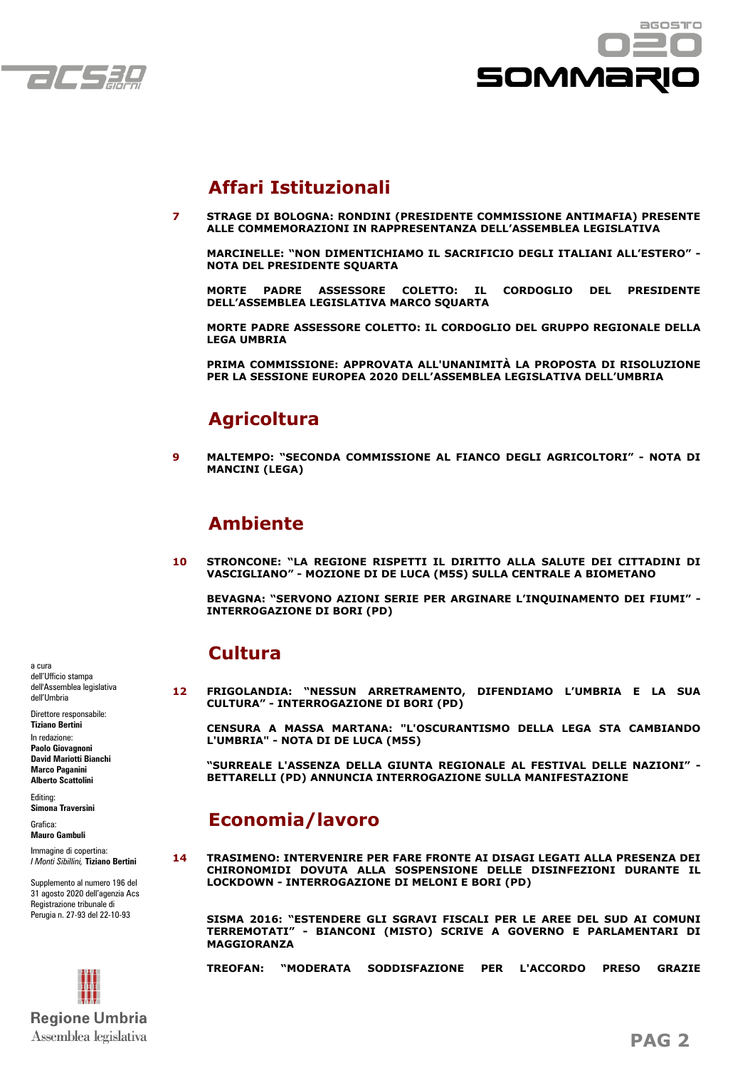# SOMMARIO

AGOSTO 020

## Affari Istituzionali

7 **STRAGE DI BOLOGNA: RONDINI (PRESIDENTE COMMISSIONE ANTIMAFIA) PRESENTE ALLE COMMEMORAZIONI IN RAPPRESENTANZA DELL'ASSEMBLEA LEGISLATIVA**

**MARCINELLE: "NON DIMENTICHIAMO IL SACRIFICIO DEGLI ITALIANI ALL'ESTERO" - NOTA DEL PRESIDENTE SQUARTA**

**MORTE PADRE ASSESSORE COLETTO: IL CORDOGLIO DEL PRESIDENTE DELL'ASSEMBLEA LEGISLATIVA MARCO SQUARTA**

**MORTE PADRE ASSESSORE COLETTO: IL CORDOGLIO DEL GRUPPO REGIONALE DELLA LEGA UMBRIA**

**PRIMA COMMISSIONE: APPROVATA ALL'UNANIMITÀ LA PROPOSTA DI RISOLUZIONE PER LA SESSIONE EUROPEA 2020 DELL'ASSEMBLEA LEGISLATIVA DELL'UMBRIA**

## Agricoltura

9 **MALTEMPO: "SECONDA COMMISSIONE AL FIANCO DEGLI AGRICOLTORI" - NOTA DI MANCINI (LEGA)**

## Ambiente

10 **STRONCONE: "LA REGIONE RISPETTI IL DIRITTO ALLA SALUTE DEI CITTADINI DI VASCIGLIANO" - MOZIONE DI DE LUCA (M5S) SULLA CENTRALE A BIOMETANO**

**BEVAGNA: "SERVONO AZIONI SERIE PER ARGINARE L'INQUINAMENTO DEI FIUMI" - INTERROGAZIONE DI BORI (PD)**

## Cultura

12 **FRIGOLANDIA: "NESSUN ARRETRAMENTO, DIFENDIAMO L'UMBRIA E LA SUA CULTURA" - INTERROGAZIONE DI BORI (PD)**

**CENSURA A MASSA MARTANA: "L'OSCURANTISMO DELLA LEGA STA CAMBIANDO L'UMBRIA" - NOTA DI DE LUCA (M5S)**

**"SURREALE L'ASSENZA DELLA GIUNTA REGIONALE AL FESTIVAL DELLE NAZIONI" - BETTARELLI (PD) ANNUNCIA INTERROGAZIONE SULLA MANIFESTAZIONE**

## Economia/lavoro

14 **TRASIMENO: INTERVENIRE PER FARE FRONTE AI DISAGI LEGATI ALLA PRESENZA DEI CHIRONOMIDI DOVUTA ALLA SOSPENSIONE DELLE DISINFEZIONI DURANTE IL LOCKDOWN - INTERROGAZIONE DI MELONI E BORI (PD)**

**SISMA 2016: "ESTENDERE GLI SGRAVI FISCALI PER LE AREE DEL SUD AI COMUNI TERREMOTATI" - BIANCONI (MISTO) SCRIVE A GOVERNO E PARLAMENTARI DI MAGGIORANZA**

**TREOFAN: "MODERATA SODDISFAZIONE PER L'ACCORDO PRESO GRAZIE**

---

a cura dell'Ufficio stampa dell'Assemblea legislativa dell'Umbria

Direttore responsabile: **Tiziano Bertini**

In redazione: **Paolo Giovagnoni**, **David Mariotti Bianchi**, **Marco Paganini**, **Alberto Scattolini**

Editing: **Simona Traversini**

Grafica: **Mauro Gambuli**

Immagine di copertina: *I Monti Sibillini,* **Tiziano Bertini**

Supplemento al numero 196 del 31 agosto 2020 dell'agenzia Acs
Registrazione tribunale di Perugia n. 27-93 del 22-10-93

Regione Umbria
Assemblea legislativa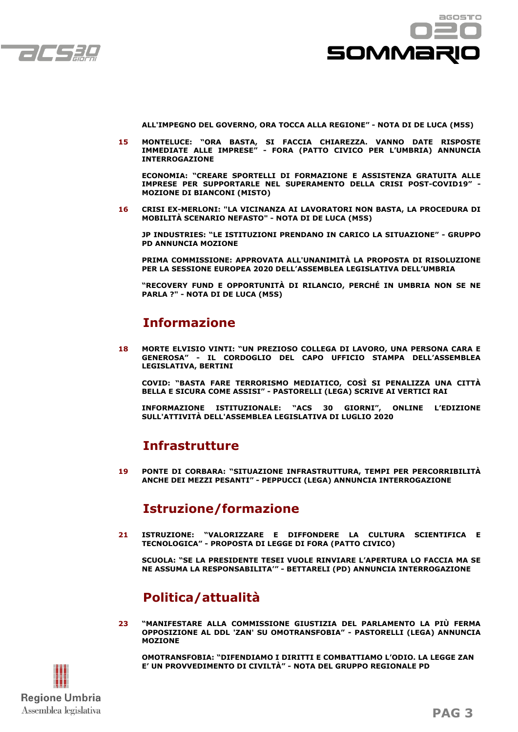ALL'IMPEGNO DEL GOVERNO, ORA TOCCA ALLA REGIONE" - NOTA DI DE LUCA (M5S)

**15** MONTELUCE: "ORA BASTA, SI FACCIA CHIAREZZA. VANNO DATE RISPOSTE IMMEDIATE ALLE IMPRESE" - FORA (PATTO CIVICO PER L'UMBRIA) ANNUNCIA INTERROGAZIONE

ECONOMIA: "CREARE SPORTELLI DI FORMAZIONE E ASSISTENZA GRATUITA ALLE IMPRESE PER SUPPORTARLE NEL SUPERAMENTO DELLA CRISI POST-COVID19" - MOZIONE DI BIANCONI (MISTO)

**16** CRISI EX-MERLONI: "LA VICINANZA AI LAVORATORI NON BASTA, LA PROCEDURA DI MOBILITÀ SCENARIO NEFASTO" - NOTA DI DE LUCA (M5S)

JP INDUSTRIES: "LE ISTITUZIONI PRENDANO IN CARICO LA SITUAZIONE" - GRUPPO PD ANNUNCIA MOZIONE

PRIMA COMMISSIONE: APPROVATA ALL'UNANIMITÀ LA PROPOSTA DI RISOLUZIONE PER LA SESSIONE EUROPEA 2020 DELL'ASSEMBLEA LEGISLATIVA DELL'UMBRIA

"RECOVERY FUND E OPPORTUNITÀ DI RILANCIO, PERCHÉ IN UMBRIA NON SE NE PARLA ?" - NOTA DI DE LUCA (M5S)

## Informazione

**18** MORTE ELVISIO VINTI: "UN PREZIOSO COLLEGA DI LAVORO, UNA PERSONA CARA E GENEROSA" - IL CORDOGLIO DEL CAPO UFFICIO STAMPA DELL'ASSEMBLEA LEGISLATIVA, BERTINI

COVID: "BASTA FARE TERRORISMO MEDIATICO, COSÌ SI PENALIZZA UNA CITTÀ BELLA E SICURA COME ASSISI" - PASTORELLI (LEGA) SCRIVE AI VERTICI RAI

INFORMAZIONE ISTITUZIONALE: "ACS 30 GIORNI", ONLINE L'EDIZIONE SULL'ATTIVITÀ DELL'ASSEMBLEA LEGISLATIVA DI LUGLIO 2020

## Infrastrutture

**19** PONTE DI CORBARA: "SITUAZIONE INFRASTRUTTURA, TEMPI PER PERCORRIBILITÀ ANCHE DEI MEZZI PESANTI" - PEPPUCCI (LEGA) ANNUNCIA INTERROGAZIONE

## Istruzione/formazione

**21** ISTRUZIONE: "VALORIZZARE E DIFFONDERE LA CULTURA SCIENTIFICA E TECNOLOGICA" - PROPOSTA DI LEGGE DI FORA (PATTO CIVICO)

SCUOLA: "SE LA PRESIDENTE TESEI VUOLE RINVIARE L'APERTURA LO FACCIA MA SE NE ASSUMA LA RESPONSABILITA'" - BETTARELI (PD) ANNUNCIA INTERROGAZIONE

## Politica/attualità

**23** "MANIFESTARE ALLA COMMISSIONE GIUSTIZIA DEL PARLAMENTO LA PIÙ FERMA OPPOSIZIONE AL DDL 'ZAN' SU OMOTRANSFOBIA" - PASTORELLI (LEGA) ANNUNCIA MOZIONE

OMOTRANSFOBIA: "DIFENDIAMO I DIRITTI E COMBATTIAMO L'ODIO. LA LEGGE ZAN E' UN PROVVEDIMENTO DI CIVILTÀ" - NOTA DEL GRUPPO REGIONALE PD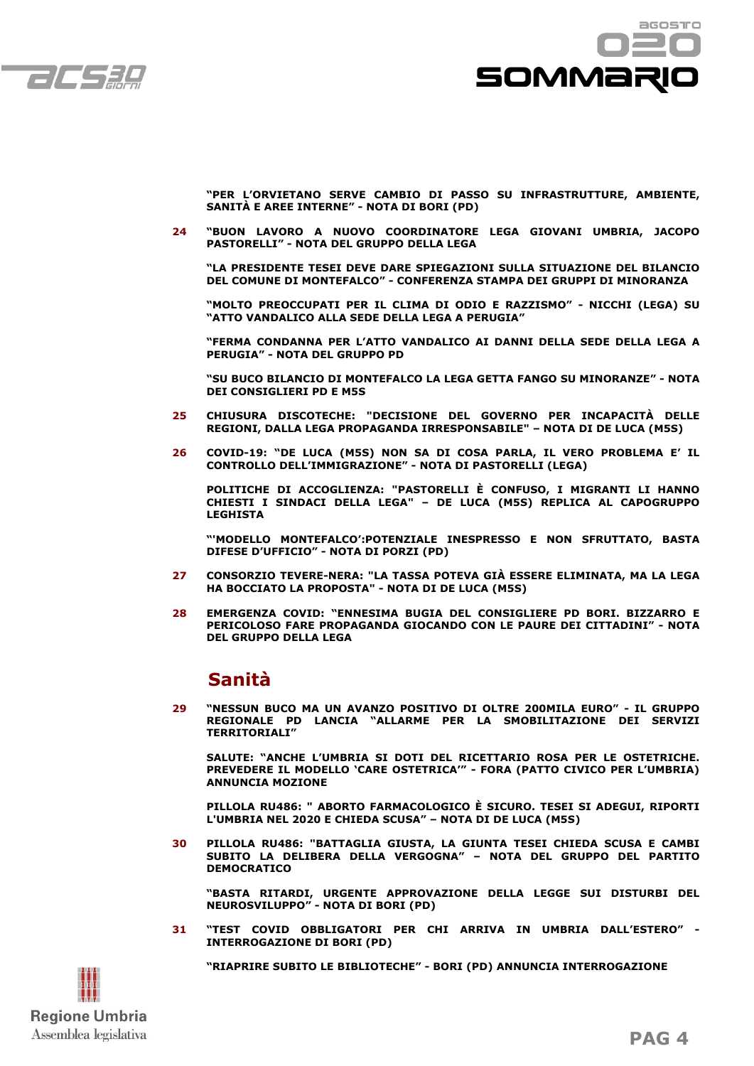“PER L’ORVIETANO SERVE CAMBIO DI PASSO SU INFRASTRUTTURE, AMBIENTE, SANITÀ E AREE INTERNE” - NOTA DI BORI (PD)

**24** “BUON LAVORO A NUOVO COORDINATORE LEGA GIOVANI UMBRIA, JACOPO PASTORELLI” - NOTA DEL GRUPPO DELLA LEGA

“LA PRESIDENTE TESEI DEVE DARE SPIEGAZIONI SULLA SITUAZIONE DEL BILANCIO DEL COMUNE DI MONTEFALCO” - CONFERENZA STAMPA DEI GRUPPI DI MINORANZA

“MOLTO PREOCCUPATI PER IL CLIMA DI ODIO E RAZZISMO” - NICCHI (LEGA) SU “ATTO VANDALICO ALLA SEDE DELLA LEGA A PERUGIA”

“FERMA CONDANNA PER L’ATTO VANDALICO AI DANNI DELLA SEDE DELLA LEGA A PERUGIA” - NOTA DEL GRUPPO PD

“SU BUCO BILANCIO DI MONTEFALCO LA LEGA GETTA FANGO SU MINORANZE” - NOTA DEI CONSIGLIERI PD E M5S

**25** CHIUSURA DISCOTECHE: "DECISIONE DEL GOVERNO PER INCAPACITÀ DELLE REGIONI, DALLA LEGA PROPAGANDA IRRESPONSABILE" – NOTA DI DE LUCA (M5S)

**26** COVID-19: “DE LUCA (M5S) NON SA DI COSA PARLA, IL VERO PROBLEMA E’ IL CONTROLLO DELL’IMMIGRAZIONE” - NOTA DI PASTORELLI (LEGA)

POLITICHE DI ACCOGLIENZA: "PASTORELLI È CONFUSO, I MIGRANTI LI HANNO CHIESTI I SINDACI DELLA LEGA" – DE LUCA (M5S) REPLICA AL CAPOGRUPPO LEGHISTA

“'MODELLO MONTEFALCO’:POTENZIALE INESPRESSO E NON SFRUTTATO, BASTA DIFESE D’UFFICIO” - NOTA DI PORZI (PD)

**27** CONSORZIO TEVERE-NERA: "LA TASSA POTEVA GIÀ ESSERE ELIMINATA, MA LA LEGA HA BOCCIATO LA PROPOSTA" - NOTA DI DE LUCA (M5S)

**28** EMERGENZA COVID: “ENNESIMA BUGIA DEL CONSIGLIERE PD BORI. BIZZARRO E PERICOLOSO FARE PROPAGANDA GIOCANDO CON LE PAURE DEI CITTADINI” - NOTA DEL GRUPPO DELLA LEGA

## Sanità

**29** “NESSUN BUCO MA UN AVANZO POSITIVO DI OLTRE 200MILA EURO” - IL GRUPPO REGIONALE PD LANCIA “ALLARME PER LA SMOBILITAZIONE DEI SERVIZI TERRITORIALI”

SALUTE: “ANCHE L’UMBRIA SI DOTI DEL RICETTARIO ROSA PER LE OSTETRICHE. PREVEDERE IL MODELLO ‘CARE OSTETRICA’” - FORA (PATTO CIVICO PER L’UMBRIA) ANNUNCIA MOZIONE

PILLOLA RU486: " ABORTO FARMACOLOGICO È SICURO. TESEI SI ADEGUI, RIPORTI L'UMBRIA NEL 2020 E CHIEDA SCUSA” – NOTA DI DE LUCA (M5S)

**30** PILLOLA RU486: "BATTAGLIA GIUSTA, LA GIUNTA TESEI CHIEDA SCUSA E CAMBI SUBITO LA DELIBERA DELLA VERGOGNA” – NOTA DEL GRUPPO DEL PARTITO DEMOCRATICO

“BASTA RITARDI, URGENTE APPROVAZIONE DELLA LEGGE SUI DISTURBI DEL NEUROSVILUPPO” - NOTA DI BORI (PD)

**31** “TEST COVID OBBLIGATORI PER CHI ARRIVA IN UMBRIA DALL’ESTERO” - INTERROGAZIONE DI BORI (PD)

“RIAPRIRE SUBITO LE BIBLIOTECHE” - BORI (PD) ANNUNCIA INTERROGAZIONE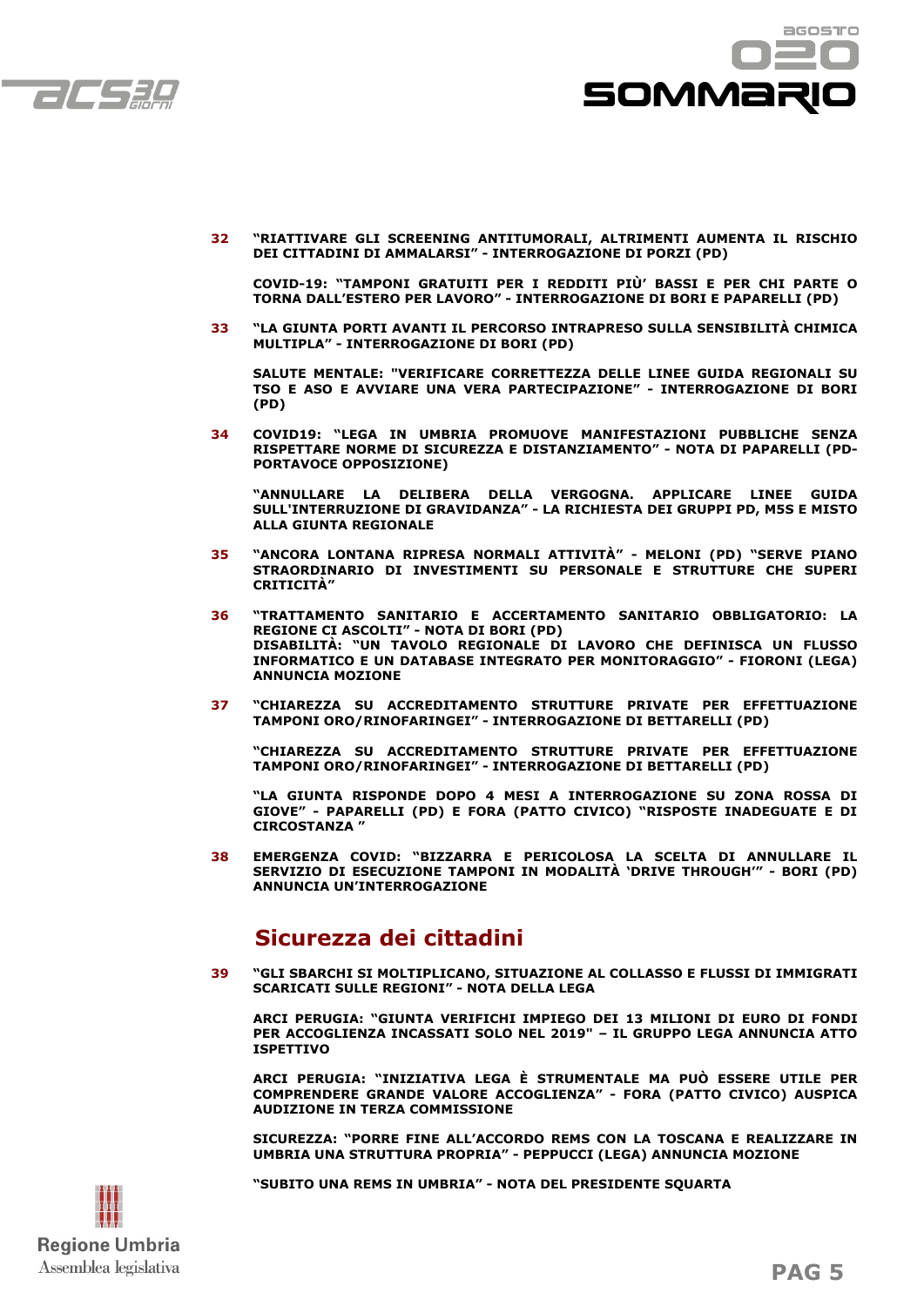**32** **"RIATTIVARE GLI SCREENING ANTITUMORALI, ALTRIMENTI AUMENTA IL RISCHIO DEI CITTADINI DI AMMALARSI" - INTERROGAZIONE DI PORZI (PD)**

**COVID-19: "TAMPONI GRATUITI PER I REDDITI PIÙ' BASSI E PER CHI PARTE O TORNA DALL'ESTERO PER LAVORO" - INTERROGAZIONE DI BORI E PAPARELLI (PD)**

**33** **"LA GIUNTA PORTI AVANTI IL PERCORSO INTRAPRESO SULLA SENSIBILITÀ CHIMICA MULTIPLA" - INTERROGAZIONE DI BORI (PD)**

**SALUTE MENTALE: "VERIFICARE CORRETTEZZA DELLE LINEE GUIDA REGIONALI SU TSO E ASO E AVVIARE UNA VERA PARTECIPAZIONE" - INTERROGAZIONE DI BORI (PD)**

**34** **COVID19: "LEGA IN UMBRIA PROMUOVE MANIFESTAZIONI PUBBLICHE SENZA RISPETTARE NORME DI SICUREZZA E DISTANZIAMENTO" - NOTA DI PAPARELLI (PD-PORTAVOCE OPPOSIZIONE)**

**"ANNULLARE LA DELIBERA DELLA VERGOGNA. APPLICARE LINEE GUIDA SULL'INTERRUZIONE DI GRAVIDANZA" - LA RICHIESTA DEI GRUPPI PD, M5S E MISTO ALLA GIUNTA REGIONALE**

**35** **"ANCORA LONTANA RIPRESA NORMALI ATTIVITÀ" - MELONI (PD) "SERVE PIANO STRAORDINARIO DI INVESTIMENTI SU PERSONALE E STRUTTURE CHE SUPERI CRITICITÀ"**

**36** **"TRATTAMENTO SANITARIO E ACCERTAMENTO SANITARIO OBBLIGATORIO: LA REGIONE CI ASCOLTI" - NOTA DI BORI (PD)**
**DISABILITÀ: "UN TAVOLO REGIONALE DI LAVORO CHE DEFINISCA UN FLUSSO INFORMATICO E UN DATABASE INTEGRATO PER MONITORAGGIO" - FIORONI (LEGA) ANNUNCIA MOZIONE**

**37** **"CHIAREZZA SU ACCREDITAMENTO STRUTTURE PRIVATE PER EFFETTUAZIONE TAMPONI ORO/RINOFARINGEI" - INTERROGAZIONE DI BETTARELLI (PD)**

**"CHIAREZZA SU ACCREDITAMENTO STRUTTURE PRIVATE PER EFFETTUAZIONE TAMPONI ORO/RINOFARINGEI" - INTERROGAZIONE DI BETTARELLI (PD)**

**"LA GIUNTA RISPONDE DOPO 4 MESI A INTERROGAZIONE SU ZONA ROSSA DI GIOVE" - PAPARELLI (PD) E FORA (PATTO CIVICO) "RISPOSTE INADEGUATE E DI CIRCOSTANZA "**

**38** **EMERGENZA COVID: "BIZZARRA E PERICOLOSA LA SCELTA DI ANNULLARE IL SERVIZIO DI ESECUZIONE TAMPONI IN MODALITÀ 'DRIVE THROUGH'" - BORI (PD) ANNUNCIA UN'INTERROGAZIONE**

## Sicurezza dei cittadini

**39** **"GLI SBARCHI SI MOLTIPLICANO, SITUAZIONE AL COLLASSO E FLUSSI DI IMMIGRATI SCARICATI SULLE REGIONI" - NOTA DELLA LEGA**

**ARCI PERUGIA: "GIUNTA VERIFICHI IMPIEGO DEI 13 MILIONI DI EURO DI FONDI PER ACCOGLIENZA INCASSATI SOLO NEL 2019" – IL GRUPPO LEGA ANNUNCIA ATTO ISPETTIVO**

**ARCI PERUGIA: "INIZIATIVA LEGA È STRUMENTALE MA PUÒ ESSERE UTILE PER COMPRENDERE GRANDE VALORE ACCOGLIENZA" - FORA (PATTO CIVICO) AUSPICA AUDIZIONE IN TERZA COMMISSIONE**

**SICUREZZA: "PORRE FINE ALL'ACCORDO REMS CON LA TOSCANA E REALIZZARE IN UMBRIA UNA STRUTTURA PROPRIA" - PEPPUCCI (LEGA) ANNUNCIA MOZIONE**

**"SUBITO UNA REMS IN UMBRIA" - NOTA DEL PRESIDENTE SQUARTA**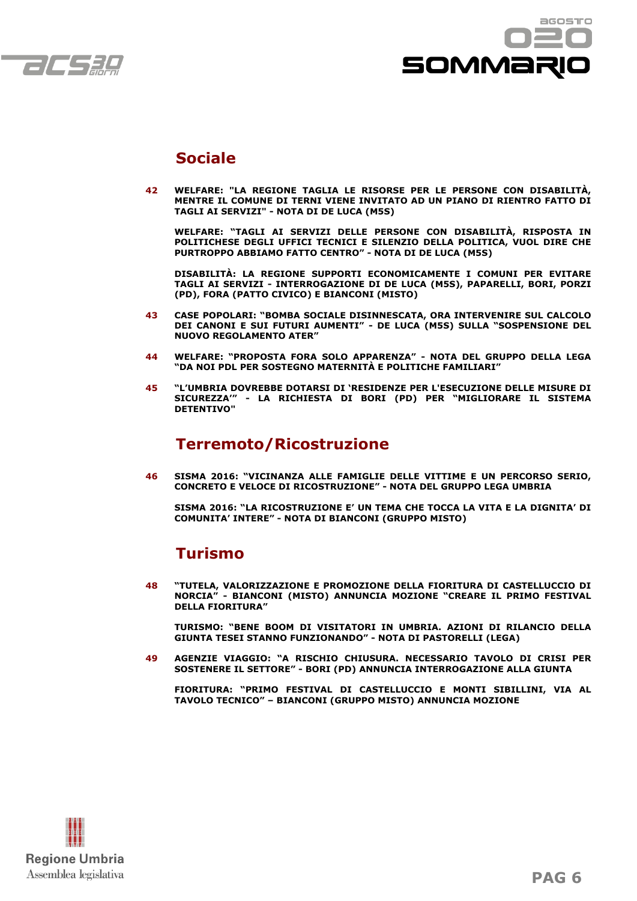## Sociale

**42** **WELFARE: "LA REGIONE TAGLIA LE RISORSE PER LE PERSONE CON DISABILITÀ, MENTRE IL COMUNE DI TERNI VIENE INVITATO AD UN PIANO DI RIENTRO FATTO DI TAGLI AI SERVIZI" - NOTA DI DE LUCA (M5S)**

**WELFARE: "TAGLI AI SERVIZI DELLE PERSONE CON DISABILITÀ, RISPOSTA IN POLITICHESE DEGLI UFFICI TECNICI E SILENZIO DELLA POLITICA, VUOL DIRE CHE PURTROPPO ABBIAMO FATTO CENTRO" - NOTA DI DE LUCA (M5S)**

**DISABILITÀ: LA REGIONE SUPPORTI ECONOMICAMENTE I COMUNI PER EVITARE TAGLI AI SERVIZI - INTERROGAZIONE DI DE LUCA (M5S), PAPARELLI, BORI, PORZI (PD), FORA (PATTO CIVICO) E BIANCONI (MISTO)**

**43** **CASE POPOLARI: "BOMBA SOCIALE DISINNESCATA, ORA INTERVENIRE SUL CALCOLO DEI CANONI E SUI FUTURI AUMENTI" - DE LUCA (M5S) SULLA "SOSPENSIONE DEL NUOVO REGOLAMENTO ATER"**

**44** **WELFARE: "PROPOSTA FORA SOLO APPARENZA" - NOTA DEL GRUPPO DELLA LEGA "DA NOI PDL PER SOSTEGNO MATERNITÀ E POLITICHE FAMILIARI"**

**45** **"L'UMBRIA DOVREBBE DOTARSI DI 'RESIDENZE PER L'ESECUZIONE DELLE MISURE DI SICUREZZA'" - LA RICHIESTA DI BORI (PD) PER "MIGLIORARE IL SISTEMA DETENTIVO"**

## Terremoto/Ricostruzione

**46** **SISMA 2016: "VICINANZA ALLE FAMIGLIE DELLE VITTIME E UN PERCORSO SERIO, CONCRETO E VELOCE DI RICOSTRUZIONE" - NOTA DEL GRUPPO LEGA UMBRIA**

**SISMA 2016: "LA RICOSTRUZIONE E' UN TEMA CHE TOCCA LA VITA E LA DIGNITA' DI COMUNITA' INTERE" - NOTA DI BIANCONI (GRUPPO MISTO)**

## Turismo

**48** **"TUTELA, VALORIZZAZIONE E PROMOZIONE DELLA FIORITURA DI CASTELLUCCIO DI NORCIA" - BIANCONI (MISTO) ANNUNCIA MOZIONE "CREARE IL PRIMO FESTIVAL DELLA FIORITURA"**

**TURISMO: "BENE BOOM DI VISITATORI IN UMBRIA. AZIONI DI RILANCIO DELLA GIUNTA TESEI STANNO FUNZIONANDO" - NOTA DI PASTORELLI (LEGA)**

**49** **AGENZIE VIAGGIO: "A RISCHIO CHIUSURA. NECESSARIO TAVOLO DI CRISI PER SOSTENERE IL SETTORE" - BORI (PD) ANNUNCIA INTERROGAZIONE ALLA GIUNTA**

**FIORITURA: "PRIMO FESTIVAL DI CASTELLUCCIO E MONTI SIBILLINI, VIA AL TAVOLO TECNICO" – BIANCONI (GRUPPO MISTO) ANNUNCIA MOZIONE**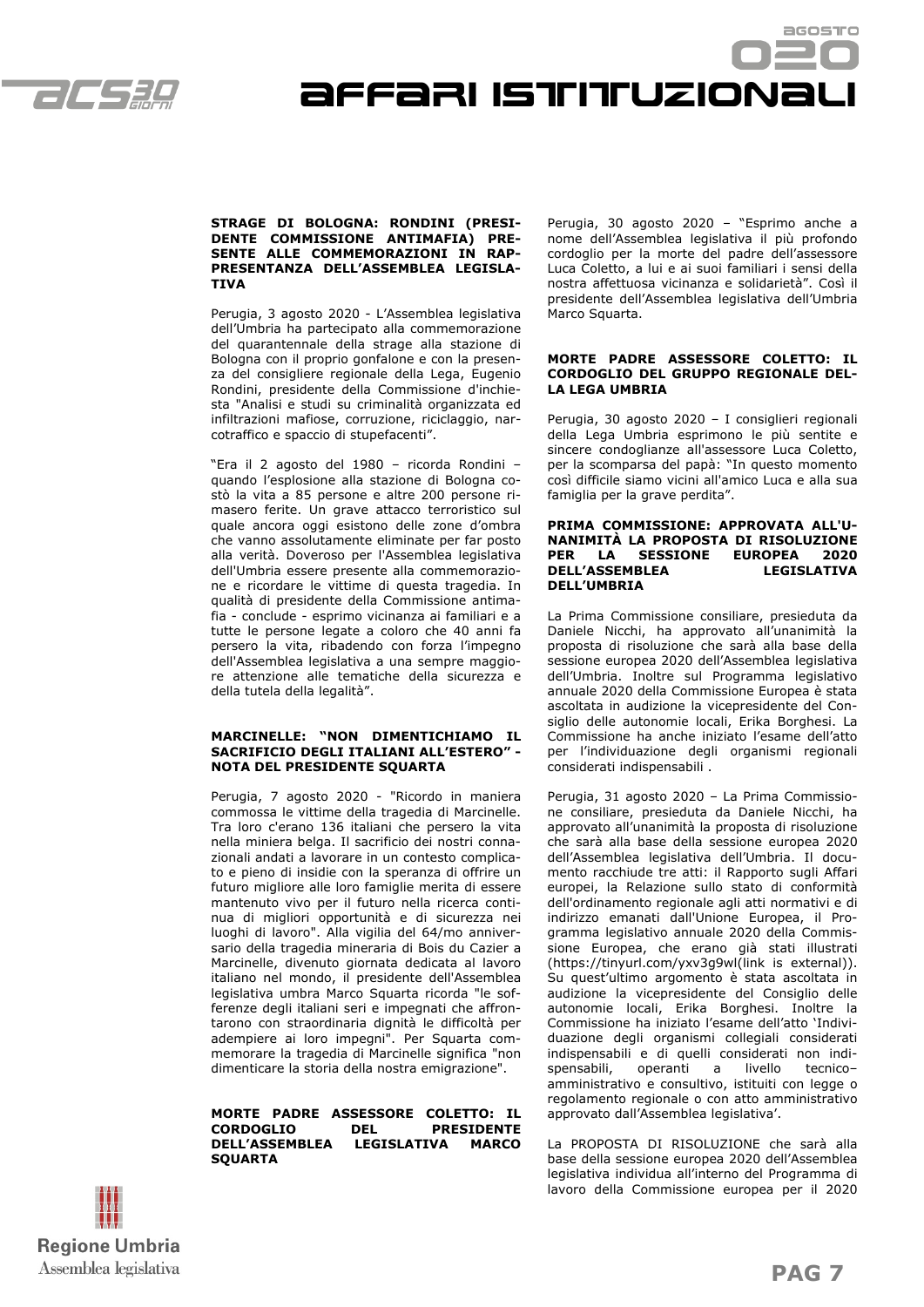### STRAGE DI BOLOGNA: RONDINI (PRESIDENTE COMMISSIONE ANTIMAFIA) PRESENTE ALLE COMMEMORAZIONI IN RAPPRESENTANZA DELL'ASSEMBLEA LEGISLATIVA

Perugia, 3 agosto 2020 - L'Assemblea legislativa dell'Umbria ha partecipato alla commemorazione del quarantennale della strage alla stazione di Bologna con il proprio gonfalone e con la presenza del consigliere regionale della Lega, Eugenio Rondini, presidente della Commissione d'inchiesta "Analisi e studi su criminalità organizzata ed infiltrazioni mafiose, corruzione, riciclaggio, narcotraffico e spaccio di stupefacenti".

"Era il 2 agosto del 1980 – ricorda Rondini – quando l'esplosione alla stazione di Bologna costò la vita a 85 persone e altre 200 persone rimasero ferite. Un grave attacco terroristico sul quale ancora oggi esistono delle zone d'ombra che vanno assolutamente eliminate per far posto alla verità. Doveroso per l'Assemblea legislativa dell'Umbria essere presente alla commemorazione e ricordare le vittime di questa tragedia. In qualità di presidente della Commissione antimafia - conclude - esprimo vicinanza ai familiari e a tutte le persone legate a coloro che 40 anni fa persero la vita, ribadendo con forza l'impegno dell'Assemblea legislativa a una sempre maggiore attenzione alle tematiche della sicurezza e della tutela della legalità".

### MARCINELLE: "NON DIMENTICHIAMO IL SACRIFICIO DEGLI ITALIANI ALL'ESTERO" - NOTA DEL PRESIDENTE SQUARTA

Perugia, 7 agosto 2020 - "Ricordo in maniera commossa le vittime della tragedia di Marcinelle. Tra loro c'erano 136 italiani che persero la vita nella miniera belga. Il sacrificio dei nostri connazionali andati a lavorare in un contesto complicato e pieno di insidie con la speranza di offrire un futuro migliore alle loro famiglie merita di essere mantenuto vivo per il futuro nella ricerca continua di migliori opportunità e di sicurezza nei luoghi di lavoro". Alla vigilia del 64/mo anniversario della tragedia mineraria di Bois du Cazier a Marcinelle, divenuto giornata dedicata al lavoro italiano nel mondo, il presidente dell'Assemblea legislativa umbra Marco Squarta ricorda "le sofferenze degli italiani seri e impegnati che affrontarono con straordinaria dignità le difficoltà per adempiere ai loro impegni". Per Squarta commemorare la tragedia di Marcinelle significa "non dimenticare la storia della nostra emigrazione".

### MORTE PADRE ASSESSORE COLETTO: IL CORDOGLIO DEL PRESIDENTE DELL'ASSEMBLEA LEGISLATIVA MARCO SQUARTA

Perugia, 30 agosto 2020 – "Esprimo anche a nome dell'Assemblea legislativa il più profondo cordoglio per la morte del padre dell'assessore Luca Coletto, a lui e ai suoi familiari i sensi della nostra affettuosa vicinanza e solidarietà". Così il presidente dell'Assemblea legislativa dell'Umbria Marco Squarta.

### MORTE PADRE ASSESSORE COLETTO: IL CORDOGLIO DEL GRUPPO REGIONALE DELLA LEGA UMBRIA

Perugia, 30 agosto 2020 – I consiglieri regionali della Lega Umbria esprimono le più sentite e sincere condoglianze all'assessore Luca Coletto, per la scomparsa del papà: "In questo momento così difficile siamo vicini all'amico Luca e alla sua famiglia per la grave perdita".

### PRIMA COMMISSIONE: APPROVATA ALL'UNANIMITÀ LA PROPOSTA DI RISOLUZIONE PER LA SESSIONE EUROPEA 2020 DELL'ASSEMBLEA LEGISLATIVA DELL'UMBRIA

La Prima Commissione consiliare, presieduta da Daniele Nicchi, ha approvato all'unanimità la proposta di risoluzione che sarà alla base della sessione europea 2020 dell'Assemblea legislativa dell'Umbria. Inoltre sul Programma legislativo annuale 2020 della Commissione Europea è stata ascoltata in audizione la vicepresidente del Consiglio delle autonomie locali, Erika Borghesi. La Commissione ha anche iniziato l'esame dell'atto per l'individuazione degli organismi regionali considerati indispensabili .

Perugia, 31 agosto 2020 – La Prima Commissione consiliare, presieduta da Daniele Nicchi, ha approvato all'unanimità la proposta di risoluzione che sarà alla base della sessione europea 2020 dell'Assemblea legislativa dell'Umbria. Il documento racchiude tre atti: il Rapporto sugli Affari europei, la Relazione sullo stato di conformità dell'ordinamento regionale agli atti normativi e di indirizzo emanati dall'Unione Europea, il Programma legislativo annuale 2020 della Commissione Europea, che erano già stati illustrati (https://tinyurl.com/yxv3g9wl(link is external)). Su quest'ultimo argomento è stata ascoltata in audizione la vicepresidente del Consiglio delle autonomie locali, Erika Borghesi. Inoltre la Commissione ha iniziato l'esame dell'atto 'Individuazione degli organismi collegiali considerati indispensabili e di quelli considerati non indispensabili, operanti a livello tecnico–amministrativo e consultivo, istituiti con legge o regolamento regionale o con atto amministrativo approvato dall'Assemblea legislativa'.

La PROPOSTA DI RISOLUZIONE che sarà alla base della sessione europea 2020 dell'Assemblea legislativa individua all'interno del Programma di lavoro della Commissione europea per il 2020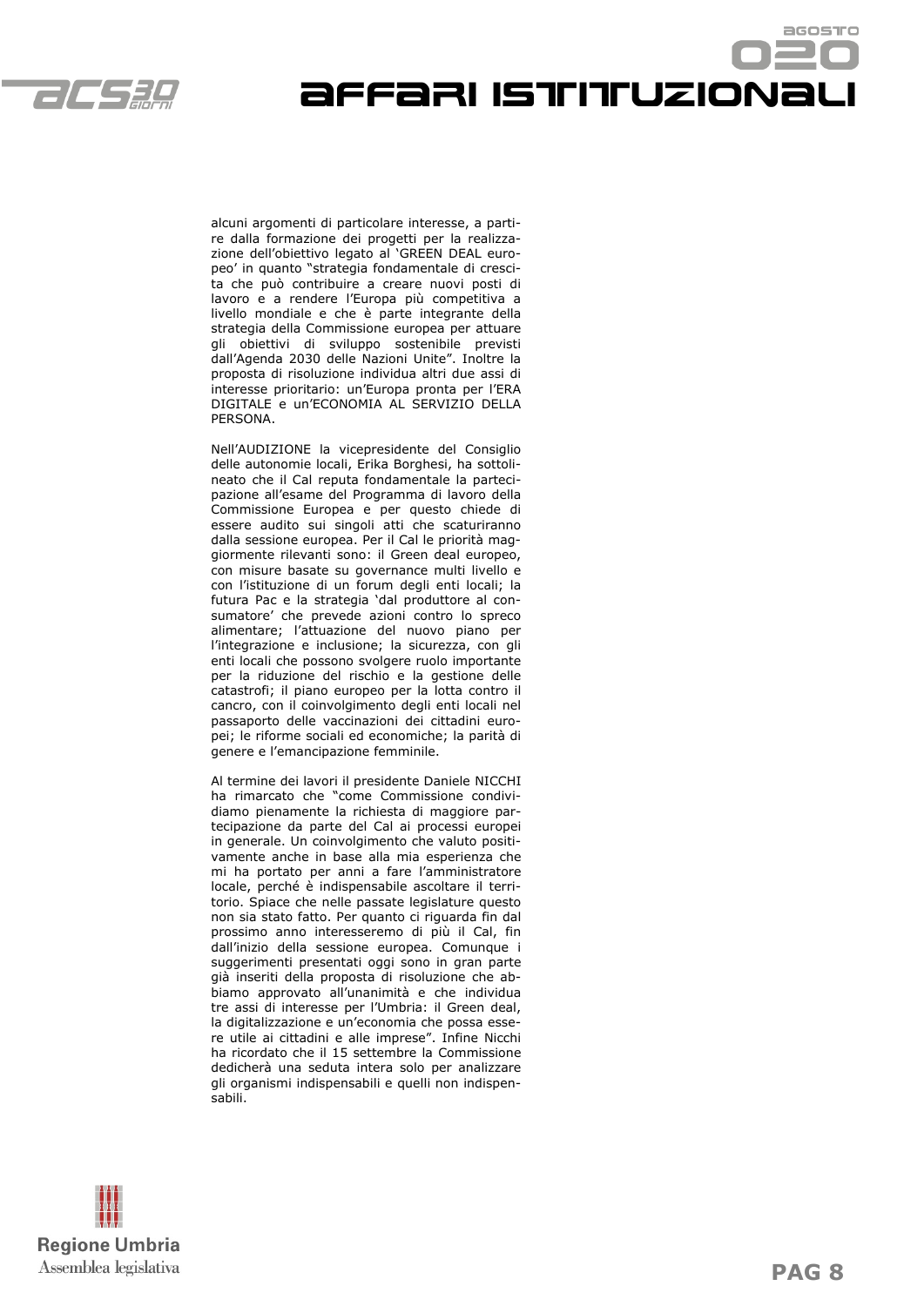alcuni argomenti di particolare interesse, a partire dalla formazione dei progetti per la realizzazione dell'obiettivo legato al 'GREEN DEAL europeo' in quanto "strategia fondamentale di crescita che può contribuire a creare nuovi posti di lavoro e a rendere l'Europa più competitiva a livello mondiale e che è parte integrante della strategia della Commissione europea per attuare gli obiettivi di sviluppo sostenibile previsti dall'Agenda 2030 delle Nazioni Unite". Inoltre la proposta di risoluzione individua altri due assi di interesse prioritario: un'Europa pronta per l'ERA DIGITALE e un'ECONOMIA AL SERVIZIO DELLA PERSONA.

Nell'AUDIZIONE la vicepresidente del Consiglio delle autonomie locali, Erika Borghesi, ha sottolineato che il Cal reputa fondamentale la partecipazione all'esame del Programma di lavoro della Commissione Europea e per questo chiede di essere audito sui singoli atti che scaturiranno dalla sessione europea. Per il Cal le priorità maggiormente rilevanti sono: il Green deal europeo, con misure basate su governance multi livello e con l'istituzione di un forum degli enti locali; la futura Pac e la strategia 'dal produttore al consumatore' che prevede azioni contro lo spreco alimentare; l'attuazione del nuovo piano per l'integrazione e inclusione; la sicurezza, con gli enti locali che possono svolgere ruolo importante per la riduzione del rischio e la gestione delle catastrofi; il piano europeo per la lotta contro il cancro, con il coinvolgimento degli enti locali nel passaporto delle vaccinazioni dei cittadini europei; le riforme sociali ed economiche; la parità di genere e l'emancipazione femminile.

Al termine dei lavori il presidente Daniele NICCHI ha rimarcato che "come Commissione condividiamo pienamente la richiesta di maggiore partecipazione da parte del Cal ai processi europei in generale. Un coinvolgimento che valuto positivamente anche in base alla mia esperienza che mi ha portato per anni a fare l'amministratore locale, perché è indispensabile ascoltare il territorio. Spiace che nelle passate legislature questo non sia stato fatto. Per quanto ci riguarda fin dal prossimo anno interesseremo di più il Cal, fin dall'inizio della sessione europea. Comunque i suggerimenti presentati oggi sono in gran parte già inseriti della proposta di risoluzione che abbiamo approvato all'unanimità e che individua tre assi di interesse per l'Umbria: il Green deal, la digitalizzazione e un'economia che possa essere utile ai cittadini e alle imprese". Infine Nicchi ha ricordato che il 15 settembre la Commissione dedicherà una seduta intera solo per analizzare gli organismi indispensabili e quelli non indispensabili.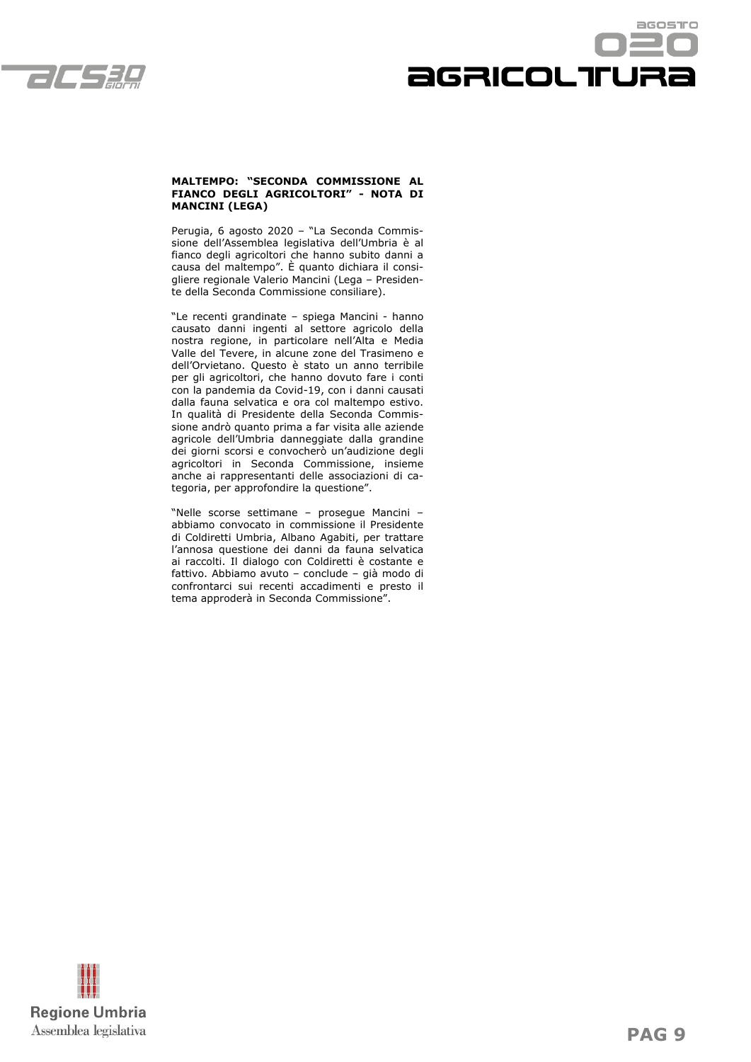**MALTEMPO: "SECONDA COMMISSIONE AL FIANCO DEGLI AGRICOLTORI" - NOTA DI MANCINI (LEGA)**

Perugia, 6 agosto 2020 – "La Seconda Commissione dell'Assemblea legislativa dell'Umbria è al fianco degli agricoltori che hanno subito danni a causa del maltempo". È quanto dichiara il consigliere regionale Valerio Mancini (Lega – Presidente della Seconda Commissione consiliare).

"Le recenti grandinate – spiega Mancini - hanno causato danni ingenti al settore agricolo della nostra regione, in particolare nell'Alta e Media Valle del Tevere, in alcune zone del Trasimeno e dell'Orvietano. Questo è stato un anno terribile per gli agricoltori, che hanno dovuto fare i conti con la pandemia da Covid-19, con i danni causati dalla fauna selvatica e ora col maltempo estivo. In qualità di Presidente della Seconda Commissione andrò quanto prima a far visita alle aziende agricole dell'Umbria danneggiate dalla grandine dei giorni scorsi e convocherò un'audizione degli agricoltori in Seconda Commissione, insieme anche ai rappresentanti delle associazioni di categoria, per approfondire la questione".

"Nelle scorse settimane – prosegue Mancini – abbiamo convocato in commissione il Presidente di Coldiretti Umbria, Albano Agabiti, per trattare l'annosa questione dei danni da fauna selvatica ai raccolti. Il dialogo con Coldiretti è costante e fattivo. Abbiamo avuto – conclude – già modo di confrontarci sui recenti accadimenti e presto il tema approderà in Seconda Commissione".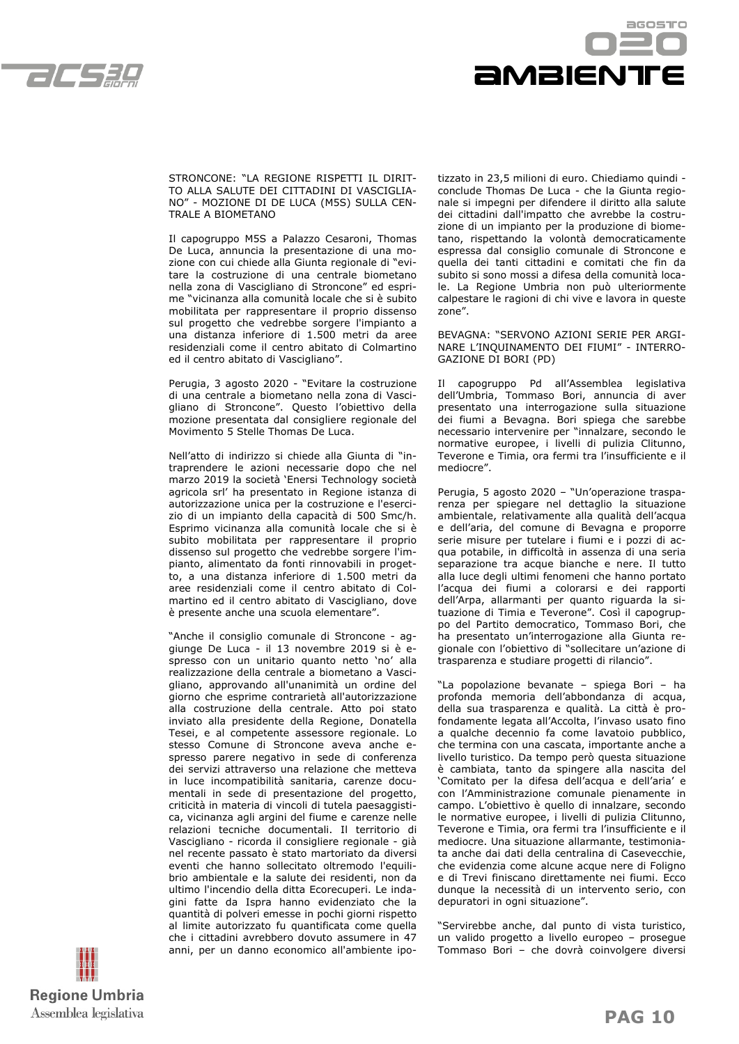## STRONCONE: "LA REGIONE RISPETTI IL DIRITTO ALLA SALUTE DEI CITTADINI DI VASCIGLIANO" - MOZIONE DI DE LUCA (M5S) SULLA CENTRALE A BIOMETANO

Il capogruppo M5S a Palazzo Cesaroni, Thomas De Luca, annuncia la presentazione di una mozione con cui chiede alla Giunta regionale di "evitare la costruzione di una centrale biometano nella zona di Vascigliano di Stroncone" ed esprime "vicinanza alla comunità locale che si è subito mobilitata per rappresentare il proprio dissenso sul progetto che vedrebbe sorgere l'impianto a una distanza inferiore di 1.500 metri da aree residenziali come il centro abitato di Colmartino ed il centro abitato di Vascigliano".

Perugia, 3 agosto 2020 - "Evitare la costruzione di una centrale a biometano nella zona di Vascigliano di Stroncone". Questo l'obiettivo della mozione presentata dal consigliere regionale del Movimento 5 Stelle Thomas De Luca.

Nell'atto di indirizzo si chiede alla Giunta di "intraprendere le azioni necessarie dopo che nel marzo 2019 la società 'Enersi Technology società agricola srl' ha presentato in Regione istanza di autorizzazione unica per la costruzione e l'esercizio di un impianto della capacità di 500 Smc/h. Esprimo vicinanza alla comunità locale che si è subito mobilitata per rappresentare il proprio dissenso sul progetto che vedrebbe sorgere l'impianto, alimentato da fonti rinnovabili in progetto, a una distanza inferiore di 1.500 metri da aree residenziali come il centro abitato di Colmartino ed il centro abitato di Vascigliano, dove è presente anche una scuola elementare".

"Anche il consiglio comunale di Stroncone - aggiunge De Luca - il 13 novembre 2019 si è espresso con un unitario quanto netto 'no' alla realizzazione della centrale a biometano a Vascigliano, approvando all'unanimità un ordine del giorno che esprime contrarietà all'autorizzazione alla costruzione della centrale. Atto poi stato inviato alla presidente della Regione, Donatella Tesei, e al competente assessore regionale. Lo stesso Comune di Stroncone aveva anche espresso parere negativo in sede di conferenza dei servizi attraverso una relazione che metteva in luce incompatibilità sanitaria, carenze documentali in sede di presentazione del progetto, criticità in materia di vincoli di tutela paesaggistica, vicinanza agli argini del fiume e carenze nelle relazioni tecniche documentali. Il territorio di Vascigliano - ricorda il consigliere regionale - già nel recente passato è stato martoriato da diversi eventi che hanno sollecitato oltremodo l'equilibrio ambientale e la salute dei residenti, non da ultimo l'incendio della ditta Ecorecuperi. Le indagini fatte da Ispra hanno evidenziato che la quantità di polveri emesse in pochi giorni rispetto al limite autorizzato fu quantificata come quella che i cittadini avrebbero dovuto assumere in 47 anni, per un danno economico all'ambiente ipotizzato in 23,5 milioni di euro. Chiediamo quindi - conclude Thomas De Luca - che la Giunta regionale si impegni per difendere il diritto alla salute dei cittadini dall'impatto che avrebbe la costruzione di un impianto per la produzione di biometano, rispettando la volontà democraticamente espressa dal consiglio comunale di Stroncone e quella dei tanti cittadini e comitati che fin da subito si sono mossi a difesa della comunità locale. La Regione Umbria non può ulteriormente calpestare le ragioni di chi vive e lavora in queste zone".

## BEVAGNA: "SERVONO AZIONI SERIE PER ARGINARE L'INQUINAMENTO DEI FIUMI" - INTERROGAZIONE DI BORI (PD)

Il capogruppo Pd all'Assemblea legislativa dell'Umbria, Tommaso Bori, annuncia di aver presentato una interrogazione sulla situazione dei fiumi a Bevagna. Bori spiega che sarebbe necessario intervenire per "innalzare, secondo le normative europee, i livelli di pulizia Clitunno, Teverone e Timia, ora fermi tra l'insufficiente e il mediocre".

Perugia, 5 agosto 2020 – "Un'operazione trasparenza per spiegare nel dettaglio la situazione ambientale, relativamente alla qualità dell'acqua e dell'aria, del comune di Bevagna e proporre serie misure per tutelare i fiumi e i pozzi di acqua potabile, in difficoltà in assenza di una seria separazione tra acque bianche e nere. Il tutto alla luce degli ultimi fenomeni che hanno portato l'acqua dei fiumi a colorarsi e dei rapporti dell'Arpa, allarmanti per quanto riguarda la situazione di Timia e Teverone". Così il capogruppo del Partito democratico, Tommaso Bori, che ha presentato un'interrogazione alla Giunta regionale con l'obiettivo di "sollecitare un'azione di trasparenza e studiare progetti di rilancio".

"La popolazione bevanate – spiega Bori – ha profonda memoria dell'abbondanza di acqua, della sua trasparenza e qualità. La città è profondamente legata all'Accolta, l'invaso usato fino a qualche decennio fa come lavatoio pubblico, che termina con una cascata, importante anche a livello turistico. Da tempo però questa situazione è cambiata, tanto da spingere alla nascita del 'Comitato per la difesa dell'acqua e dell'aria' e con l'Amministrazione comunale pienamente in campo. L'obiettivo è quello di innalzare, secondo le normative europee, i livelli di pulizia Clitunno, Teverone e Timia, ora fermi tra l'insufficiente e il mediocre. Una situazione allarmante, testimoniata anche dai dati della centralina di Casevecchie, che evidenzia come alcune acque nere di Foligno e di Trevi finiscano direttamente nei fiumi. Ecco dunque la necessità di un intervento serio, con depuratori in ogni situazione".

"Servirebbe anche, dal punto di vista turistico, un valido progetto a livello europeo – prosegue Tommaso Bori – che dovrà coinvolgere diversi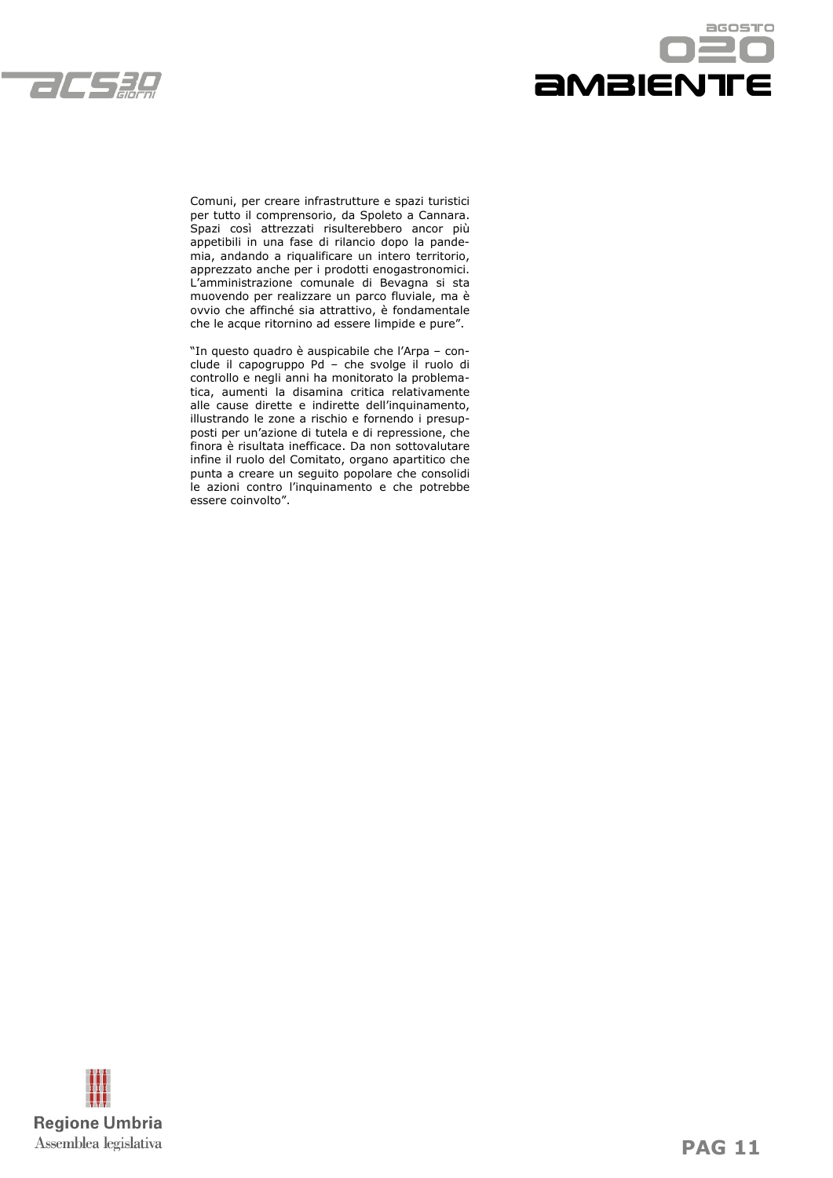Comuni, per creare infrastrutture e spazi turistici per tutto il comprensorio, da Spoleto a Cannara. Spazi così attrezzati risulterebbero ancor più appetibili in una fase di rilancio dopo la pandemia, andando a riqualificare un intero territorio, apprezzato anche per i prodotti enogastronomici. L'amministrazione comunale di Bevagna si sta muovendo per realizzare un parco fluviale, ma è ovvio che affinché sia attrattivo, è fondamentale che le acque ritornino ad essere limpide e pure".

"In questo quadro è auspicabile che l'Arpa – conclude il capogruppo Pd – che svolge il ruolo di controllo e negli anni ha monitorato la problematica, aumenti la disamina critica relativamente alle cause dirette e indirette dell'inquinamento, illustrando le zone a rischio e fornendo i presupposti per un'azione di tutela e di repressione, che finora è risultata inefficace. Da non sottovalutare infine il ruolo del Comitato, organo apartitico che punta a creare un seguito popolare che consolidi le azioni contro l'inquinamento e che potrebbe essere coinvolto".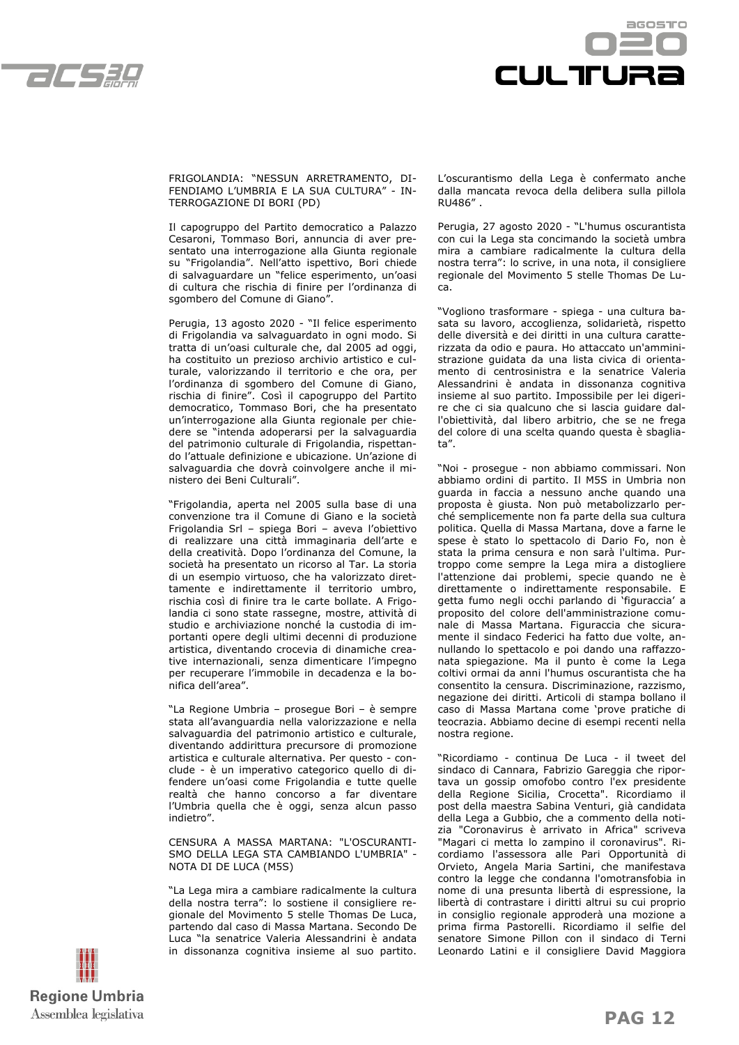FRIGOLANDIA: "NESSUN ARRETRAMENTO, DIFENDIAMO L'UMBRIA E LA SUA CULTURA" - INTERROGAZIONE DI BORI (PD)

Il capogruppo del Partito democratico a Palazzo Cesaroni, Tommaso Bori, annuncia di aver presentato una interrogazione alla Giunta regionale su "Frigolandia". Nell'atto ispettivo, Bori chiede di salvaguardare un "felice esperimento, un'oasi di cultura che rischia di finire per l'ordinanza di sgombero del Comune di Giano".

Perugia, 13 agosto 2020 - "Il felice esperimento di Frigolandia va salvaguardato in ogni modo. Si tratta di un'oasi culturale che, dal 2005 ad oggi, ha costituito un prezioso archivio artistico e culturale, valorizzando il territorio e che ora, per l'ordinanza di sgombero del Comune di Giano, rischia di finire". Così il capogruppo del Partito democratico, Tommaso Bori, che ha presentato un'interrogazione alla Giunta regionale per chiedere se "intenda adoperarsi per la salvaguardia del patrimonio culturale di Frigolandia, rispettando l'attuale definizione e ubicazione. Un'azione di salvaguardia che dovrà coinvolgere anche il ministero dei Beni Culturali".

"Frigolandia, aperta nel 2005 sulla base di una convenzione tra il Comune di Giano e la società Frigolandia Srl – spiega Bori – aveva l'obiettivo di realizzare una città immaginaria dell'arte e della creatività. Dopo l'ordinanza del Comune, la società ha presentato un ricorso al Tar. La storia di un esempio virtuoso, che ha valorizzato direttamente e indirettamente il territorio umbro, rischia così di finire tra le carte bollate. A Frigolandia ci sono state rassegne, mostre, attività di studio e archiviazione nonché la custodia di importanti opere degli ultimi decenni di produzione artistica, diventando crocevia di dinamiche creative internazionali, senza dimenticare l'impegno per recuperare l'immobile in decadenza e la bonifica dell'area".

"La Regione Umbria – prosegue Bori – è sempre stata all'avanguardia nella valorizzazione e nella salvaguardia del patrimonio artistico e culturale, diventando addirittura precursore di promozione artistica e culturale alternativa. Per questo - conclude - è un imperativo categorico quello di difendere un'oasi come Frigolandia e tutte quelle realtà che hanno concorso a far diventare l'Umbria quella che è oggi, senza alcun passo indietro".

CENSURA A MASSA MARTANA: "L'OSCURANTISMO DELLA LEGA STA CAMBIANDO L'UMBRIA" - NOTA DI DE LUCA (M5S)

"La Lega mira a cambiare radicalmente la cultura della nostra terra": lo sostiene il consigliere regionale del Movimento 5 stelle Thomas De Luca, partendo dal caso di Massa Martana. Secondo De Luca "la senatrice Valeria Alessandrini è andata in dissonanza cognitiva insieme al suo partito. L'oscurantismo della Lega è confermato anche dalla mancata revoca della delibera sulla pillola RU486" .

Perugia, 27 agosto 2020 - "L'humus oscurantista con cui la Lega sta concimando la società umbra mira a cambiare radicalmente la cultura della nostra terra": lo scrive, in una nota, il consigliere regionale del Movimento 5 stelle Thomas De Luca.

"Vogliono trasformare - spiega - una cultura basata su lavoro, accoglienza, solidarietà, rispetto delle diversità e dei diritti in una cultura caratterizzata da odio e paura. Ho attaccato un'amministrazione guidata da una lista civica di orientamento di centrosinistra e la senatrice Valeria Alessandrini è andata in dissonanza cognitiva insieme al suo partito. Impossibile per lei digerire che ci sia qualcuno che si lascia guidare dall'obiettività, dal libero arbitrio, che se ne frega del colore di una scelta quando questa è sbagliata".

"Noi - prosegue - non abbiamo commissari. Non abbiamo ordini di partito. Il M5S in Umbria non guarda in faccia a nessuno anche quando una proposta è giusta. Non può metabolizzarlo perché semplicemente non fa parte della sua cultura politica. Quella di Massa Martana, dove a farne le spese è stato lo spettacolo di Dario Fo, non è stata la prima censura e non sarà l'ultima. Purtroppo come sempre la Lega mira a distogliere l'attenzione dai problemi, specie quando ne è direttamente o indirettamente responsabile. E getta fumo negli occhi parlando di 'figuraccia' a proposito del colore dell'amministrazione comunale di Massa Martana. Figuraccia che sicuramente il sindaco Federici ha fatto due volte, annullando lo spettacolo e poi dando una raffazzonata spiegazione. Ma il punto è come la Lega coltivi ormai da anni l'humus oscurantista che ha consentito la censura. Discriminazione, razzismo, negazione dei diritti. Articoli di stampa bollano il caso di Massa Martana come 'prove pratiche di teocrazia. Abbiamo decine di esempi recenti nella nostra regione.

"Ricordiamo - continua De Luca - il tweet del sindaco di Cannara, Fabrizio Gareggia che riportava un gossip omofobo contro l'ex presidente della Regione Sicilia, Crocetta". Ricordiamo il post della maestra Sabina Venturi, già candidata della Lega a Gubbio, che a commento della notizia "Coronavirus è arrivato in Africa" scriveva "Magari ci metta lo zampino il coronavirus". Ricordiamo l'assessora alle Pari Opportunità di Orvieto, Angela Maria Sartini, che manifestava contro la legge che condanna l'omotransfobia in nome di una presunta libertà di espressione, la libertà di contrastare i diritti altrui su cui proprio in consiglio regionale approderà una mozione a prima firma Pastorelli. Ricordiamo il selfie del senatore Simone Pillon con il sindaco di Terni Leonardo Latini e il consigliere David Maggiora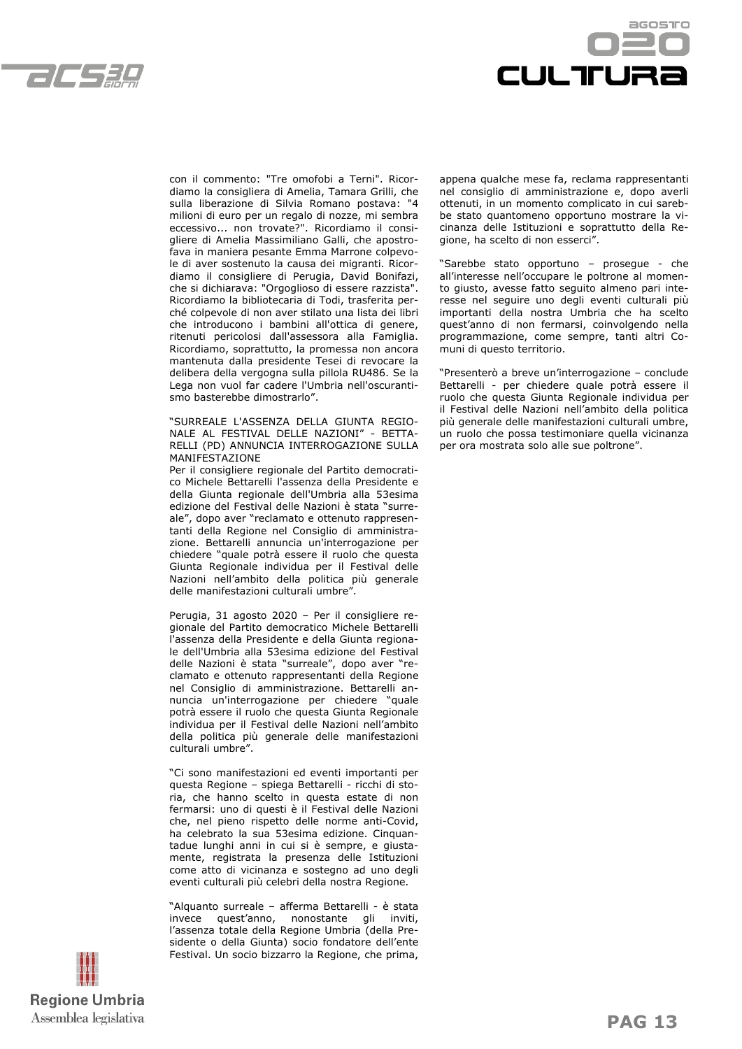con il commento: "Tre omofobi a Terni". Ricordiamo la consigliera di Amelia, Tamara Grilli, che sulla liberazione di Silvia Romano postava: "4 milioni di euro per un regalo di nozze, mi sembra eccessivo... non trovate?". Ricordiamo il consigliere di Amelia Massimiliano Galli, che apostrofava in maniera pesante Emma Marrone colpevole di aver sostenuto la causa dei migranti. Ricordiamo il consigliere di Perugia, David Bonifazi, che si dichiarava: "Orgoglioso di essere razzista". Ricordiamo la bibliotecaria di Todi, trasferita perché colpevole di non aver stilato una lista dei libri che introducono i bambini all'ottica di genere, ritenuti pericolosi dall'assessora alla Famiglia. Ricordiamo, soprattutto, la promessa non ancora mantenuta dalla presidente Tesei di revocare la delibera della vergogna sulla pillola RU486. Se la Lega non vuol far cadere l'Umbria nell'oscurantismo basterebbe dimostrarlo".

"SURREALE L'ASSENZA DELLA GIUNTA REGIONALE AL FESTIVAL DELLE NAZIONI" - BETTARELLI (PD) ANNUNCIA INTERROGAZIONE SULLA MANIFESTAZIONE

Per il consigliere regionale del Partito democratico Michele Bettarelli l'assenza della Presidente e della Giunta regionale dell'Umbria alla 53esima edizione del Festival delle Nazioni è stata "surreale", dopo aver "reclamato e ottenuto rappresentanti della Regione nel Consiglio di amministrazione. Bettarelli annuncia un'interrogazione per chiedere "quale potrà essere il ruolo che questa Giunta Regionale individua per il Festival delle Nazioni nell'ambito della politica più generale delle manifestazioni culturali umbre".

Perugia, 31 agosto 2020 – Per il consigliere regionale del Partito democratico Michele Bettarelli l'assenza della Presidente e della Giunta regionale dell'Umbria alla 53esima edizione del Festival delle Nazioni è stata "surreale", dopo aver "reclamato e ottenuto rappresentanti della Regione nel Consiglio di amministrazione. Bettarelli annuncia un'interrogazione per chiedere "quale potrà essere il ruolo che questa Giunta Regionale individua per il Festival delle Nazioni nell'ambito della politica più generale delle manifestazioni culturali umbre".

"Ci sono manifestazioni ed eventi importanti per questa Regione – spiega Bettarelli - ricchi di storia, che hanno scelto in questa estate di non fermarsi: uno di questi è il Festival delle Nazioni che, nel pieno rispetto delle norme anti-Covid, ha celebrato la sua 53esima edizione. Cinquantadue lunghi anni in cui si è sempre, e giustamente, registrata la presenza delle Istituzioni come atto di vicinanza e sostegno ad uno degli eventi culturali più celebri della nostra Regione.

"Alquanto surreale – afferma Bettarelli - è stata invece quest'anno, nonostante gli inviti, l'assenza totale della Regione Umbria (della Presidente o della Giunta) socio fondatore dell'ente Festival. Un socio bizzarro la Regione, che prima, appena qualche mese fa, reclama rappresentanti nel consiglio di amministrazione e, dopo averli ottenuti, in un momento complicato in cui sarebbe stato quantomeno opportuno mostrare la vicinanza delle Istituzioni e soprattutto della Regione, ha scelto di non esserci".

"Sarebbe stato opportuno – prosegue - che all'interesse nell'occupare le poltrone al momento giusto, avesse fatto seguito almeno pari interesse nel seguire uno degli eventi culturali più importanti della nostra Umbria che ha scelto quest'anno di non fermarsi, coinvolgendo nella programmazione, come sempre, tanti altri Comuni di questo territorio.

"Presenterò a breve un'interrogazione – conclude Bettarelli - per chiedere quale potrà essere il ruolo che questa Giunta Regionale individua per il Festival delle Nazioni nell'ambito della politica più generale delle manifestazioni culturali umbre, un ruolo che possa testimoniare quella vicinanza per ora mostrata solo alle sue poltrone".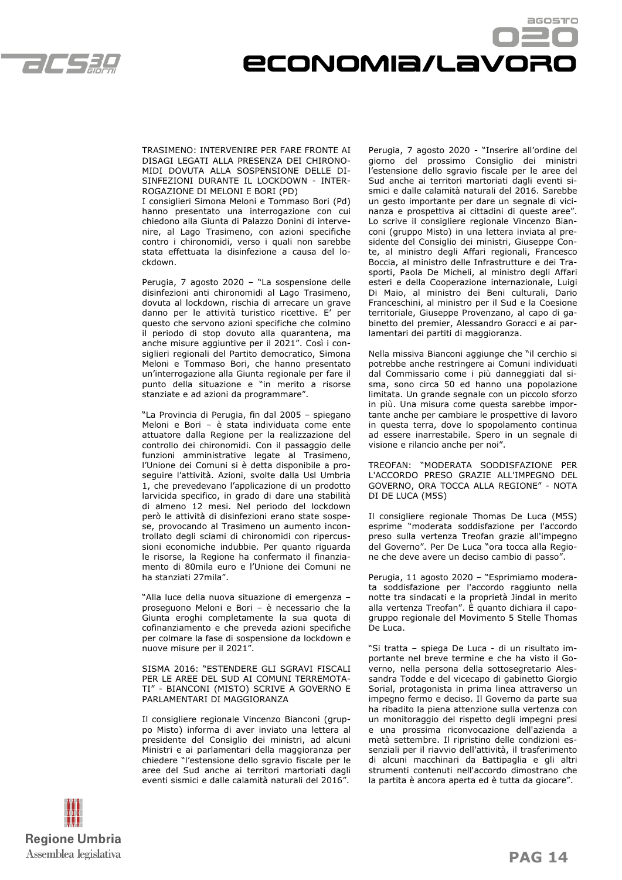## TRASIMENO: INTERVENIRE PER FARE FRONTE AI DISAGI LEGATI ALLA PRESENZA DEI CHIRONOMIDI DOVUTA ALLA SOSPENSIONE DELLE DISINFEZIONI DURANTE IL LOCKDOWN - INTERROGAZIONE DI MELONI E BORI (PD)

I consiglieri Simona Meloni e Tommaso Bori (Pd) hanno presentato una interrogazione con cui chiedono alla Giunta di Palazzo Donini di intervenire, al Lago Trasimeno, con azioni specifiche contro i chironomidi, verso i quali non sarebbe stata effettuata la disinfezione a causa del lockdown.

Perugia, 7 agosto 2020 – "La sospensione delle disinfezioni anti chironomidi al Lago Trasimeno, dovuta al lockdown, rischia di arrecare un grave danno per le attività turistico ricettive. E' per questo che servono azioni specifiche che colmino il periodo di stop dovuto alla quarantena, ma anche misure aggiuntive per il 2021". Così i consiglieri regionali del Partito democratico, Simona Meloni e Tommaso Bori, che hanno presentato un'interrogazione alla Giunta regionale per fare il punto della situazione e "in merito a risorse stanziate e ad azioni da programmare".

"La Provincia di Perugia, fin dal 2005 – spiegano Meloni e Bori – è stata individuata come ente attuatore dalla Regione per la realizzazione del controllo dei chironomidi. Con il passaggio delle funzioni amministrative legate al Trasimeno, l'Unione dei Comuni si è detta disponibile a proseguire l'attività. Azioni, svolte dalla Usl Umbria 1, che prevedevano l'applicazione di un prodotto larvicida specifico, in grado di dare una stabilità di almeno 12 mesi. Nel periodo del lockdown però le attività di disinfezioni erano state sospese, provocando al Trasimeno un aumento incontrollato degli sciami di chironomidi con ripercussioni economiche indubbie. Per quanto riguarda le risorse, la Regione ha confermato il finanziamento di 80mila euro e l'Unione dei Comuni ne ha stanziati 27mila".

"Alla luce della nuova situazione di emergenza – proseguono Meloni e Bori – è necessario che la Giunta eroghi completamente la sua quota di cofinanziamento e che preveda azioni specifiche per colmare la fase di sospensione da lockdown e nuove misure per il 2021".

## SISMA 2016: "ESTENDERE GLI SGRAVI FISCALI PER LE AREE DEL SUD AI COMUNI TERREMOTATI" - BIANCONI (MISTO) SCRIVE A GOVERNO E PARLAMENTARI DI MAGGIORANZA

Il consigliere regionale Vincenzo Bianconi (gruppo Misto) informa di aver inviato una lettera al presidente del Consiglio dei ministri, ad alcuni Ministri e ai parlamentari della maggioranza per chiedere "l'estensione dello sgravio fiscale per le aree del Sud anche ai territori martoriati dagli eventi sismici e dalle calamità naturali del 2016".

Perugia, 7 agosto 2020 - "Inserire all'ordine del giorno del prossimo Consiglio dei ministri l'estensione dello sgravio fiscale per le aree del Sud anche ai territori martoriati dagli eventi sismici e dalle calamità naturali del 2016. Sarebbe un gesto importante per dare un segnale di vicinanza e prospettiva ai cittadini di queste aree". Lo scrive il consigliere regionale Vincenzo Bianconi (gruppo Misto) in una lettera inviata al presidente del Consiglio dei ministri, Giuseppe Conte, al ministro degli Affari regionali, Francesco Boccia, al ministro delle Infrastrutture e dei Trasporti, Paola De Micheli, al ministro degli Affari esteri e della Cooperazione internazionale, Luigi Di Maio, al ministro dei Beni culturali, Dario Franceschini, al ministro per il Sud e la Coesione territoriale, Giuseppe Provenzano, al capo di gabinetto del premier, Alessandro Goracci e ai parlamentari dei partiti di maggioranza.

Nella missiva Bianconi aggiunge che "il cerchio si potrebbe anche restringere ai Comuni individuati dal Commissario come i più danneggiati dal sisma, sono circa 50 ed hanno una popolazione limitata. Un grande segnale con un piccolo sforzo in più. Una misura come questa sarebbe importante anche per cambiare le prospettive di lavoro in questa terra, dove lo spopolamento continua ad essere inarrestabile. Spero in un segnale di visione e rilancio anche per noi".

## TREOFAN: "MODERATA SODDISFAZIONE PER L'ACCORDO PRESO GRAZIE ALL'IMPEGNO DEL GOVERNO, ORA TOCCA ALLA REGIONE" - NOTA DI DE LUCA (M5S)

Il consigliere regionale Thomas De Luca (M5S) esprime "moderata soddisfazione per l'accordo preso sulla vertenza Treofan grazie all'impegno del Governo". Per De Luca "ora tocca alla Regione che deve avere un deciso cambio di passo".

Perugia, 11 agosto 2020 – "Esprimiamo moderata soddisfazione per l'accordo raggiunto nella notte tra sindacati e la proprietà Jindal in merito alla vertenza Treofan". È quanto dichiara il capogruppo regionale del Movimento 5 Stelle Thomas De Luca.

"Si tratta – spiega De Luca - di un risultato importante nel breve termine e che ha visto il Governo, nella persona della sottosegretario Alessandra Todde e del vicecapo di gabinetto Giorgio Sorial, protagonista in prima linea attraverso un impegno fermo e deciso. Il Governo da parte sua ha ribadito la piena attenzione sulla vertenza con un monitoraggio del rispetto degli impegni presi e una prossima riconvocazione dell'azienda a metà settembre. Il ripristino delle condizioni essenziali per il riavvio dell'attività, il trasferimento di alcuni macchinari da Battipaglia e gli altri strumenti contenuti nell'accordo dimostrano che la partita è ancora aperta ed è tutta da giocare".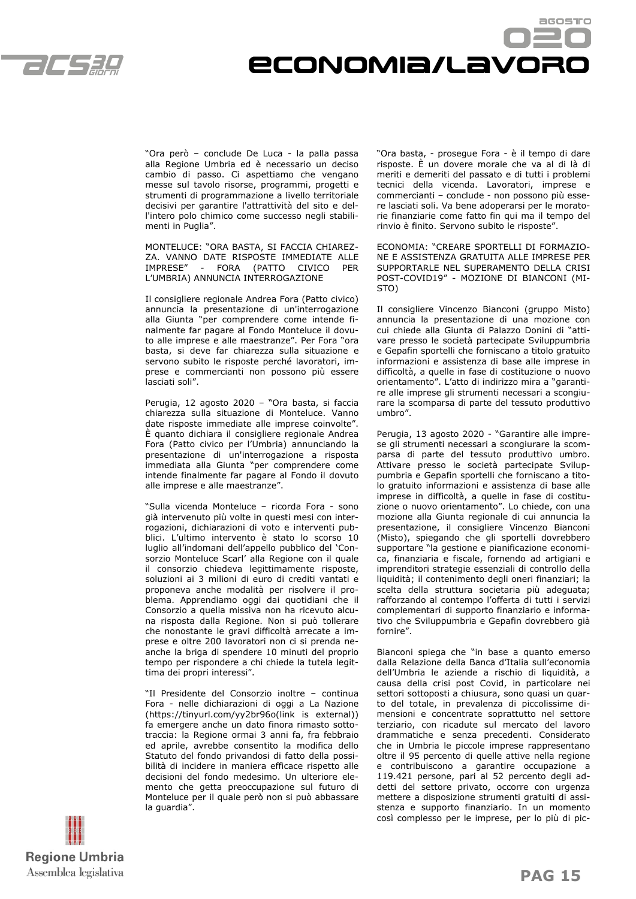"Ora però – conclude De Luca - la palla passa alla Regione Umbria ed è necessario un deciso cambio di passo. Ci aspettiamo che vengano messe sul tavolo risorse, programmi, progetti e strumenti di programmazione a livello territoriale decisivi per garantire l'attrattività del sito e dell'intero polo chimico come successo negli stabilimenti in Puglia".

MONTELUCE: "ORA BASTA, SI FACCIA CHIAREZZA. VANNO DATE RISPOSTE IMMEDIATE ALLE IMPRESE" - FORA (PATTO CIVICO PER L'UMBRIA) ANNUNCIA INTERROGAZIONE

Il consigliere regionale Andrea Fora (Patto civico) annuncia la presentazione di un'interrogazione alla Giunta "per comprendere come intende finalmente far pagare al Fondo Monteluce il dovuto alle imprese e alle maestranze". Per Fora "ora basta, si deve far chiarezza sulla situazione e servono subito le risposte perché lavoratori, imprese e commercianti non possono più essere lasciati soli".

Perugia, 12 agosto 2020 – "Ora basta, si faccia chiarezza sulla situazione di Monteluce. Vanno date risposte immediate alle imprese coinvolte". È quanto dichiara il consigliere regionale Andrea Fora (Patto civico per l'Umbria) annunciando la presentazione di un'interrogazione a risposta immediata alla Giunta "per comprendere come intende finalmente far pagare al Fondo il dovuto alle imprese e alle maestranze".

"Sulla vicenda Monteluce – ricorda Fora - sono già intervenuto più volte in questi mesi con interrogazioni, dichiarazioni di voto e interventi pubblici. L'ultimo intervento è stato lo scorso 10 luglio all'indomani dell'appello pubblico del 'Consorzio Monteluce Scarl' alla Regione con il quale il consorzio chiedeva legittimamente risposte, soluzioni ai 3 milioni di euro di crediti vantati e proponeva anche modalità per risolvere il problema. Apprendiamo oggi dai quotidiani che il Consorzio a quella missiva non ha ricevuto alcuna risposta dalla Regione. Non si può tollerare che nonostante le gravi difficoltà arrecate a imprese e oltre 200 lavoratori non ci si prenda neanche la briga di spendere 10 minuti del proprio tempo per rispondere a chi chiede la tutela legittima dei propri interessi".

"Il Presidente del Consorzio inoltre – continua Fora - nelle dichiarazioni di oggi a La Nazione (https://tinyurl.com/yy2br96o(link is external)) fa emergere anche un dato finora rimasto sottotraccia: la Regione ormai 3 anni fa, fra febbraio ed aprile, avrebbe consentito la modifica dello Statuto del fondo privandosi di fatto della possibilità di incidere in maniera efficace rispetto alle decisioni del fondo medesimo. Un ulteriore elemento che getta preoccupazione sul futuro di Monteluce per il quale però non si può abbassare la guardia".

"Ora basta, - prosegue Fora - è il tempo di dare risposte. È un dovere morale che va al di là di meriti e demeriti del passato e di tutti i problemi tecnici della vicenda. Lavoratori, imprese e commercianti – conclude - non possono più essere lasciati soli. Va bene adoperarsi per le moratorie finanziarie come fatto fin qui ma il tempo del rinvio è finito. Servono subito le risposte".

ECONOMIA: "CREARE SPORTELLI DI FORMAZIONE E ASSISTENZA GRATUITA ALLE IMPRESE PER SUPPORTARLE NEL SUPERAMENTO DELLA CRISI POST-COVID19" - MOZIONE DI BIANCONI (MISTO)

Il consigliere Vincenzo Bianconi (gruppo Misto) annuncia la presentazione di una mozione con cui chiede alla Giunta di Palazzo Donini di "attivare presso le società partecipate Sviluppumbria e Gepafin sportelli che forniscano a titolo gratuito informazioni e assistenza di base alle imprese in difficoltà, a quelle in fase di costituzione o nuovo orientamento". L'atto di indirizzo mira a "garantire alle imprese gli strumenti necessari a scongiurare la scomparsa di parte del tessuto produttivo umbro".

Perugia, 13 agosto 2020 - "Garantire alle imprese gli strumenti necessari a scongiurare la scomparsa di parte del tessuto produttivo umbro. Attivare presso le società partecipate Sviluppumbria e Gepafin sportelli che forniscano a titolo gratuito informazioni e assistenza di base alle imprese in difficoltà, a quelle in fase di costituzione o nuovo orientamento". Lo chiede, con una mozione alla Giunta regionale di cui annuncia la presentazione, il consigliere Vincenzo Bianconi (Misto), spiegando che gli sportelli dovrebbero supportare "la gestione e pianificazione economica, finanziaria e fiscale, fornendo ad artigiani e imprenditori strategie essenziali di controllo della liquidità; il contenimento degli oneri finanziari; la scelta della struttura societaria più adeguata; rafforzando al contempo l'offerta di tutti i servizi complementari di supporto finanziario e informativo che Sviluppumbria e Gepafin dovrebbero già fornire".

Bianconi spiega che "in base a quanto emerso dalla Relazione della Banca d'Italia sull'economia dell'Umbria le aziende a rischio di liquidità, a causa della crisi post Covid, in particolare nei settori sottoposti a chiusura, sono quasi un quarto del totale, in prevalenza di piccolissime dimensioni e concentrate soprattutto nel settore terziario, con ricadute sul mercato del lavoro drammatiche e senza precedenti. Considerato che in Umbria le piccole imprese rappresentano oltre il 95 percento di quelle attive nella regione e contribuiscono a garantire occupazione a 119.421 persone, pari al 52 percento degli addetti del settore privato, occorre con urgenza mettere a disposizione strumenti gratuiti di assistenza e supporto finanziario. In un momento così complesso per le imprese, per lo più di pic-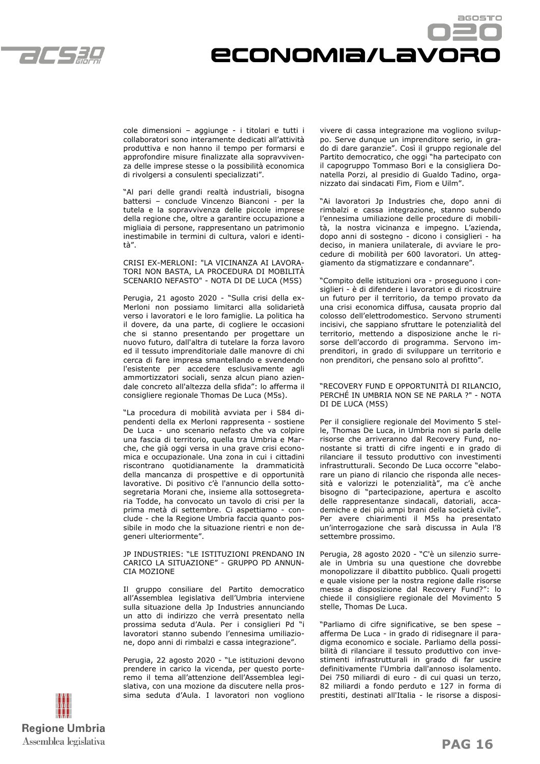cole dimensioni – aggiunge - i titolari e tutti i collaboratori sono interamente dedicati all'attività produttiva e non hanno il tempo per formarsi e approfondire misure finalizzate alla sopravvivenza delle imprese stesse o la possibilità economica di rivolgersi a consulenti specializzati".

"Al pari delle grandi realtà industriali, bisogna battersi – conclude Vincenzo Bianconi - per la tutela e la sopravvivenza delle piccole imprese della regione che, oltre a garantire occupazione a migliaia di persone, rappresentano un patrimonio inestimabile in termini di cultura, valori e identità".

## CRISI EX-MERLONI: "LA VICINANZA AI LAVORATORI NON BASTA, LA PROCEDURA DI MOBILITÀ SCENARIO NEFASTO" - NOTA DI DE LUCA (M5S)

Perugia, 21 agosto 2020 - "Sulla crisi della ex-Merloni non possiamo limitarci alla solidarietà verso i lavoratori e le loro famiglie. La politica ha il dovere, da una parte, di cogliere le occasioni che si stanno presentando per progettare un nuovo futuro, dall'altra di tutelare la forza lavoro ed il tessuto imprenditoriale dalle manovre di chi cerca di fare impresa smantellando e svendendo l'esistente per accedere esclusivamente agli ammortizzatori sociali, senza alcun piano aziendale concreto all'altezza della sfida": lo afferma il consigliere regionale Thomas De Luca (M5s).

"La procedura di mobilità avviata per i 584 dipendenti della ex Merloni rappresenta - sostiene De Luca - uno scenario nefasto che va colpire una fascia di territorio, quella tra Umbria e Marche, che già oggi versa in una grave crisi economica e occupazionale. Una zona in cui i cittadini riscontrano quotidianamente la drammaticità della mancanza di prospettive e di opportunità lavorative. Di positivo c'è l'annuncio della sottosegretaria Morani che, insieme alla sottosegretaria Todde, ha convocato un tavolo di crisi per la prima metà di settembre. Ci aspettiamo - conclude - che la Regione Umbria faccia quanto possibile in modo che la situazione rientri e non degeneri ulteriormente".

## JP INDUSTRIES: "LE ISTITUZIONI PRENDANO IN CARICO LA SITUAZIONE" - GRUPPO PD ANNUNCIA MOZIONE

Il gruppo consiliare del Partito democratico all'Assemblea legislativa dell'Umbria interviene sulla situazione della Jp Industries annunciando un atto di indirizzo che verrà presentato nella prossima seduta d'Aula. Per i consiglieri Pd "i lavoratori stanno subendo l'ennesima umiliazione, dopo anni di rimbalzi e cassa integrazione".

Perugia, 22 agosto 2020 - "Le istituzioni devono prendere in carico la vicenda, per questo porteremo il tema all'attenzione dell'Assemblea legislativa, con una mozione da discutere nella prossima seduta d'Aula. I lavoratori non vogliono vivere di cassa integrazione ma vogliono sviluppo. Serve dunque un imprenditore serio, in grado di dare garanzie". Così il gruppo regionale del Partito democratico, che oggi "ha partecipato con il capogruppo Tommaso Bori e la consigliera Donatella Porzi, al presidio di Gualdo Tadino, organizzato dai sindacati Fim, Fiom e Uilm".

"Ai lavoratori Jp Industries che, dopo anni di rimbalzi e cassa integrazione, stanno subendo l'ennesima umiliazione delle procedure di mobilità, la nostra vicinanza e impegno. L'azienda, dopo anni di sostegno - dicono i consiglieri - ha deciso, in maniera unilaterale, di avviare le procedure di mobilità per 600 lavoratori. Un atteggiamento da stigmatizzare e condannare".

"Compito delle istituzioni ora - proseguono i consiglieri - è di difendere i lavoratori e di ricostruire un futuro per il territorio, da tempo provato da una crisi economica diffusa, causata proprio dal colosso dell'elettrodomestico. Servono strumenti incisivi, che sappiano sfruttare le potenzialità del territorio, mettendo a disposizione anche le risorse dell'accordo di programma. Servono imprenditori, in grado di sviluppare un territorio e non prenditori, che pensano solo al profitto".

## "RECOVERY FUND E OPPORTUNITÀ DI RILANCIO, PERCHÉ IN UMBRIA NON SE NE PARLA ?" - NOTA DI DE LUCA (M5S)

Per il consigliere regionale del Movimento 5 stelle, Thomas De Luca, in Umbria non si parla delle risorse che arriveranno dal Recovery Fund, nonostante si tratti di cifre ingenti e in grado di rilanciare il tessuto produttivo con investimenti infrastrutturali. Secondo De Luca occorre "elaborare un piano di rilancio che risponda alle necessità e valorizzi le potenzialità", ma c'è anche bisogno di "partecipazione, apertura e ascolto delle rappresentanze sindacali, datoriali, accademiche e dei più ampi brani della società civile". Per avere chiarimenti il M5s ha presentato un'interrogazione che sarà discussa in Aula l'8 settembre prossimo.

Perugia, 28 agosto 2020 - "C'è un silenzio surreale in Umbria su una questione che dovrebbe monopolizzare il dibattito pubblico. Quali progetti e quale visione per la nostra regione dalle risorse messe a disposizione dal Recovery Fund?": lo chiede il consigliere regionale del Movimento 5 stelle, Thomas De Luca.

"Parliamo di cifre significative, se ben spese – afferma De Luca - in grado di ridisegnare il paradigma economico e sociale. Parliamo della possibilità di rilanciare il tessuto produttivo con investimenti infrastrutturali in grado di far uscire definitivamente l'Umbria dall'annoso isolamento. Dei 750 miliardi di euro - di cui quasi un terzo, 82 miliardi a fondo perduto e 127 in forma di prestiti, destinati all'Italia - le risorse a disposi-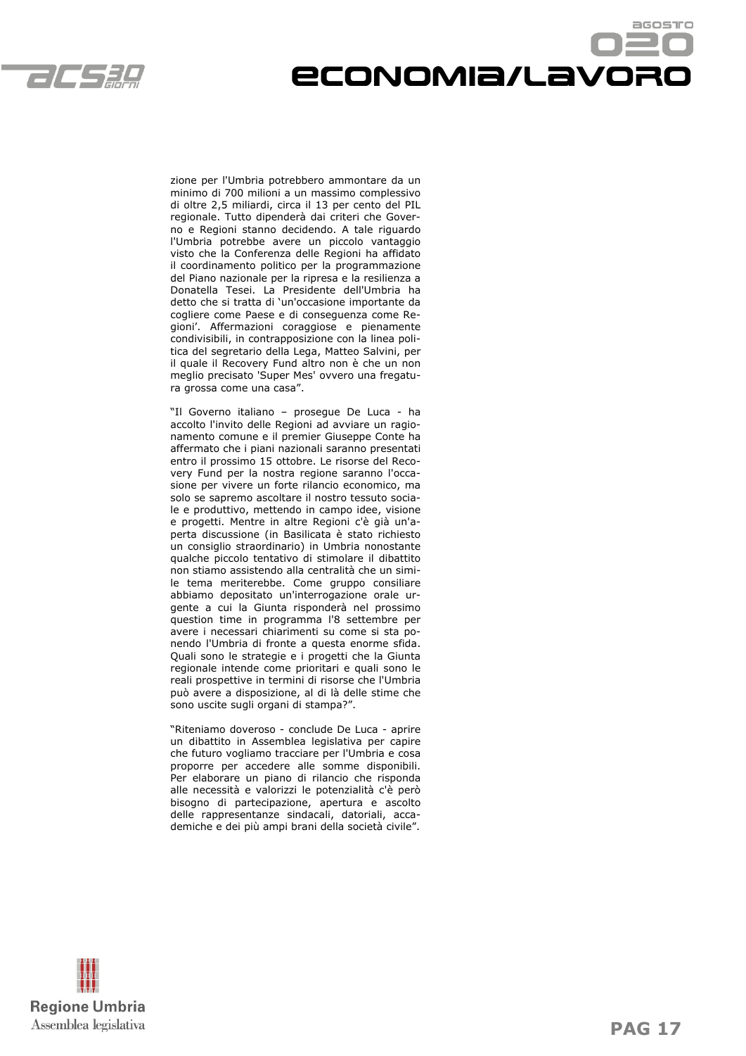zione per l'Umbria potrebbero ammontare da un minimo di 700 milioni a un massimo complessivo di oltre 2,5 miliardi, circa il 13 per cento del PIL regionale. Tutto dipenderà dai criteri che Governo e Regioni stanno decidendo. A tale riguardo l'Umbria potrebbe avere un piccolo vantaggio visto che la Conferenza delle Regioni ha affidato il coordinamento politico per la programmazione del Piano nazionale per la ripresa e la resilienza a Donatella Tesei. La Presidente dell'Umbria ha detto che si tratta di 'un'occasione importante da cogliere come Paese e di conseguenza come Regioni'. Affermazioni coraggiose e pienamente condivisibili, in contrapposizione con la linea politica del segretario della Lega, Matteo Salvini, per il quale il Recovery Fund altro non è che un non meglio precisato 'Super Mes' ovvero una fregatura grossa come una casa".

"Il Governo italiano – prosegue De Luca - ha accolto l'invito delle Regioni ad avviare un ragionamento comune e il premier Giuseppe Conte ha affermato che i piani nazionali saranno presentati entro il prossimo 15 ottobre. Le risorse del Recovery Fund per la nostra regione saranno l'occasione per vivere un forte rilancio economico, ma solo se sapremo ascoltare il nostro tessuto sociale e produttivo, mettendo in campo idee, visione e progetti. Mentre in altre Regioni c'è già un'aperta discussione (in Basilicata è stato richiesto un consiglio straordinario) in Umbria nonostante qualche piccolo tentativo di stimolare il dibattito non stiamo assistendo alla centralità che un simile tema meriterebbe. Come gruppo consiliare abbiamo depositato un'interrogazione orale urgente a cui la Giunta risponderà nel prossimo question time in programma l'8 settembre per avere i necessari chiarimenti su come si sta ponendo l'Umbria di fronte a questa enorme sfida. Quali sono le strategie e i progetti che la Giunta regionale intende come prioritari e quali sono le reali prospettive in termini di risorse che l'Umbria può avere a disposizione, al di là delle stime che sono uscite sugli organi di stampa?".

"Riteniamo doveroso - conclude De Luca - aprire un dibattito in Assemblea legislativa per capire che futuro vogliamo tracciare per l'Umbria e cosa proporre per accedere alle somme disponibili. Per elaborare un piano di rilancio che risponda alle necessità e valorizzi le potenzialità c'è però bisogno di partecipazione, apertura e ascolto delle rappresentanze sindacali, datoriali, accademiche e dei più ampi brani della società civile".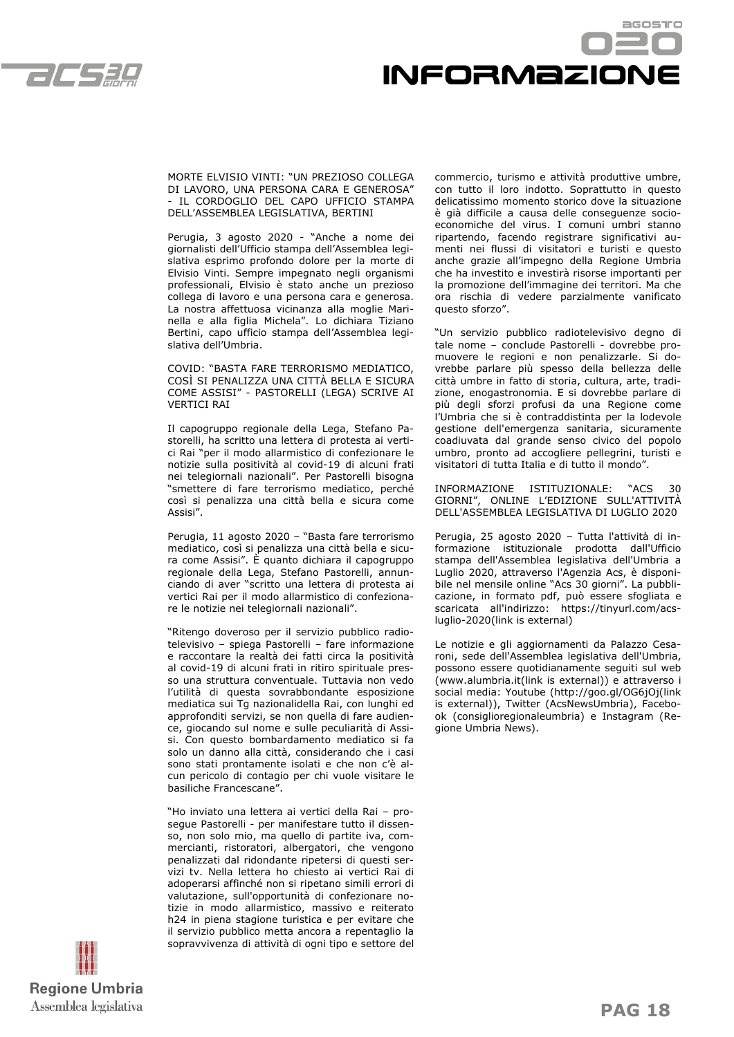MORTE ELVISIO VINTI: "UN PREZIOSO COLLEGA DI LAVORO, UNA PERSONA CARA E GENEROSA" - IL CORDOGLIO DEL CAPO UFFICIO STAMPA DELL'ASSEMBLEA LEGISLATIVA, BERTINI

Perugia, 3 agosto 2020 - "Anche a nome dei giornalisti dell'Ufficio stampa dell'Assemblea legislativa esprimo profondo dolore per la morte di Elvisio Vinti. Sempre impegnato negli organismi professionali, Elvisio è stato anche un prezioso collega di lavoro e una persona cara e generosa. La nostra affettuosa vicinanza alla moglie Marinella e alla figlia Michela". Lo dichiara Tiziano Bertini, capo ufficio stampa dell'Assemblea legislativa dell'Umbria.

COVID: "BASTA FARE TERRORISMO MEDIATICO, COSÌ SI PENALIZZA UNA CITTÀ BELLA E SICURA COME ASSISI" - PASTORELLI (LEGA) SCRIVE AI VERTICI RAI

Il capogruppo regionale della Lega, Stefano Pastorelli, ha scritto una lettera di protesta ai vertici Rai "per il modo allarmistico di confezionare le notizie sulla positività al covid-19 di alcuni frati nei telegiornali nazionali". Per Pastorelli bisogna "smettere di fare terrorismo mediatico, perché così si penalizza una città bella e sicura come Assisi".

Perugia, 11 agosto 2020 – "Basta fare terrorismo mediatico, così si penalizza una città bella e sicura come Assisi". È quanto dichiara il capogruppo regionale della Lega, Stefano Pastorelli, annunciando di aver "scritto una lettera di protesta ai vertici Rai per il modo allarmistico di confezionare le notizie nei telegiornali nazionali".

"Ritengo doveroso per il servizio pubblico radiotelevisivo – spiega Pastorelli – fare informazione e raccontare la realtà dei fatti circa la positività al covid-19 di alcuni frati in ritiro spirituale presso una struttura conventuale. Tuttavia non vedo l'utilità di questa sovrabbondante esposizione mediatica sui Tg nazionalidella Rai, con lunghi ed approfonditi servizi, se non quella di fare audience, giocando sul nome e sulle peculiarità di Assisi. Con questo bombardamento mediatico si fa solo un danno alla città, considerando che i casi sono stati prontamente isolati e che non c'è alcun pericolo di contagio per chi vuole visitare le basiliche Francescane".

"Ho inviato una lettera ai vertici della Rai – prosegue Pastorelli - per manifestare tutto il dissenso, non solo mio, ma quello di partite iva, commercianti, ristoratori, albergatori, che vengono penalizzati dal ridondante ripetersi di questi servizi tv. Nella lettera ho chiesto ai vertici Rai di adoperarsi affinché non si ripetano simili errori di valutazione, sull'opportunità di confezionare notizie in modo allarmistico, massivo e reiterato h24 in piena stagione turistica e per evitare che il servizio pubblico metta ancora a repentaglio la sopravvivenza di attività di ogni tipo e settore del commercio, turismo e attività produttive umbre, con tutto il loro indotto. Soprattutto in questo delicatissimo momento storico dove la situazione è già difficile a causa delle conseguenze socio-economiche del virus. I comuni umbri stanno ripartendo, facendo registrare significativi aumenti nei flussi di visitatori e turisti e questo anche grazie all'impegno della Regione Umbria che ha investito e investirà risorse importanti per la promozione dell'immagine dei territori. Ma che ora rischia di vedere parzialmente vanificato questo sforzo".

"Un servizio pubblico radiotelevisivo degno di tale nome – conclude Pastorelli - dovrebbe promuovere le regioni e non penalizzarle. Si dovrebbe parlare più spesso della bellezza delle città umbre in fatto di storia, cultura, arte, tradizione, enogastronomia. E si dovrebbe parlare di più degli sforzi profusi da una Regione come l'Umbria che si è contraddistinta per la lodevole gestione dell'emergenza sanitaria, sicuramente coadiuvata dal grande senso civico del popolo umbro, pronto ad accogliere pellegrini, turisti e visitatori di tutta Italia e di tutto il mondo".

INFORMAZIONE ISTITUZIONALE: "ACS 30 GIORNI", ONLINE L'EDIZIONE SULL'ATTIVITÀ DELL'ASSEMBLEA LEGISLATIVA DI LUGLIO 2020

Perugia, 25 agosto 2020 – Tutta l'attività di informazione istituzionale prodotta dall'Ufficio stampa dell'Assemblea legislativa dell'Umbria a Luglio 2020, attraverso l'Agenzia Acs, è disponibile nel mensile online "Acs 30 giorni". La pubblicazione, in formato pdf, può essere sfogliata e scaricata all'indirizzo: https://tinyurl.com/acs-luglio-2020(link is external)

Le notizie e gli aggiornamenti da Palazzo Cesaroni, sede dell'Assemblea legislativa dell'Umbria, possono essere quotidianamente seguiti sul web (www.alumbria.it(link is external)) e attraverso i social media: Youtube (http://goo.gl/OG6jOj(link is external)), Twitter (AcsNewsUmbria), Facebook (consiglioregionaleumbria) e Instagram (Regione Umbria News).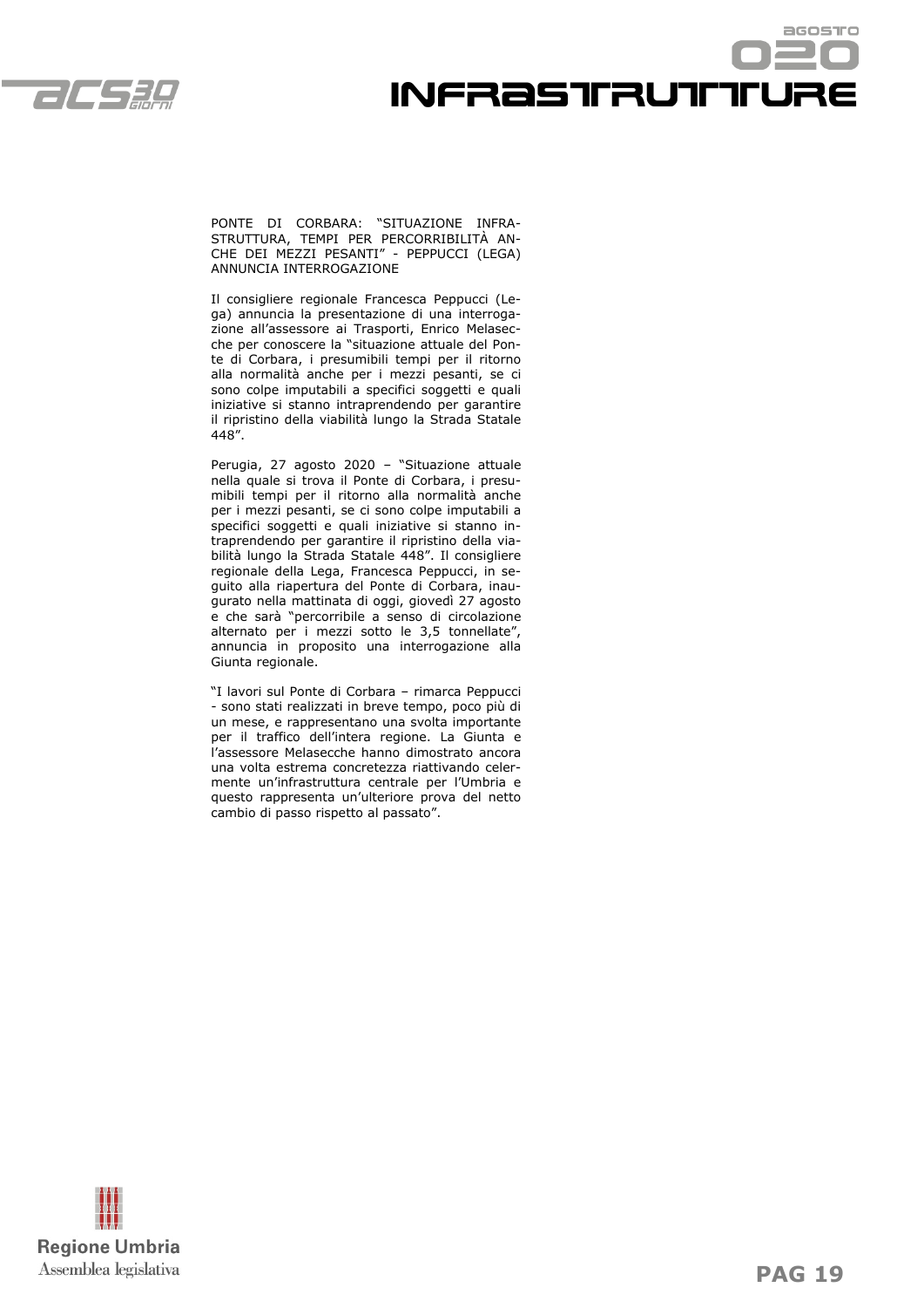## PONTE DI CORBARA: "SITUAZIONE INFRASTRUTTURA, TEMPI PER PERCORRIBILITÀ ANCHE DEI MEZZI PESANTI" - PEPPUCCI (LEGA) ANNUNCIA INTERROGAZIONE

Il consigliere regionale Francesca Peppucci (Lega) annuncia la presentazione di una interrogazione all'assessore ai Trasporti, Enrico Melasecche per conoscere la "situazione attuale del Ponte di Corbara, i presumibili tempi per il ritorno alla normalità anche per i mezzi pesanti, se ci sono colpe imputabili a specifici soggetti e quali iniziative si stanno intraprendendo per garantire il ripristino della viabilità lungo la Strada Statale 448".

Perugia, 27 agosto 2020 – "Situazione attuale nella quale si trova il Ponte di Corbara, i presumibili tempi per il ritorno alla normalità anche per i mezzi pesanti, se ci sono colpe imputabili a specifici soggetti e quali iniziative si stanno intraprendendo per garantire il ripristino della viabilità lungo la Strada Statale 448". Il consigliere regionale della Lega, Francesca Peppucci, in seguito alla riapertura del Ponte di Corbara, inaugurato nella mattinata di oggi, giovedì 27 agosto e che sarà "percorribile a senso di circolazione alternato per i mezzi sotto le 3,5 tonnellate", annuncia in proposito una interrogazione alla Giunta regionale.

"I lavori sul Ponte di Corbara – rimarca Peppucci - sono stati realizzati in breve tempo, poco più di un mese, e rappresentano una svolta importante per il traffico dell'intera regione. La Giunta e l'assessore Melasecche hanno dimostrato ancora una volta estrema concretezza riattivando celermente un'infrastruttura centrale per l'Umbria e questo rappresenta un'ulteriore prova del netto cambio di passo rispetto al passato".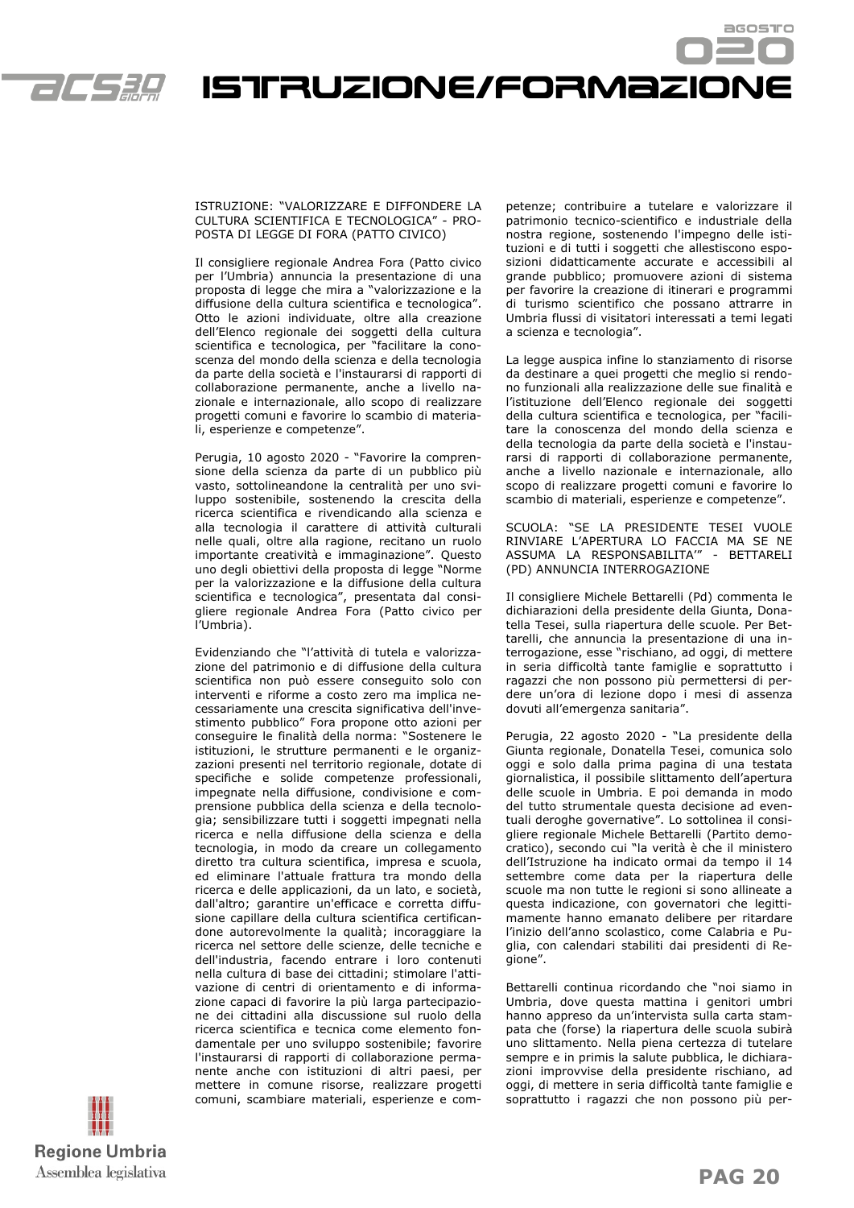# ISTRUZIONE/FORMAZIONE

## ISTRUZIONE: "VALORIZZARE E DIFFONDERE LA CULTURA SCIENTIFICA E TECNOLOGICA" - PROPOSTA DI LEGGE DI FORA (PATTO CIVICO)

Il consigliere regionale Andrea Fora (Patto civico per l'Umbria) annuncia la presentazione di una proposta di legge che mira a "valorizzazione e la diffusione della cultura scientifica e tecnologica". Otto le azioni individuate, oltre alla creazione dell'Elenco regionale dei soggetti della cultura scientifica e tecnologica, per "facilitare la conoscenza del mondo della scienza e della tecnologia da parte della società e l'instaurarsi di rapporti di collaborazione permanente, anche a livello nazionale e internazionale, allo scopo di realizzare progetti comuni e favorire lo scambio di materiali, esperienze e competenze".

Perugia, 10 agosto 2020 - "Favorire la comprensione della scienza da parte di un pubblico più vasto, sottolineandone la centralità per uno sviluppo sostenibile, sostenendo la crescita della ricerca scientifica e rivendicando alla scienza e alla tecnologia il carattere di attività culturali nelle quali, oltre alla ragione, recitano un ruolo importante creatività e immaginazione". Questo uno degli obiettivi della proposta di legge "Norme per la valorizzazione e la diffusione della cultura scientifica e tecnologica", presentata dal consigliere regionale Andrea Fora (Patto civico per l'Umbria).

Evidenziando che "l'attività di tutela e valorizzazione del patrimonio e di diffusione della cultura scientifica non può essere conseguito solo con interventi e riforme a costo zero ma implica necessariamente una crescita significativa dell'investimento pubblico" Fora propone otto azioni per conseguire le finalità della norma: "Sostenere le istituzioni, le strutture permanenti e le organizzazioni presenti nel territorio regionale, dotate di specifiche e solide competenze professionali, impegnate nella diffusione, condivisione e comprensione pubblica della scienza e della tecnologia; sensibilizzare tutti i soggetti impegnati nella ricerca e nella diffusione della scienza e della tecnologia, in modo da creare un collegamento diretto tra cultura scientifica, impresa e scuola, ed eliminare l'attuale frattura tra mondo della ricerca e delle applicazioni, da un lato, e società, dall'altro; garantire un'efficace e corretta diffusione capillare della cultura scientifica certificandone autorevolmente la qualità; incoraggiare la ricerca nel settore delle scienze, delle tecniche e dell'industria, facendo entrare i loro contenuti nella cultura di base dei cittadini; stimolare l'attivazione di centri di orientamento e di informazione capaci di favorire la più larga partecipazione dei cittadini alla discussione sul ruolo della ricerca scientifica e tecnica come elemento fondamentale per uno sviluppo sostenibile; favorire l'instaurarsi di rapporti di collaborazione permanente anche con istituzioni di altri paesi, per mettere in comune risorse, realizzare progetti comuni, scambiare materiali, esperienze e competenze; contribuire a tutelare e valorizzare il patrimonio tecnico-scientifico e industriale della nostra regione, sostenendo l'impegno delle istituzioni e di tutti i soggetti che allestiscono esposizioni didatticamente accurate e accessibili al grande pubblico; promuovere azioni di sistema per favorire la creazione di itinerari e programmi di turismo scientifico che possano attrarre in Umbria flussi di visitatori interessati a temi legati a scienza e tecnologia".

La legge auspica infine lo stanziamento di risorse da destinare a quei progetti che meglio si rendono funzionali alla realizzazione delle sue finalità e l'istituzione dell'Elenco regionale dei soggetti della cultura scientifica e tecnologica, per "facilitare la conoscenza del mondo della scienza e della tecnologia da parte della società e l'instaurarsi di rapporti di collaborazione permanente, anche a livello nazionale e internazionale, allo scopo di realizzare progetti comuni e favorire lo scambio di materiali, esperienze e competenze".

## SCUOLA: "SE LA PRESIDENTE TESEI VUOLE RINVIARE L'APERTURA LO FACCIA MA SE NE ASSUMA LA RESPONSABILITA'" - BETTARELLI (PD) ANNUNCIA INTERROGAZIONE

Il consigliere Michele Bettarelli (Pd) commenta le dichiarazioni della presidente della Giunta, Donatella Tesei, sulla riapertura delle scuole. Per Bettarelli, che annuncia la presentazione di una interrogazione, esse "rischiano, ad oggi, di mettere in seria difficoltà tante famiglie e soprattutto i ragazzi che non possono più permettersi di perdere un'ora di lezione dopo i mesi di assenza dovuti all'emergenza sanitaria".

Perugia, 22 agosto 2020 - "La presidente della Giunta regionale, Donatella Tesei, comunica solo oggi e solo dalla prima pagina di una testata giornalistica, il possibile slittamento dell'apertura delle scuole in Umbria. E poi demanda in modo del tutto strumentale questa decisione ad eventuali deroghe governative". Lo sottolinea il consigliere regionale Michele Bettarelli (Partito democratico), secondo cui "la verità è che il ministero dell'Istruzione ha indicato ormai da tempo il 14 settembre come data per la riapertura delle scuole ma non tutte le regioni si sono allineate a questa indicazione, con governatori che legittimamente hanno emanato delibere per ritardare l'inizio dell'anno scolastico, come Calabria e Puglia, con calendari stabiliti dai presidenti di Regione".

Bettarelli continua ricordando che "noi siamo in Umbria, dove questa mattina i genitori umbri hanno appreso da un'intervista sulla carta stampata che (forse) la riapertura delle scuola subirà uno slittamento. Nella piena certezza di tutelare sempre e in primis la salute pubblica, le dichiarazioni improvvise della presidente rischiano, ad oggi, di mettere in seria difficoltà tante famiglie e soprattutto i ragazzi che non possono più per-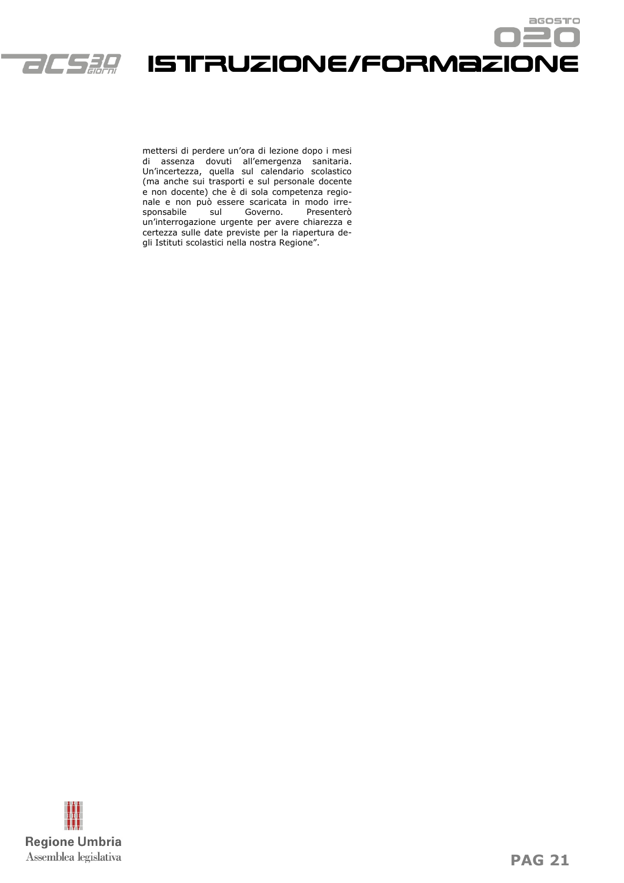mettersi di perdere un’ora di lezione dopo i mesi di assenza dovuti all’emergenza sanitaria. Un’incertezza, quella sul calendario scolastico (ma anche sui trasporti e sul personale docente e non docente) che è di sola competenza regionale e non può essere scaricata in modo irresponsabile sul Governo. Presenterò un’interrogazione urgente per avere chiarezza e certezza sulle date previste per la riapertura degli Istituti scolastici nella nostra Regione”.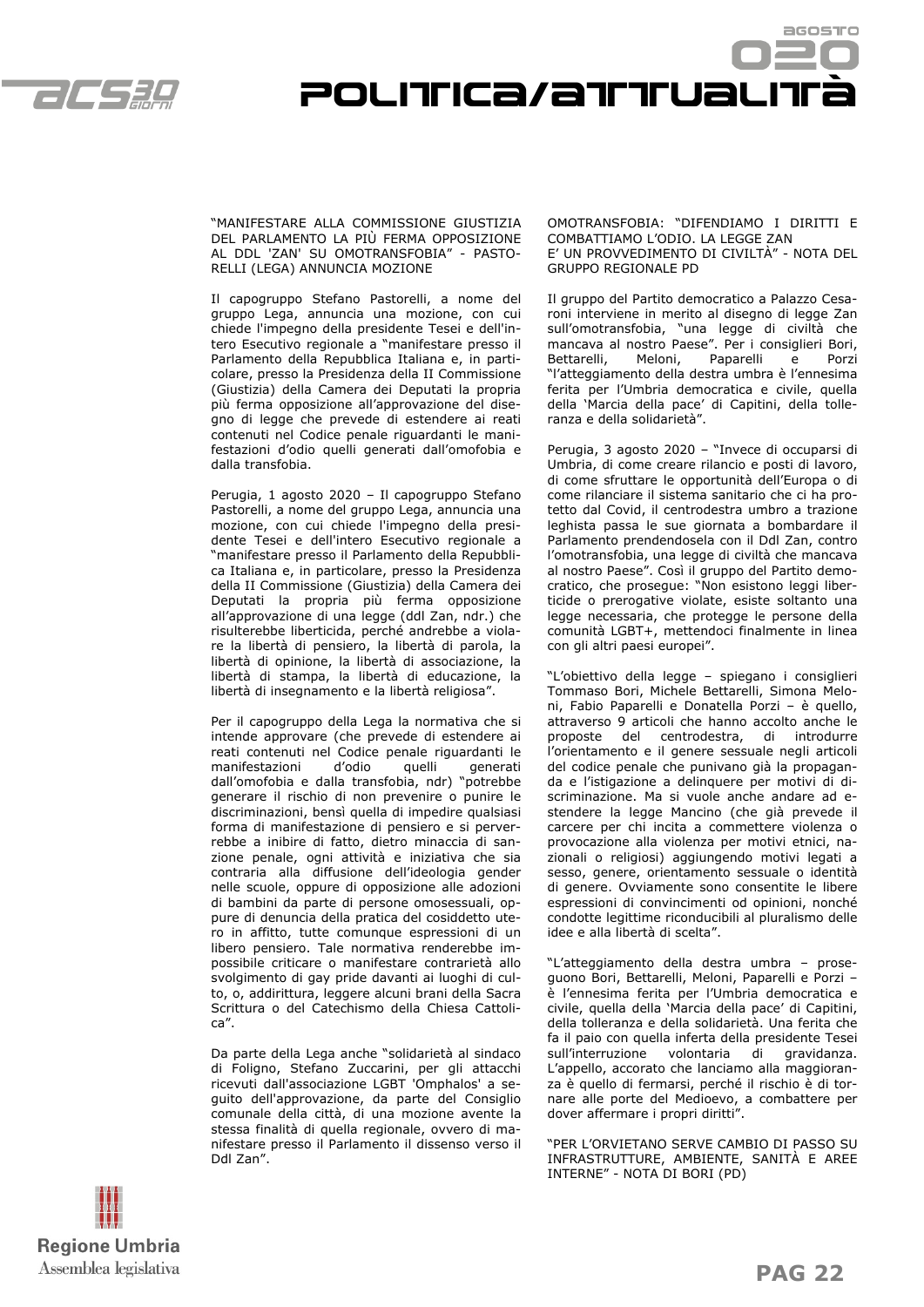## "MANIFESTARE ALLA COMMISSIONE GIUSTIZIA DEL PARLAMENTO LA PIÙ FERMA OPPOSIZIONE AL DDL 'ZAN' SU OMOTRANSFOBIA" - PASTORELLI (LEGA) ANNUNCIA MOZIONE

Il capogruppo Stefano Pastorelli, a nome del gruppo Lega, annuncia una mozione, con cui chiede l'impegno della presidente Tesei e dell'intero Esecutivo regionale a "manifestare presso il Parlamento della Repubblica Italiana e, in particolare, presso la Presidenza della II Commissione (Giustizia) della Camera dei Deputati la propria più ferma opposizione all'approvazione del disegno di legge che prevede di estendere ai reati contenuti nel Codice penale riguardanti le manifestazioni d'odio quelli generati dall'omofobia e dalla transfobia.

Perugia, 1 agosto 2020 – Il capogruppo Stefano Pastorelli, a nome del gruppo Lega, annuncia una mozione, con cui chiede l'impegno della presidente Tesei e dell'intero Esecutivo regionale a "manifestare presso il Parlamento della Repubblica Italiana e, in particolare, presso la Presidenza della II Commissione (Giustizia) della Camera dei Deputati la propria più ferma opposizione all'approvazione di una legge (ddl Zan, ndr.) che risulterebbe liberticida, perché andrebbe a violare la libertà di pensiero, la libertà di parola, la libertà di opinione, la libertà di associazione, la libertà di stampa, la libertà di educazione, la libertà di insegnamento e la libertà religiosa".

Per il capogruppo della Lega la normativa che si intende approvare (che prevede di estendere ai reati contenuti nel Codice penale riguardanti le manifestazioni d'odio quelli generati dall'omofobia e dalla transfobia, ndr) "potrebbe generare il rischio di non prevenire o punire le discriminazioni, bensì quella di impedire qualsiasi forma di manifestazione di pensiero e si perverrebbe a inibire di fatto, dietro minaccia di sanzione penale, ogni attività e iniziativa che sia contraria alla diffusione dell'ideologia gender nelle scuole, oppure di opposizione alle adozioni di bambini da parte di persone omosessuali, oppure di denuncia della pratica del cosiddetto utero in affitto, tutte comunque espressioni di un libero pensiero. Tale normativa renderebbe impossibile criticare o manifestare contrarietà allo svolgimento di gay pride davanti ai luoghi di culto, o, addirittura, leggere alcuni brani della Sacra Scrittura o del Catechismo della Chiesa Cattolica".

Da parte della Lega anche "solidarietà al sindaco di Foligno, Stefano Zuccarini, per gli attacchi ricevuti dall'associazione LGBT 'Omphalos' a seguito dell'approvazione, da parte del Consiglio comunale della città, di una mozione avente la stessa finalità di quella regionale, ovvero di manifestare presso il Parlamento il dissenso verso il Ddl Zan".

## OMOTRANSFOBIA: "DIFENDIAMO I DIRITTI E COMBATTIAMO L'ODIO. LA LEGGE ZAN E' UN PROVVEDIMENTO DI CIVILTÀ" - NOTA DEL GRUPPO REGIONALE PD

Il gruppo del Partito democratico a Palazzo Cesaroni interviene in merito al disegno di legge Zan sull'omotransfobia, "una legge di civiltà che mancava al nostro Paese". Per i consiglieri Bori, Bettarelli, Meloni, Paparelli e Porzi "l'atteggiamento della destra umbra è l'ennesima ferita per l'Umbria democratica e civile, quella della 'Marcia della pace' di Capitini, della tolleranza e della solidarietà".

Perugia, 3 agosto 2020 – "Invece di occuparsi di Umbria, di come creare rilancio e posti di lavoro, di come sfruttare le opportunità dell'Europa o di come rilanciare il sistema sanitario che ci ha protetto dal Covid, il centrodestra umbro a trazione leghista passa le sue giornata a bombardare il Parlamento prendendosela con il Ddl Zan, contro l'omotransfobia, una legge di civiltà che mancava al nostro Paese". Così il gruppo del Partito democratico, che prosegue: "Non esistono leggi liberticide o prerogative violate, esiste soltanto una legge necessaria, che protegge le persone della comunità LGBT+, mettendoci finalmente in linea con gli altri paesi europei".

"L'obiettivo della legge – spiegano i consiglieri Tommaso Bori, Michele Bettarelli, Simona Meloni, Fabio Paparelli e Donatella Porzi – è quello, attraverso 9 articoli che hanno accolto anche le proposte del centrodestra, di introdurre l'orientamento e il genere sessuale negli articoli del codice penale che punivano già la propaganda e l'istigazione a delinquere per motivi di discriminazione. Ma si vuole anche andare ad estendere la legge Mancino (che già prevede il carcere per chi incita a commettere violenza o provocazione alla violenza per motivi etnici, nazionali o religiosi) aggiungendo motivi legati a sesso, genere, orientamento sessuale o identità di genere. Ovviamente sono consentite le libere espressioni di convincimenti od opinioni, nonché condotte legittime riconducibili al pluralismo delle idee e alla libertà di scelta".

"L'atteggiamento della destra umbra – proseguono Bori, Bettarelli, Meloni, Paparelli e Porzi – è l'ennesima ferita per l'Umbria democratica e civile, quella della 'Marcia della pace' di Capitini, della tolleranza e della solidarietà. Una ferita che fa il paio con quella inferta della presidente Tesei sull'interruzione volontaria di gravidanza. L'appello, accorato che lanciamo alla maggioranza è quello di fermarsi, perché il rischio è di tornare alle porte del Medioevo, a combattere per dover affermare i propri diritti".

## "PER L'ORVIETANO SERVE CAMBIO DI PASSO SU INFRASTRUTTURE, AMBIENTE, SANITÀ E AREE INTERNE" - NOTA DI BORI (PD)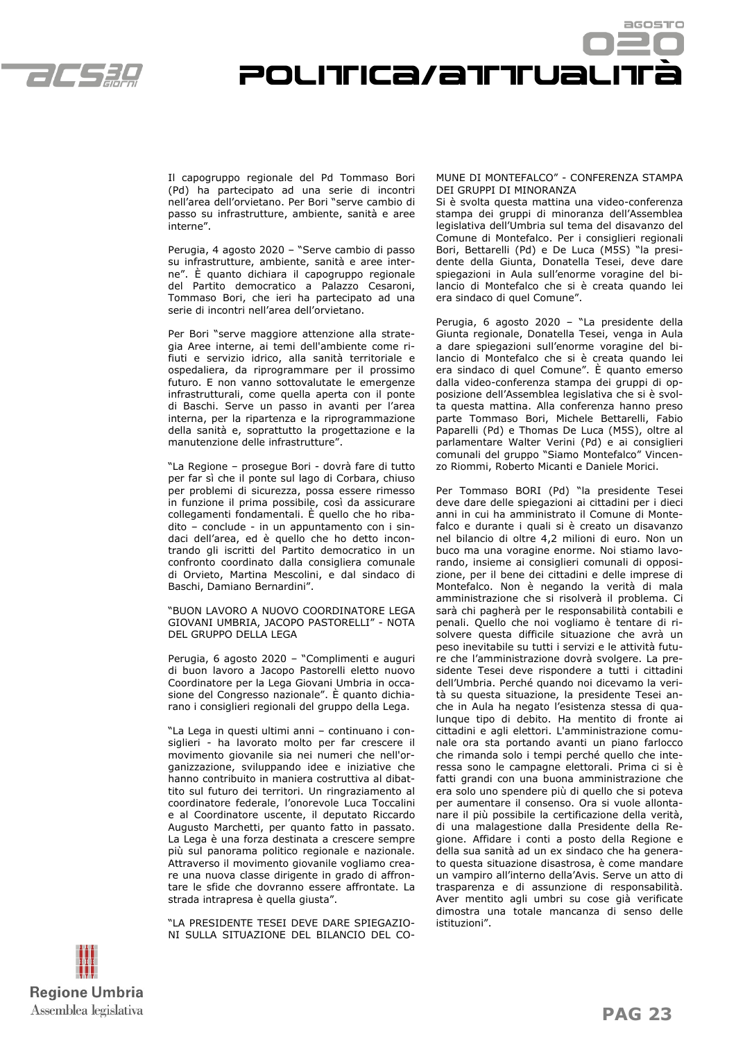Il capogruppo regionale del Pd Tommaso Bori (Pd) ha partecipato ad una serie di incontri nell'area dell'orvietano. Per Bori "serve cambio di passo su infrastrutture, ambiente, sanità e aree interne".

Perugia, 4 agosto 2020 – "Serve cambio di passo su infrastrutture, ambiente, sanità e aree interne". È quanto dichiara il capogruppo regionale del Partito democratico a Palazzo Cesaroni, Tommaso Bori, che ieri ha partecipato ad una serie di incontri nell'area dell'orvietano.

Per Bori "serve maggiore attenzione alla strategia Aree interne, ai temi dell'ambiente come rifiuti e servizio idrico, alla sanità territoriale e ospedaliera, da riprogrammare per il prossimo futuro. E non vanno sottovalutate le emergenze infrastrutturali, come quella aperta con il ponte di Baschi. Serve un passo in avanti per l'area interna, per la ripartenza e la riprogrammazione della sanità e, soprattutto la progettazione e la manutenzione delle infrastrutture".

"La Regione – prosegue Bori - dovrà fare di tutto per far sì che il ponte sul lago di Corbara, chiuso per problemi di sicurezza, possa essere rimesso in funzione il prima possibile, così da assicurare collegamenti fondamentali. È quello che ho ribadito – conclude - in un appuntamento con i sindaci dell'area, ed è quello che ho detto incontrando gli iscritti del Partito democratico in un confronto coordinato dalla consigliera comunale di Orvieto, Martina Mescolini, e dal sindaco di Baschi, Damiano Bernardini".

"BUON LAVORO A NUOVO COORDINATORE LEGA GIOVANI UMBRIA, JACOPO PASTORELLI" - NOTA DEL GRUPPO DELLA LEGA

Perugia, 6 agosto 2020 – "Complimenti e auguri di buon lavoro a Jacopo Pastorelli eletto nuovo Coordinatore per la Lega Giovani Umbria in occasione del Congresso nazionale". È quanto dichiarano i consiglieri regionali del gruppo della Lega.

"La Lega in questi ultimi anni – continuano i consiglieri - ha lavorato molto per far crescere il movimento giovanile sia nei numeri che nell'organizzazione, sviluppando idee e iniziative che hanno contribuito in maniera costruttiva al dibattito sul futuro dei territori. Un ringraziamento al coordinatore federale, l'onorevole Luca Toccalini e al Coordinatore uscente, il deputato Riccardo Augusto Marchetti, per quanto fatto in passato. La Lega è una forza destinata a crescere sempre più sul panorama politico regionale e nazionale. Attraverso il movimento giovanile vogliamo creare una nuova classe dirigente in grado di affrontare le sfide che dovranno essere affrontate. La strada intrapresa è quella giusta".

"LA PRESIDENTE TESEI DEVE DARE SPIEGAZIONI SULLA SITUAZIONE DEL BILANCIO DEL COMUNE DI MONTEFALCO" - CONFERENZA STAMPA DEI GRUPPI DI MINORANZA

Si è svolta questa mattina una video-conferenza stampa dei gruppi di minoranza dell'Assemblea legislativa dell'Umbria sul tema del disavanzo del Comune di Montefalco. Per i consiglieri regionali Bori, Bettarelli (Pd) e De Luca (M5S) "la presidente della Giunta, Donatella Tesei, deve dare spiegazioni in Aula sull'enorme voragine del bilancio di Montefalco che si è creata quando lei era sindaco di quel Comune".

Perugia, 6 agosto 2020 – "La presidente della Giunta regionale, Donatella Tesei, venga in Aula a dare spiegazioni sull'enorme voragine del bilancio di Montefalco che si è creata quando lei era sindaco di quel Comune". È quanto emerso dalla video-conferenza stampa dei gruppi di opposizione dell'Assemblea legislativa che si è svolta questa mattina. Alla conferenza hanno preso parte Tommaso Bori, Michele Bettarelli, Fabio Paparelli (Pd) e Thomas De Luca (M5S), oltre al parlamentare Walter Verini (Pd) e ai consiglieri comunali del gruppo "Siamo Montefalco" Vincenzo Riommi, Roberto Micanti e Daniele Morici.

Per Tommaso BORI (Pd) "la presidente Tesei deve dare delle spiegazioni ai cittadini per i dieci anni in cui ha amministrato il Comune di Montefalco e durante i quali si è creato un disavanzo nel bilancio di oltre 4,2 milioni di euro. Non un buco ma una voragine enorme. Noi stiamo lavorando, insieme ai consiglieri comunali di opposizione, per il bene dei cittadini e delle imprese di Montefalco. Non è negando la verità di mala amministrazione che si risolverà il problema. Ci sarà chi pagherà per le responsabilità contabili e penali. Quello che noi vogliamo è tentare di risolvere questa difficile situazione che avrà un peso inevitabile su tutti i servizi e le attività future che l'amministrazione dovrà svolgere. La presidente Tesei deve rispondere a tutti i cittadini dell'Umbria. Perché quando noi dicevamo la verità su questa situazione, la presidente Tesei anche in Aula ha negato l'esistenza stessa di qualunque tipo di debito. Ha mentito di fronte ai cittadini e agli elettori. L'amministrazione comunale ora sta portando avanti un piano farlocco che rimanda solo i tempi perché quello che interessa sono le campagne elettorali. Prima ci si è fatti grandi con una buona amministrazione che era solo uno spendere più di quello che si poteva per aumentare il consenso. Ora si vuole allontanare il più possibile la certificazione della verità, di una malagestione dalla Presidente della Regione. Affidare i conti a posto della Regione e della sua sanità ad un ex sindaco che ha generato questa situazione disastrosa, è come mandare un vampiro all'interno dell'Avis. Serve un atto di trasparenza e di assunzione di responsabilità. Aver mentito agli umbri su cose già verificate dimostra una totale mancanza di senso delle istituzioni".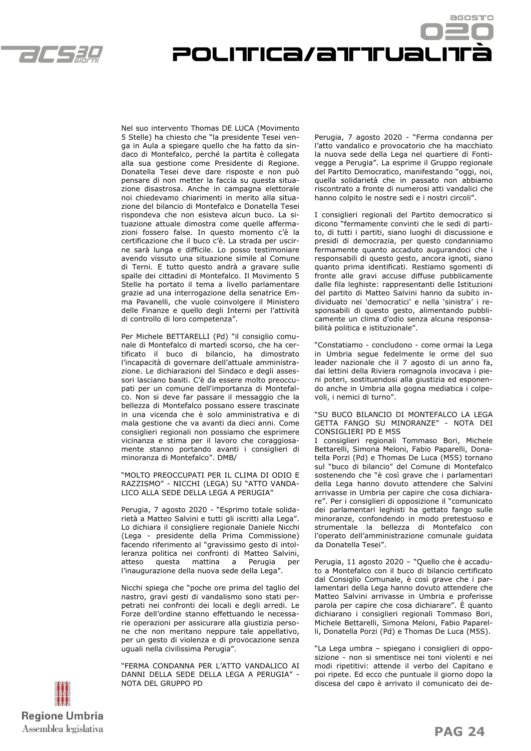Nel suo intervento Thomas DE LUCA (Movimento 5 Stelle) ha chiesto che "la presidente Tesei venga in Aula a spiegare quello che ha fatto da sindaco di Montefalco, perché la partita è collegata alla sua gestione come Presidente di Regione. Donatella Tesei deve dare risposte e non può pensare di non metter la faccia su questa situazione disastrosa. Anche in campagna elettorale noi chiedevamo chiarimenti in merito alla situazione del bilancio di Montefalco e Donatella Tesei rispondeva che non esisteva alcun buco. La situazione attuale dimostra come quelle affermazioni fossero false. In questo momento c'è la certificazione che il buco c'è. La strada per uscirne sarà lunga e difficile. Lo posso testimoniare avendo vissuto una situazione simile al Comune di Terni. E tutto questo andrà a gravare sulle spalle dei cittadini di Montefalco. Il Movimento 5 Stelle ha portato il tema a livello parlamentare grazie ad una interrogazione della senatrice Emma Pavanelli, che vuole coinvolgere il Ministero delle Finanze e quello degli Interni per l'attività di controllo di loro competenza".

Per Michele BETTARELLI (Pd) "il consiglio comunale di Montefalco di martedì scorso, che ha certificato il buco di bilancio, ha dimostrato l'incapacità di governare dell'attuale amministrazione. Le dichiarazioni del Sindaco e degli assessori lasciano basiti. C'è da essere molto preoccupati per un comune dell'importanza di Montefalco. Non si deve far passare il messaggio che la bellezza di Montefalco possano essere trascinate in una vicenda che è solo amministrativa e di mala gestione che va avanti da dieci anni. Come consiglieri regionali non possiamo che esprimere vicinanza e stima per il lavoro che coraggiosamente stanno portando avanti i consiglieri di minoranza di Montefalco". DMB/

"MOLTO PREOCCUPATI PER IL CLIMA DI ODIO E RAZZISMO" - NICCHI (LEGA) SU "ATTO VANDALICO ALLA SEDE DELLA LEGA A PERUGIA"

Perugia, 7 agosto 2020 - "Esprimo totale solidarietà a Matteo Salvini e tutti gli iscritti alla Lega". Lo dichiara il consigliere regionale Daniele Nicchi (Lega - presidente della Prima Commissione) facendo riferimento al "gravissimo gesto di intolleranza politica nei confronti di Matteo Salvini, atteso questa mattina a Perugia per l'inaugurazione della nuova sede della Lega".

Nicchi spiega che "poche ore prima del taglio del nastro, gravi gesti di vandalismo sono stati perpetrati nei confronti dei locali e degli arredi. Le Forze dell'ordine stanno effettuando le necessarie operazioni per assicurare alla giustizia persone che non meritano neppure tale appellativo, per un gesto di violenza e di provocazione senza uguali nella civilissima Perugia".

"FERMA CONDANNA PER L'ATTO VANDALICO AI DANNI DELLA SEDE DELLA LEGA A PERUGIA" - NOTA DEL GRUPPO PD

Perugia, 7 agosto 2020 - "Ferma condanna per l'atto vandalico e provocatorio che ha macchiato la nuova sede della Lega nel quartiere di Fontivegge a Perugia". La esprime il Gruppo regionale del Partito Democratico, manifestando "oggi, noi, quella solidarietà che in passato non abbiamo riscontrato a fronte di numerosi atti vandalici che hanno colpito le nostre sedi e i nostri circoli".

I consiglieri regionali del Partito democratico si dicono "fermamente convinti che le sedi di partito, di tutti i partiti, siano luoghi di discussione e presidi di democrazia, per questo condanniamo fermamente quanto accaduto augurandoci che i responsabili di questo gesto, ancora ignoti, siano quanto prima identificati. Restiamo sgomenti di fronte alle gravi accuse diffuse pubblicamente dalle fila leghiste: rappresentanti delle Istituzioni del partito di Matteo Salvini hanno da subito individuato nei 'democratici' e nella 'sinistra' i responsabili di questo gesto, alimentando pubblicamente un clima d'odio senza alcuna responsabilità politica e istituzionale".

"Constatiamo - concludono - come ormai la Lega in Umbria segue fedelmente le orme del suo leader nazionale che il 7 agosto di un anno fa, dai lettini della Riviera romagnola invocava i pieni poteri, sostituendosi alla giustizia ed esponendo anche in Umbria alla gogna mediatica i colpevoli, i nemici di turno".

"SU BUCO BILANCIO DI MONTEFALCO LA LEGA GETTA FANGO SU MINORANZE" - NOTA DEI CONSIGLIERI PD E M5S

I consiglieri regionali Tommaso Bori, Michele Bettarelli, Simona Meloni, Fabio Paparelli, Donatella Porzi (Pd) e Thomas De Luca (M5S) tornano sul "buco di bilancio" del Comune di Montefalco sostenendo che "è così grave che i parlamentari della Lega hanno dovuto attendere che Salvini arrivasse in Umbria per capire che cosa dichiarare". Per i consiglieri di opposizione il "comunicato dei parlamentari leghisti ha gettato fango sulle minoranze, confondendo in modo pretestuoso e strumentale la bellezza di Montefalco con l'operato dell'amministrazione comunale guidata da Donatella Tesei".

Perugia, 11 agosto 2020 – "Quello che è accaduto a Montefalco con il buco di bilancio certificato dal Consiglio Comunale, è così grave che i parlamentari della Lega hanno dovuto attendere che Matteo Salvini arrivasse in Umbria e proferisse parola per capire che cosa dichiarare". È quanto dichiarano i consiglieri regionali Tommaso Bori, Michele Bettarelli, Simona Meloni, Fabio Paparelli, Donatella Porzi (Pd) e Thomas De Luca (M5S).

"La Lega umbra – spiegano i consiglieri di opposizione - non si smentisce nei toni violenti e nei modi ripetitivi: attende il verbo del Capitano e poi ripete. Ed ecco che puntuale il giorno dopo la discesa del capo è arrivato il comunicato dei de-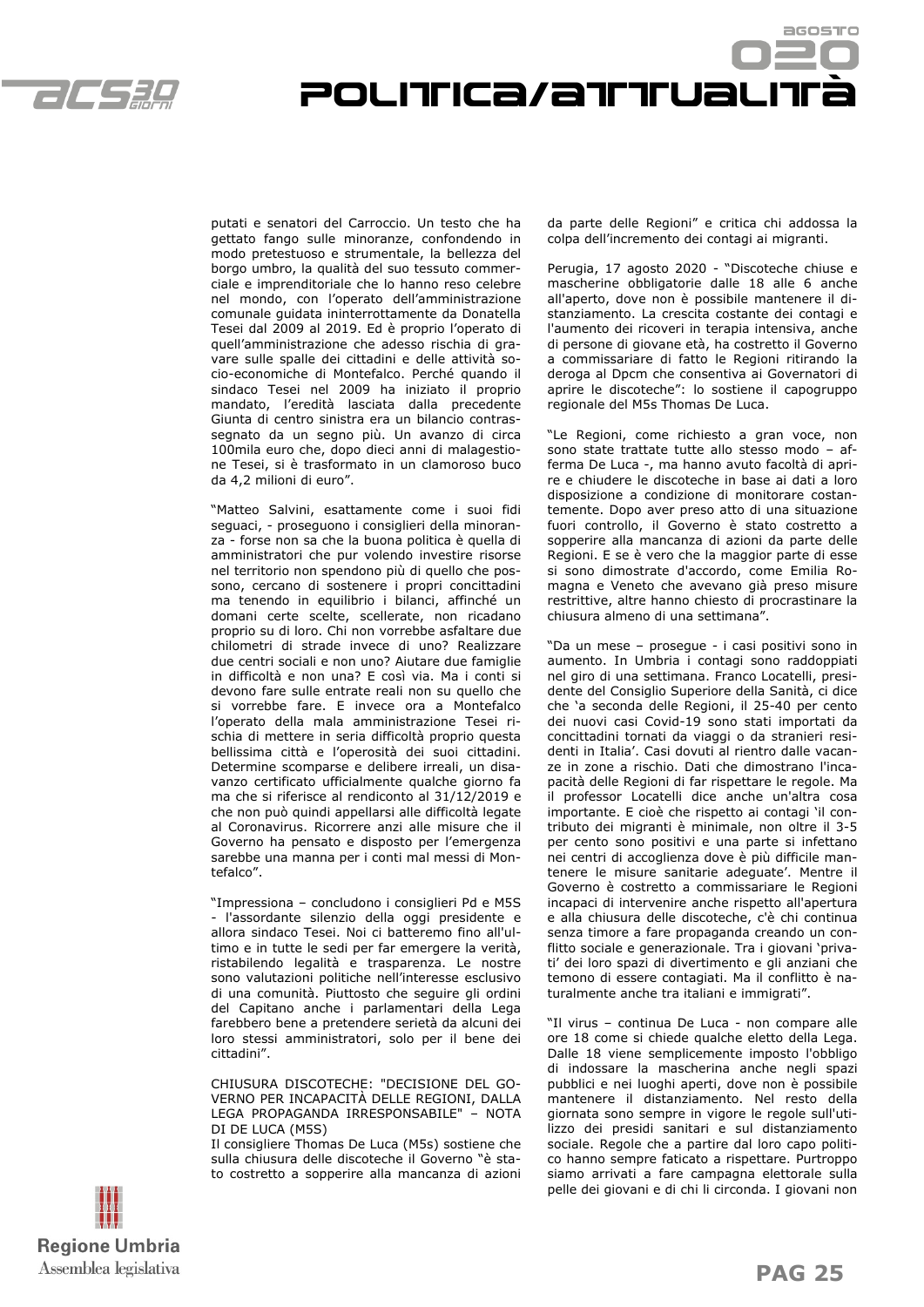putati e senatori del Carroccio. Un testo che ha gettato fango sulle minoranze, confondendo in modo pretestuoso e strumentale, la bellezza del borgo umbro, la qualità del suo tessuto commerciale e imprenditoriale che lo hanno reso celebre nel mondo, con l'operato dell'amministrazione comunale guidata ininterrottamente da Donatella Tesei dal 2009 al 2019. Ed è proprio l'operato di quell'amministrazione che adesso rischia di gravare sulle spalle dei cittadini e delle attività socio-economiche di Montefalco. Perché quando il sindaco Tesei nel 2009 ha iniziato il proprio mandato, l'eredità lasciata dalla precedente Giunta di centro sinistra era un bilancio contrassegnato da un segno più. Un avanzo di circa 100mila euro che, dopo dieci anni di malagestione Tesei, si è trasformato in un clamoroso buco da 4,2 milioni di euro".

"Matteo Salvini, esattamente come i suoi fidi seguaci, - proseguono i consiglieri della minoranza - forse non sa che la buona politica è quella di amministratori che pur volendo investire risorse nel territorio non spendono più di quello che possono, cercano di sostenere i propri concittadini ma tenendo in equilibrio i bilanci, affinché un domani certe scelte, scellerate, non ricadano proprio su di loro. Chi non vorrebbe asfaltare due chilometri di strade invece di uno? Realizzare due centri sociali e non uno? Aiutare due famiglie in difficoltà e non una? E così via. Ma i conti si devono fare sulle entrate reali non su quello che si vorrebbe fare. E invece ora a Montefalco l'operato della mala amministrazione Tesei rischia di mettere in seria difficoltà proprio questa bellissima città e l'operosità dei suoi cittadini. Determine scomparse e delibere irreali, un disavanzo certificato ufficialmente qualche giorno fa ma che si riferisce al rendiconto al 31/12/2019 e che non può quindi appellarsi alle difficoltà legate al Coronavirus. Ricorrere anzi alle misure che il Governo ha pensato e disposto per l'emergenza sarebbe una manna per i conti mal messi di Montefalco".

"Impressiona – concludono i consiglieri Pd e M5S - l'assordante silenzio della oggi presidente e allora sindaco Tesei. Noi ci batteremo fino all'ultimo e in tutte le sedi per far emergere la verità, ristabilendo legalità e trasparenza. Le nostre sono valutazioni politiche nell'interesse esclusivo di una comunità. Piuttosto che seguire gli ordini del Capitano anche i parlamentari della Lega farebbero bene a pretendere serietà da alcuni dei loro stessi amministratori, solo per il bene dei cittadini".

CHIUSURA DISCOTECHE: "DECISIONE DEL GOVERNO PER INCAPACITÀ DELLE REGIONI, DALLA LEGA PROPAGANDA IRRESPONSABILE" – NOTA DI DE LUCA (M5S)

Il consigliere Thomas De Luca (M5s) sostiene che sulla chiusura delle discoteche il Governo "è stato costretto a sopperire alla mancanza di azioni da parte delle Regioni" e critica chi addossa la colpa dell'incremento dei contagi ai migranti.

Perugia, 17 agosto 2020 - "Discoteche chiuse e mascherine obbligatorie dalle 18 alle 6 anche all'aperto, dove non è possibile mantenere il distanziamento. La crescita costante dei contagi e l'aumento dei ricoveri in terapia intensiva, anche di persone di giovane età, ha costretto il Governo a commissariare di fatto le Regioni ritirando la deroga al Dpcm che consentiva ai Governatori di aprire le discoteche": lo sostiene il capogruppo regionale del M5s Thomas De Luca.

"Le Regioni, come richiesto a gran voce, non sono state trattate tutte allo stesso modo – afferma De Luca -, ma hanno avuto facoltà di aprire e chiudere le discoteche in base ai dati a loro disposizione a condizione di monitorare costantemente. Dopo aver preso atto di una situazione fuori controllo, il Governo è stato costretto a sopperire alla mancanza di azioni da parte delle Regioni. E se è vero che la maggior parte di esse si sono dimostrate d'accordo, come Emilia Romagna e Veneto che avevano già preso misure restrittive, altre hanno chiesto di procrastinare la chiusura almeno di una settimana".

"Da un mese – prosegue - i casi positivi sono in aumento. In Umbria i contagi sono raddoppiati nel giro di una settimana. Franco Locatelli, presidente del Consiglio Superiore della Sanità, ci dice che 'a seconda delle Regioni, il 25-40 per cento dei nuovi casi Covid-19 sono stati importati da concittadini tornati da viaggi o da stranieri residenti in Italia'. Casi dovuti al rientro dalle vacanze in zone a rischio. Dati che dimostrano l'incapacità delle Regioni di far rispettare le regole. Ma il professor Locatelli dice anche un'altra cosa importante. E cioè che rispetto ai contagi 'il contributo dei migranti è minimale, non oltre il 3-5 per cento sono positivi e una parte si infettano nei centri di accoglienza dove è più difficile mantenere le misure sanitarie adeguate'. Mentre il Governo è costretto a commissariare le Regioni incapaci di intervenire anche rispetto all'apertura e alla chiusura delle discoteche, c'è chi continua senza timore a fare propaganda creando un conflitto sociale e generazionale. Tra i giovani 'privati' dei loro spazi di divertimento e gli anziani che temono di essere contagiati. Ma il conflitto è naturalmente anche tra italiani e immigrati".

"Il virus – continua De Luca - non compare alle ore 18 come si chiede qualche eletto della Lega. Dalle 18 viene semplicemente imposto l'obbligo di indossare la mascherina anche negli spazi pubblici e nei luoghi aperti, dove non è possibile mantenere il distanziamento. Nel resto della giornata sono sempre in vigore le regole sull'utilizzo dei presidi sanitari e sul distanziamento sociale. Regole che a partire dal loro capo politico hanno sempre faticato a rispettare. Purtroppo siamo arrivati a fare campagna elettorale sulla pelle dei giovani e di chi li circonda. I giovani non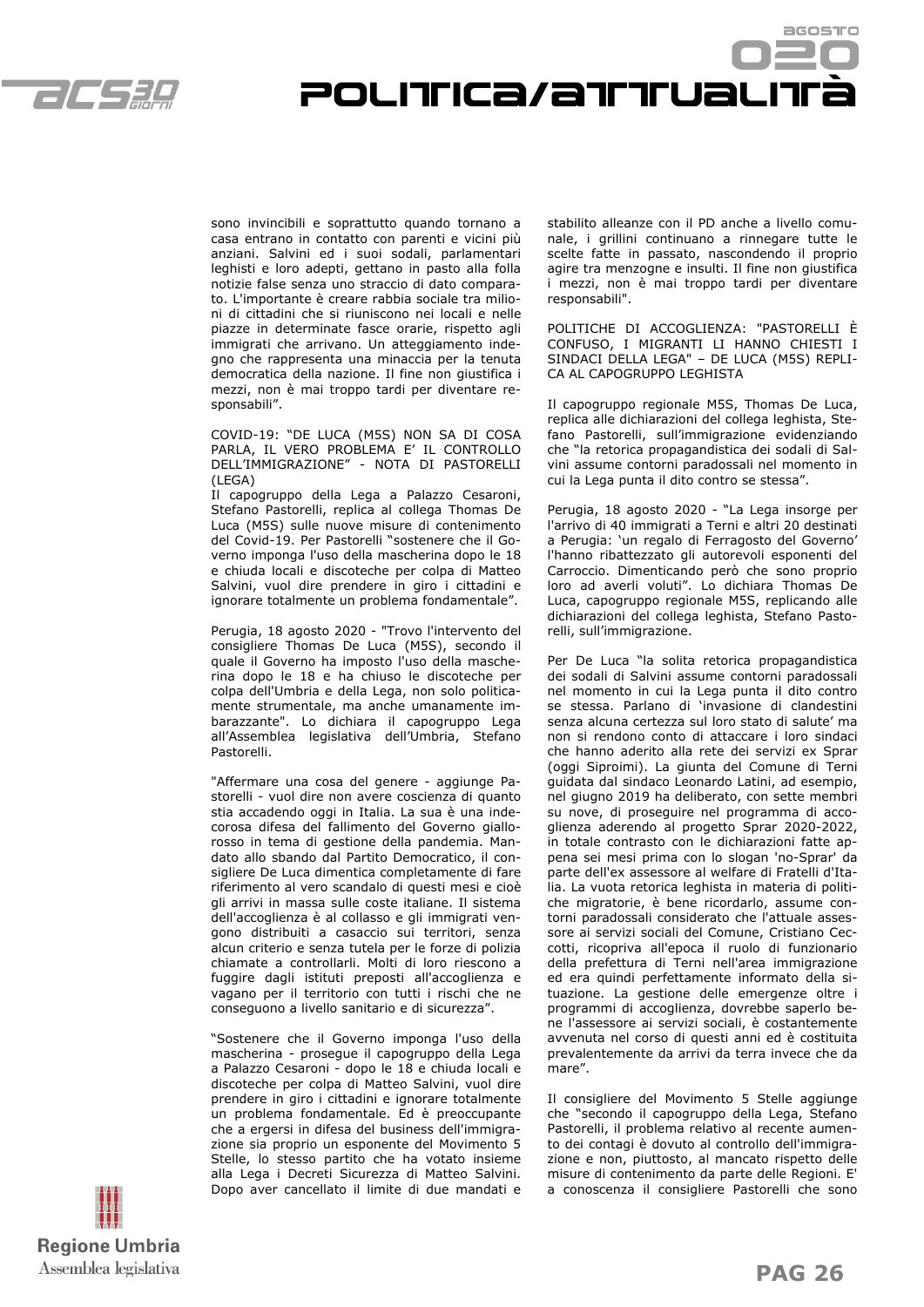sono invincibili e soprattutto quando tornano a casa entrano in contatto con parenti e vicini più anziani. Salvini ed i suoi sodali, parlamentari leghisti e loro adepti, gettano in pasto alla folla notizie false senza uno straccio di dato comparato. L'importante è creare rabbia sociale tra milioni di cittadini che si riuniscono nei locali e nelle piazze in determinate fasce orarie, rispetto agli immigrati che arrivano. Un atteggiamento indegno che rappresenta una minaccia per la tenuta democratica della nazione. Il fine non giustifica i mezzi, non è mai troppo tardi per diventare responsabili".

COVID-19: "DE LUCA (M5S) NON SA DI COSA PARLA, IL VERO PROBLEMA E' IL CONTROLLO DELL'IMMIGRAZIONE" - NOTA DI PASTORELLI (LEGA)

Il capogruppo della Lega a Palazzo Cesaroni, Stefano Pastorelli, replica al collega Thomas De Luca (M5S) sulle nuove misure di contenimento del Covid-19. Per Pastorelli "sostenere che il Governo imponga l'uso della mascherina dopo le 18 e chiuda locali e discoteche per colpa di Matteo Salvini, vuol dire prendere in giro i cittadini e ignorare totalmente un problema fondamentale".

Perugia, 18 agosto 2020 - "Trovo l'intervento del consigliere Thomas De Luca (M5S), secondo il quale il Governo ha imposto l'uso della mascherina dopo le 18 e ha chiuso le discoteche per colpa dell'Umbria e della Lega, non solo politicamente strumentale, ma anche umanamente imbarazzante". Lo dichiara il capogruppo Lega all'Assemblea legislativa dell'Umbria, Stefano Pastorelli.

"Affermare una cosa del genere - aggiunge Pastorelli - vuol dire non avere coscienza di quanto stia accadendo oggi in Italia. La sua è una indecorosa difesa del fallimento del Governo giallorosso in tema di gestione della pandemia. Mandato allo sbando dal Partito Democratico, il consigliere De Luca dimentica completamente di fare riferimento al vero scandalo di questi mesi e cioè gli arrivi in massa sulle coste italiane. Il sistema dell'accoglienza è al collasso e gli immigrati vengono distribuiti a casaccio sui territori, senza alcun criterio e senza tutela per le forze di polizia chiamate a controllarli. Molti di loro riescono a fuggire dagli istituti preposti all'accoglienza e vagano per il territorio con tutti i rischi che ne conseguono a livello sanitario e di sicurezza".

"Sostenere che il Governo imponga l'uso della mascherina - prosegue il capogruppo della Lega a Palazzo Cesaroni - dopo le 18 e chiuda locali e discoteche per colpa di Matteo Salvini, vuol dire prendere in giro i cittadini e ignorare totalmente un problema fondamentale. Ed è preoccupante che a ergersi in difesa del business dell'immigrazione sia proprio un esponente del Movimento 5 Stelle, lo stesso partito che ha votato insieme alla Lega i Decreti Sicurezza di Matteo Salvini. Dopo aver cancellato il limite di due mandati e stabilito alleanze con il PD anche a livello comunale, i grillini continuano a rinnegare tutte le scelte fatte in passato, nascondendo il proprio agire tra menzogne e insulti. Il fine non giustifica i mezzi, non è mai troppo tardi per diventare responsabili".

POLITICHE DI ACCOGLIENZA: "PASTORELLI È CONFUSO, I MIGRANTI LI HANNO CHIESTI I SINDACI DELLA LEGA" – DE LUCA (M5S) REPLICA AL CAPOGRUPPO LEGHISTA

Il capogruppo regionale M5S, Thomas De Luca, replica alle dichiarazioni del collega leghista, Stefano Pastorelli, sull'immigrazione evidenziando che "la retorica propagandistica dei sodali di Salvini assume contorni paradossali nel momento in cui la Lega punta il dito contro se stessa".

Perugia, 18 agosto 2020 - "La Lega insorge per l'arrivo di 40 immigrati a Terni e altri 20 destinati a Perugia: 'un regalo di Ferragosto del Governo' l'hanno ribattezzato gli autorevoli esponenti del Carroccio. Dimenticando però che sono proprio loro ad averli voluti". Lo dichiara Thomas De Luca, capogruppo regionale M5S, replicando alle dichiarazioni del collega leghista, Stefano Pastorelli, sull'immigrazione.

Per De Luca "la solita retorica propagandistica dei sodali di Salvini assume contorni paradossali nel momento in cui la Lega punta il dito contro se stessa. Parlano di 'invasione di clandestini senza alcuna certezza sul loro stato di salute' ma non si rendono conto di attaccare i loro sindaci che hanno aderito alla rete dei servizi ex Sprar (oggi Siproimi). La giunta del Comune di Terni guidata dal sindaco Leonardo Latini, ad esempio, nel giugno 2019 ha deliberato, con sette membri su nove, di proseguire nel programma di accoglienza aderendo al progetto Sprar 2020-2022, in totale contrasto con le dichiarazioni fatte appena sei mesi prima con lo slogan 'no-Sprar' da parte dell'ex assessore al welfare di Fratelli d'Italia. La vuota retorica leghista in materia di politiche migratorie, è bene ricordarlo, assume contorni paradossali considerato che l'attuale assessore ai servizi sociali del Comune, Cristiano Ceccotti, ricopriva all'epoca il ruolo di funzionario della prefettura di Terni nell'area immigrazione ed era quindi perfettamente informato della situazione. La gestione delle emergenze oltre i programmi di accoglienza, dovrebbe saperlo bene l'assessore ai servizi sociali, è costantemente avvenuta nel corso di questi anni ed è costituita prevalentemente da arrivi da terra invece che da mare".

Il consigliere del Movimento 5 Stelle aggiunge che "secondo il capogruppo della Lega, Stefano Pastorelli, il problema relativo al recente aumento dei contagi è dovuto al controllo dell'immigrazione e non, piuttosto, al mancato rispetto delle misure di contenimento da parte delle Regioni. E' a conoscenza il consigliere Pastorelli che sono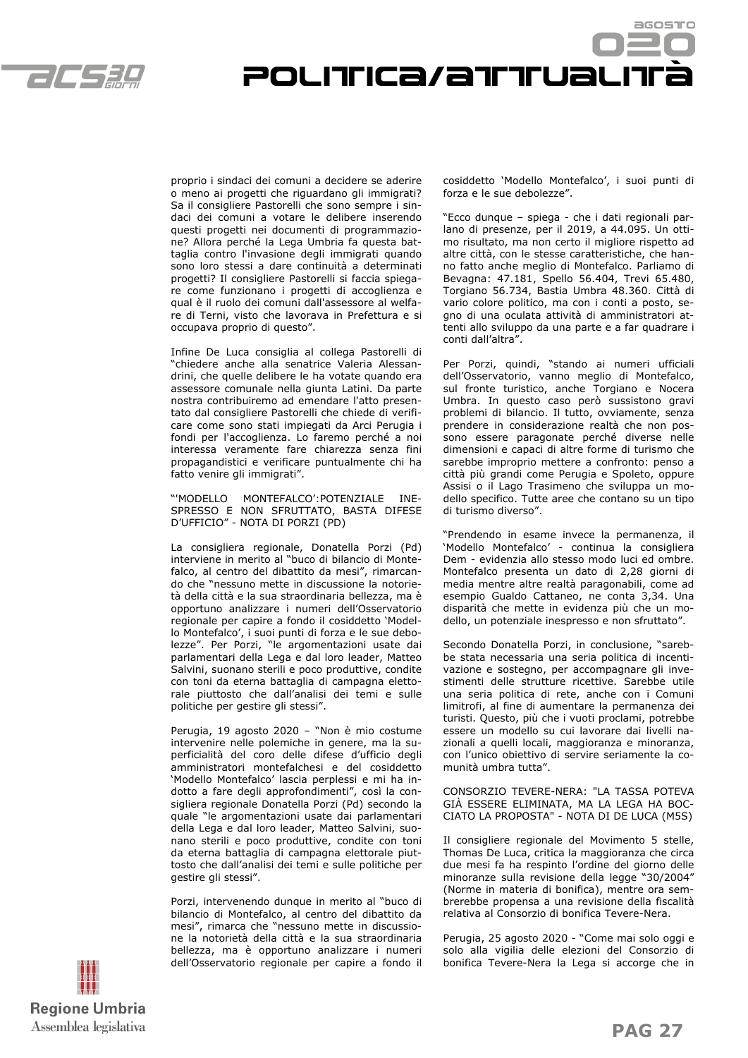proprio i sindaci dei comuni a decidere se aderire o meno ai progetti che riguardano gli immigrati? Sa il consigliere Pastorelli che sono sempre i sindaci dei comuni a votare le delibere inserendo questi progetti nei documenti di programmazione? Allora perché la Lega Umbria fa questa battaglia contro l'invasione degli immigrati quando sono loro stessi a dare continuità a determinati progetti? Il consigliere Pastorelli si faccia spiegare come funzionano i progetti di accoglienza e qual è il ruolo dei comuni dall'assessore al welfare di Terni, visto che lavorava in Prefettura e si occupava proprio di questo".

Infine De Luca consiglia al collega Pastorelli di "chiedere anche alla senatrice Valeria Alessandrini, che quelle delibere le ha votate quando era assessore comunale nella giunta Latini. Da parte nostra contribuiremo ad emendare l'atto presentato dal consigliere Pastorelli che chiede di verificare come sono stati impiegati da Arci Perugia i fondi per l'accoglienza. Lo faremo perché a noi interessa veramente fare chiarezza senza fini propagandistici e verificare puntualmente chi ha fatto venire gli immigrati".

"'MODELLO MONTEFALCO':POTENZIALE INESPRESSO E NON SFRUTTATO, BASTA DIFESE D'UFFICIO" - NOTA DI PORZI (PD)

La consigliera regionale, Donatella Porzi (Pd) interviene in merito al "buco di bilancio di Montefalco, al centro del dibattito da mesi", rimarcando che "nessuno mette in discussione la notorietà della città e la sua straordinaria bellezza, ma è opportuno analizzare i numeri dell'Osservatorio regionale per capire a fondo il cosiddetto 'Modello Montefalco', i suoi punti di forza e le sue debolezze". Per Porzi, "le argomentazioni usate dai parlamentari della Lega e dal loro leader, Matteo Salvini, suonano sterili e poco produttive, condite con toni da eterna battaglia di campagna elettorale piuttosto che dall'analisi dei temi e sulle politiche per gestire gli stessi".

Perugia, 19 agosto 2020 – "Non è mio costume intervenire nelle polemiche in genere, ma la superficialità del coro delle difese d'ufficio degli amministratori montefalchesi e del cosiddetto 'Modello Montefalco' lascia perplessi e mi ha indotto a fare degli approfondimenti", così la consigliera regionale Donatella Porzi (Pd) secondo la quale "le argomentazioni usate dai parlamentari della Lega e dal loro leader, Matteo Salvini, suonano sterili e poco produttive, condite con toni da eterna battaglia di campagna elettorale piuttosto che dall'analisi dei temi e sulle politiche per gestire gli stessi".

Porzi, intervenendo dunque in merito al "buco di bilancio di Montefalco, al centro del dibattito da mesi", rimarca che "nessuno mette in discussione la notorietà della città e la sua straordinaria bellezza, ma è opportuno analizzare i numeri dell'Osservatorio regionale per capire a fondo il cosiddetto 'Modello Montefalco', i suoi punti di forza e le sue debolezze".

"Ecco dunque – spiega - che i dati regionali parlano di presenze, per il 2019, a 44.095. Un ottimo risultato, ma non certo il migliore rispetto ad altre città, con le stesse caratteristiche, che hanno fatto anche meglio di Montefalco. Parliamo di Bevagna: 47.181, Spello 56.404, Trevi 65.480, Torgiano 56.734, Bastia Umbra 48.360. Città di vario colore politico, ma con i conti a posto, segno di una oculata attività di amministratori attenti allo sviluppo da una parte e a far quadrare i conti dall'altra".

Per Porzi, quindi, "stando ai numeri ufficiali dell'Osservatorio, vanno meglio di Montefalco, sul fronte turistico, anche Torgiano e Nocera Umbra. In questo caso però sussistono gravi problemi di bilancio. Il tutto, ovviamente, senza prendere in considerazione realtà che non possono essere paragonate perché diverse nelle dimensioni e capaci di altre forme di turismo che sarebbe improprio mettere a confronto: penso a città più grandi come Perugia e Spoleto, oppure Assisi o il Lago Trasimeno che sviluppa un modello specifico. Tutte aree che contano su un tipo di turismo diverso".

"Prendendo in esame invece la permanenza, il 'Modello Montefalco' - continua la consigliera Dem - evidenzia allo stesso modo luci ed ombre. Montefalco presenta un dato di 2,28 giorni di media mentre altre realtà paragonabili, come ad esempio Gualdo Cattaneo, ne conta 3,34. Una disparità che mette in evidenza più che un modello, un potenziale inespresso e non sfruttato".

Secondo Donatella Porzi, in conclusione, "sarebbe stata necessaria una seria politica di incentivazione e sostegno, per accompagnare gli investimenti delle strutture ricettive. Sarebbe utile una seria politica di rete, anche con i Comuni limitrofi, al fine di aumentare la permanenza dei turisti. Questo, più che i vuoti proclami, potrebbe essere un modello su cui lavorare dai livelli nazionali a quelli locali, maggioranza e minoranza, con l'unico obiettivo di servire seriamente la comunità umbra tutta".

CONSORZIO TEVERE-NERA: "LA TASSA POTEVA GIÀ ESSERE ELIMINATA, MA LA LEGA HA BOCCIATO LA PROPOSTA" - NOTA DI DE LUCA (M5S)

Il consigliere regionale del Movimento 5 stelle, Thomas De Luca, critica la maggioranza che circa due mesi fa ha respinto l'ordine del giorno delle minoranze sulla revisione della legge "30/2004" (Norme in materia di bonifica), mentre ora sembrerebbe propensa a una revisione della fiscalità relativa al Consorzio di bonifica Tevere-Nera.

Perugia, 25 agosto 2020 - "Come mai solo oggi e solo alla vigilia delle elezioni del Consorzio di bonifica Tevere-Nera la Lega si accorge che in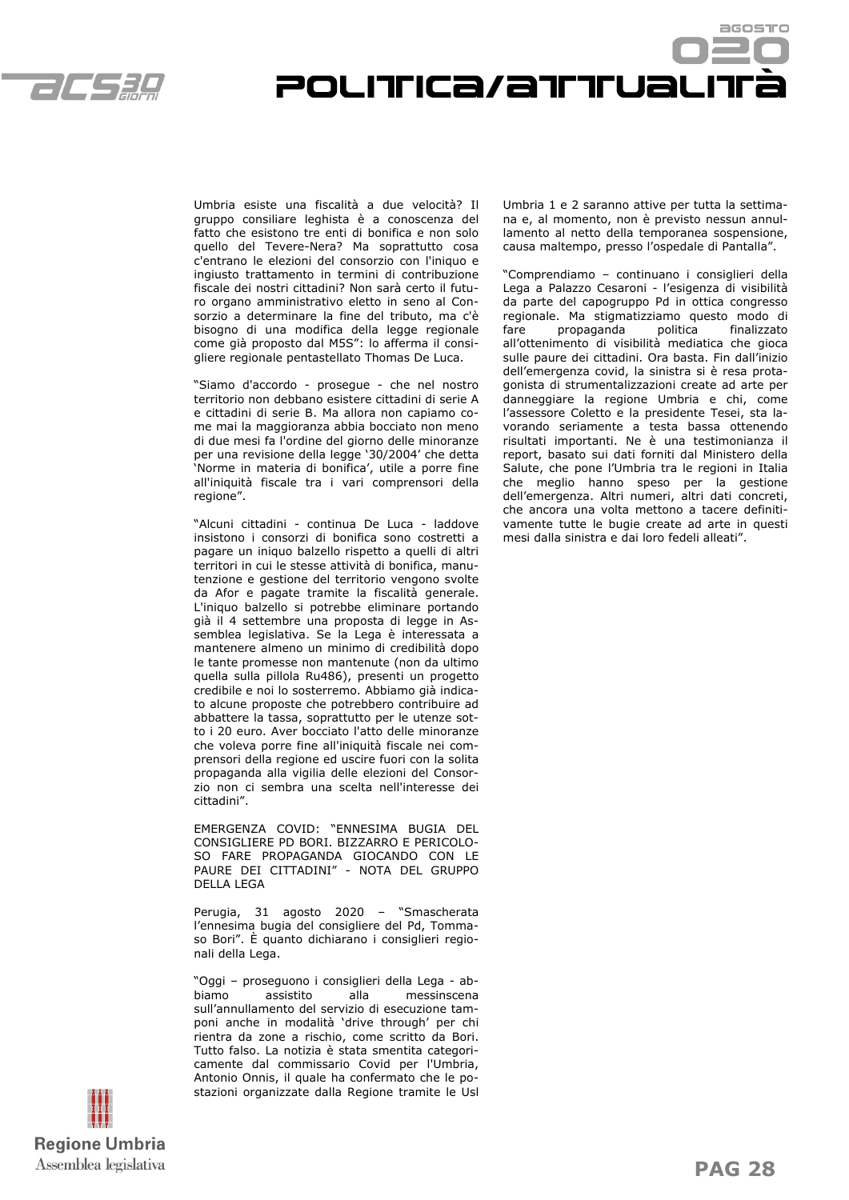Umbria esiste una fiscalità a due velocità? Il gruppo consiliare leghista è a conoscenza del fatto che esistono tre enti di bonifica e non solo quello del Tevere-Nera? Ma soprattutto cosa c'entrano le elezioni del consorzio con l'iniquo e ingiusto trattamento in termini di contribuzione fiscale dei nostri cittadini? Non sarà certo il futuro organo amministrativo eletto in seno al Consorzio a determinare la fine del tributo, ma c'è bisogno di una modifica della legge regionale come già proposto dal M5S": lo afferma il consigliere regionale pentastellato Thomas De Luca.

"Siamo d'accordo - prosegue - che nel nostro territorio non debbano esistere cittadini di serie A e cittadini di serie B. Ma allora non capiamo come mai la maggioranza abbia bocciato non meno di due mesi fa l'ordine del giorno delle minoranze per una revisione della legge '30/2004' che detta 'Norme in materia di bonifica', utile a porre fine all'iniquità fiscale tra i vari comprensori della regione".

"Alcuni cittadini - continua De Luca - laddove insistono i consorzi di bonifica sono costretti a pagare un iniquo balzello rispetto a quelli di altri territori in cui le stesse attività di bonifica, manutenzione e gestione del territorio vengono svolte da Afor e pagate tramite la fiscalità generale. L'iniquo balzello si potrebbe eliminare portando già il 4 settembre una proposta di legge in Assemblea legislativa. Se la Lega è interessata a mantenere almeno un minimo di credibilità dopo le tante promesse non mantenute (non da ultimo quella sulla pillola Ru486), presenti un progetto credibile e noi lo sosterremo. Abbiamo già indicato alcune proposte che potrebbero contribuire ad abbattere la tassa, soprattutto per le utenze sotto i 20 euro. Aver bocciato l'atto delle minoranze che voleva porre fine all'iniquità fiscale nei comprensori della regione ed uscire fuori con la solita propaganda alla vigilia delle elezioni del Consorzio non ci sembra una scelta nell'interesse dei cittadini".

EMERGENZA COVID: "ENNESIMA BUGIA DEL CONSIGLIERE PD BORI. BIZZARRO E PERICOLOSO FARE PROPAGANDA GIOCANDO CON LE PAURE DEI CITTADINI" - NOTA DEL GRUPPO DELLA LEGA

Perugia, 31 agosto 2020 – "Smascherata l'ennesima bugia del consigliere del Pd, Tommaso Bori". È quanto dichiarano i consiglieri regionali della Lega.

"Oggi – proseguono i consiglieri della Lega - abbiamo assistito alla messinscena sull'annullamento del servizio di esecuzione tamponi anche in modalità 'drive through' per chi rientra da zone a rischio, come scritto da Bori. Tutto falso. La notizia è stata smentita categoricamente dal commissario Covid per l'Umbria, Antonio Onnis, il quale ha confermato che le postazioni organizzate dalla Regione tramite le Usl Umbria 1 e 2 saranno attive per tutta la settimana e, al momento, non è previsto nessun annullamento al netto della temporanea sospensione, causa maltempo, presso l'ospedale di Pantalla".

"Comprendiamo – continuano i consiglieri della Lega a Palazzo Cesaroni - l'esigenza di visibilità da parte del capogruppo Pd in ottica congresso regionale. Ma stigmatizziamo questo modo di fare propaganda politica finalizzato all'ottenimento di visibilità mediatica che gioca sulle paure dei cittadini. Ora basta. Fin dall'inizio dell'emergenza covid, la sinistra si è resa protagonista di strumentalizzazioni create ad arte per danneggiare la regione Umbria e chi, come l'assessore Coletto e la presidente Tesei, sta lavorando seriamente a testa bassa ottenendo risultati importanti. Ne è una testimonianza il report, basato sui dati forniti dal Ministero della Salute, che pone l'Umbria tra le regioni in Italia che meglio hanno speso per la gestione dell'emergenza. Altri numeri, altri dati concreti, che ancora una volta mettono a tacere definitivamente tutte le bugie create ad arte in questi mesi dalla sinistra e dai loro fedeli alleati".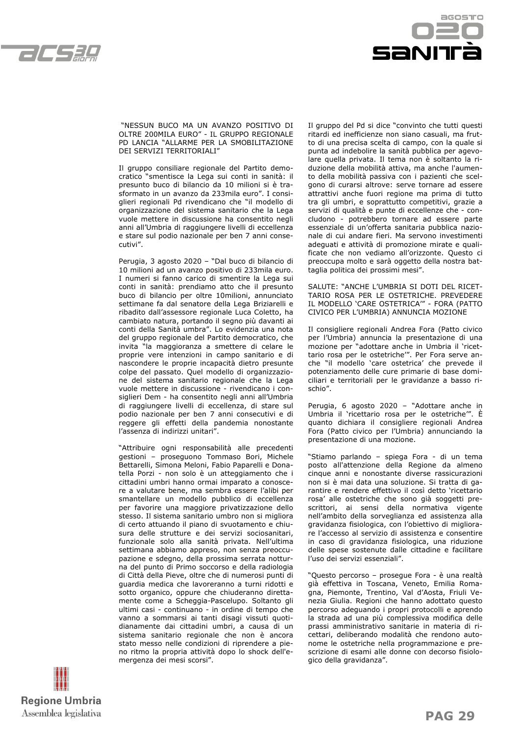## "NESSUN BUCO MA UN AVANZO POSITIVO DI OLTRE 200MILA EURO" - IL GRUPPO REGIONALE PD LANCIA "ALLARME PER LA SMOBILITAZIONE DEI SERVIZI TERRITORIALI"

Il gruppo consiliare regionale del Partito democratico "smentisce la Lega sui conti in sanità: il presunto buco di bilancio da 10 milioni si è trasformato in un avanzo da 233mila euro". I consiglieri regionali Pd rivendicano che "il modello di organizzazione del sistema sanitario che la Lega vuole mettere in discussione ha consentito negli anni all'Umbria di raggiungere livelli di eccellenza e stare sul podio nazionale per ben 7 anni consecutivi".

Perugia, 3 agosto 2020 – "Dal buco di bilancio di 10 milioni ad un avanzo positivo di 233mila euro. I numeri si fanno carico di smentire la Lega sui conti in sanità: prendiamo atto che il presunto buco di bilancio per oltre 10milioni, annunciato settimane fa dal senatore della Lega Briziarelli e ribadito dall'assessore regionale Luca Coletto, ha cambiato natura, portando il segno più davanti ai conti della Sanità umbra". Lo evidenzia una nota del gruppo regionale del Partito democratico, che invita "la maggioranza a smettere di celare le proprie vere intenzioni in campo sanitario e di nascondere le proprie incapacità dietro presunte colpe del passato. Quel modello di organizzazione del sistema sanitario regionale che la Lega vuole mettere in discussione - rivendicano i consiglieri Dem - ha consentito negli anni all'Umbria di raggiungere livelli di eccellenza, di stare sul podio nazionale per ben 7 anni consecutivi e di reggere gli effetti della pandemia nonostante l'assenza di indirizzi unitari".

"Attribuire ogni responsabilità alle precedenti gestioni – proseguono Tommaso Bori, Michele Bettarelli, Simona Meloni, Fabio Paparelli e Donatella Porzi - non solo è un atteggiamento che i cittadini umbri hanno ormai imparato a conoscere a valutare bene, ma sembra essere l'alibi per smantellare un modello pubblico di eccellenza per favorire una maggiore privatizzazione dello stesso. Il sistema sanitario umbro non si migliora di certo attuando il piano di svuotamento e chiusura delle strutture e dei servizi sociosanitari, funzionale solo alla sanità privata. Nell'ultima settimana abbiamo appreso, non senza preoccupazione e sdegno, della prossima serrata notturna del punto di Primo soccorso e della radiologia di Città della Pieve, oltre che di numerosi punti di guardia medica che lavoreranno a turni ridotti e sotto organico, oppure che chiuderanno direttamente come a Scheggia-Pascelupo. Soltanto gli ultimi casi - continuano - in ordine di tempo che vanno a sommarsi ai tanti disagi vissuti quotidianamente dai cittadini umbri, a causa di un sistema sanitario regionale che non è ancora stato messo nelle condizioni di riprendere a pieno ritmo la propria attività dopo lo shock dell'emergenza dei mesi scorsi".

Il gruppo del Pd si dice "convinto che tutti questi ritardi ed inefficienze non siano casuali, ma frutto di una precisa scelta di campo, con la quale si punta ad indebolire la sanità pubblica per agevolare quella privata. Il tema non è soltanto la riduzione della mobilità attiva, ma anche l'aumento della mobilità passiva con i pazienti che scelgono di curarsi altrove: serve tornare ad essere attrattivi anche fuori regione ma prima di tutto tra gli umbri, e soprattutto competitivi, grazie a servizi di qualità e punte di eccellenze che - concludono - potrebbero tornare ad essere parte essenziale di un'offerta sanitaria pubblica nazionale di cui andare fieri. Ma servono investimenti adeguati e attività di promozione mirate e qualificate che non vediamo all'orizzonte. Questo ci preoccupa molto e sarà oggetto della nostra battaglia politica dei prossimi mesi".

## SALUTE: "ANCHE L'UMBRIA SI DOTI DEL RICETTARIO ROSA PER LE OSTETRICHE. PREVEDERE IL MODELLO 'CARE OSTETRICA'" - FORA (PATTO CIVICO PER L'UMBRIA) ANNUNCIA MOZIONE

Il consigliere regionali Andrea Fora (Patto civico per l'Umbria) annuncia la presentazione di una mozione per "adottare anche in Umbria il 'ricettario rosa per le ostetriche'". Per Fora serve anche "il modello 'care ostetrica' che prevede il potenziamento delle cure primarie di base domiciliari e territoriali per le gravidanze a basso rischio".

Perugia, 6 agosto 2020 – "Adottare anche in Umbria il 'ricettario rosa per le ostetriche'". È quanto dichiara il consigliere regionali Andrea Fora (Patto civico per l'Umbria) annunciando la presentazione di una mozione.

"Stiamo parlando – spiega Fora - di un tema posto all'attenzione della Regione da almeno cinque anni e nonostante diverse rassicurazioni non si è mai data una soluzione. Si tratta di garantire e rendere effettivo il così detto 'ricettario rosa' alle ostetriche che sono già soggetti prescrittori, ai sensi della normativa vigente nell'ambito della sorveglianza ed assistenza alla gravidanza fisiologica, con l'obiettivo di migliorare l'accesso al servizio di assistenza e consentire in caso di gravidanza fisiologica, una riduzione delle spese sostenute dalle cittadine e facilitare l'uso dei servizi essenziali".

"Questo percorso – prosegue Fora - è una realtà già effettiva in Toscana, Veneto, Emilia Romagna, Piemonte, Trentino, Val d'Aosta, Friuli Venezia Giulia. Regioni che hanno adottato questo percorso adeguando i propri protocolli e aprendo la strada ad una più complessiva modifica delle prassi amministrativo sanitarie in materia di ricettari, deliberando modalità che rendono autonome le ostetriche nella programmazione e prescrizione di esami alle donne con decorso fisiologico della gravidanza".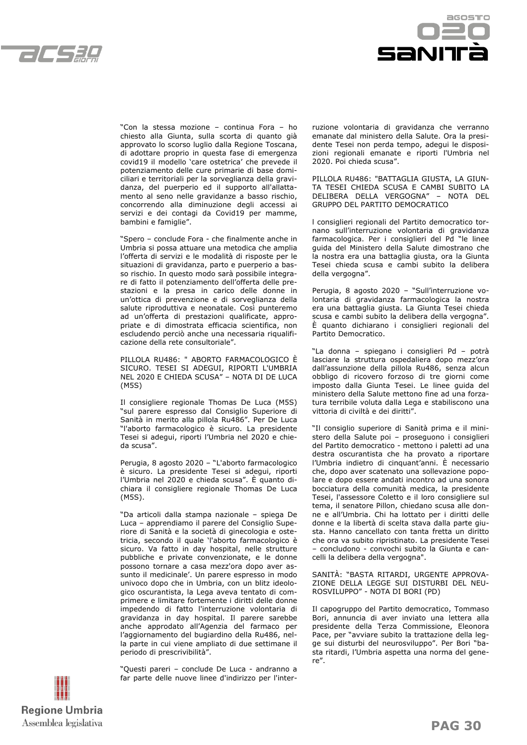"Con la stessa mozione – continua Fora – ho chiesto alla Giunta, sulla scorta di quanto già approvato lo scorso luglio dalla Regione Toscana, di adottare proprio in questa fase di emergenza covid19 il modello 'care ostetrica' che prevede il potenziamento delle cure primarie di base domiciliari e territoriali per la sorveglianza della gravidanza, del puerperio ed il supporto all'allattamento al seno nelle gravidanze a basso rischio, concorrendo alla diminuzione degli accessi ai servizi e dei contagi da Covid19 per mamme, bambini e famiglie".

"Spero – conclude Fora - che finalmente anche in Umbria si possa attuare una metodica che amplia l'offerta di servizi e le modalità di risposte per le situazioni di gravidanza, parto e puerperio a basso rischio. In questo modo sarà possibile integrare di fatto il potenziamento dell'offerta delle prestazioni e la presa in carico delle donne in un'ottica di prevenzione e di sorveglianza della salute riproduttiva e neonatale. Così punteremo ad un'offerta di prestazioni qualificate, appropriate e di dimostrata efficacia scientifica, non escludendo perciò anche una necessaria riqualificazione della rete consultoriale".

PILLOLA RU486: " ABORTO FARMACOLOGICO È SICURO. TESEI SI ADEGUI, RIPORTI L'UMBRIA NEL 2020 E CHIEDA SCUSA" – NOTA DI DE LUCA (M5S)

Il consigliere regionale Thomas De Luca (M5S) "sul parere espresso dal Consiglio Superiore di Sanità in merito alla pillola Ru486". Per De Luca "l'aborto farmacologico è sicuro. La presidente Tesei si adegui, riporti l'Umbria nel 2020 e chieda scusa".

Perugia, 8 agosto 2020 – "L'aborto farmacologico è sicuro. La presidente Tesei si adegui, riporti l'Umbria nel 2020 e chieda scusa". È quanto dichiara il consigliere regionale Thomas De Luca (M5S).

"Da articoli dalla stampa nazionale – spiega De Luca – apprendiamo il parere del Consiglio Superiore di Sanità e la società di ginecologia e ostetricia, secondo il quale 'l'aborto farmacologico è sicuro. Va fatto in day hospital, nelle strutture pubbliche e private convenzionate, e le donne possono tornare a casa mezz'ora dopo aver assunto il medicinale'. Un parere espresso in modo univoco dopo che in Umbria, con un blitz ideologico oscurantista, la Lega aveva tentato di comprimere e limitare fortemente i diritti delle donne impedendo di fatto l'interruzione volontaria di gravidanza in day hospital. Il parere sarebbe anche approdato all'Agenzia del farmaco per l'aggiornamento del bugiardino della Ru486, nella parte in cui viene ampliato di due settimane il periodo di prescrivibilità".

"Questi pareri – conclude De Luca - andranno a far parte delle nuove linee d'indirizzo per l'interruzione volontaria di gravidanza che verranno emanate dal ministero della Salute. Ora la presidente Tesei non perda tempo, adegui le disposizioni regionali emanate e riporti l'Umbria nel 2020. Poi chieda scusa".

PILLOLA RU486: "BATTAGLIA GIUSTA, LA GIUNTA TESEI CHIEDA SCUSA E CAMBI SUBITO LA DELIBERA DELLA VERGOGNA" – NOTA DEL GRUPPO DEL PARTITO DEMOCRATICO

I consiglieri regionali del Partito democratico tornano sull'interruzione volontaria di gravidanza farmacologica. Per i consiglieri del Pd "le linee guida del Ministero della Salute dimostrano che la nostra era una battaglia giusta, ora la Giunta Tesei chieda scusa e cambi subito la delibera della vergogna".

Perugia, 8 agosto 2020 – "Sull'interruzione volontaria di gravidanza farmacologica la nostra era una battaglia giusta. La Giunta Tesei chieda scusa e cambi subito la delibera della vergogna". È quanto dichiarano i consiglieri regionali del Partito Democratico.

"La donna – spiegano i consiglieri Pd – potrà lasciare la struttura ospedaliera dopo mezz'ora dall'assunzione della pillola Ru486, senza alcun obbligo di ricovero forzoso di tre giorni come imposto dalla Giunta Tesei. Le linee guida del ministero della Salute mettono fine ad una forzatura terribile voluta dalla Lega e stabiliscono una vittoria di civiltà e dei diritti".

"Il consiglio superiore di Sanità prima e il ministero della Salute poi – proseguono i consiglieri del Partito democratico - mettono i paletti ad una destra oscurantista che ha provato a riportare l'Umbria indietro di cinquant'anni. È necessario che, dopo aver scatenato una sollevazione popolare e dopo essere andati incontro ad una sonora bocciatura della comunità medica, la presidente Tesei, l'assessore Coletto e il loro consigliere sul tema, il senatore Pillon, chiedano scusa alle donne e all'Umbria. Chi ha lottato per i diritti delle donne e la libertà di scelta stava dalla parte giusta. Hanno cancellato con tanta fretta un diritto che ora va subito ripristinato. La presidente Tesei – concludono - convochi subito la Giunta e cancelli la delibera della vergogna".

SANITÀ: "BASTA RITARDI, URGENTE APPROVAZIONE DELLA LEGGE SUI DISTURBI DEL NEUROSVILUPPO" - NOTA DI BORI (PD)

Il capogruppo del Partito democratico, Tommaso Bori, annuncia di aver inviato una lettera alla presidente della Terza Commissione, Eleonora Pace, per "avviare subito la trattazione della legge sui disturbi del neurosviluppo". Per Bori "basta ritardi, l'Umbria aspetta una norma del genere".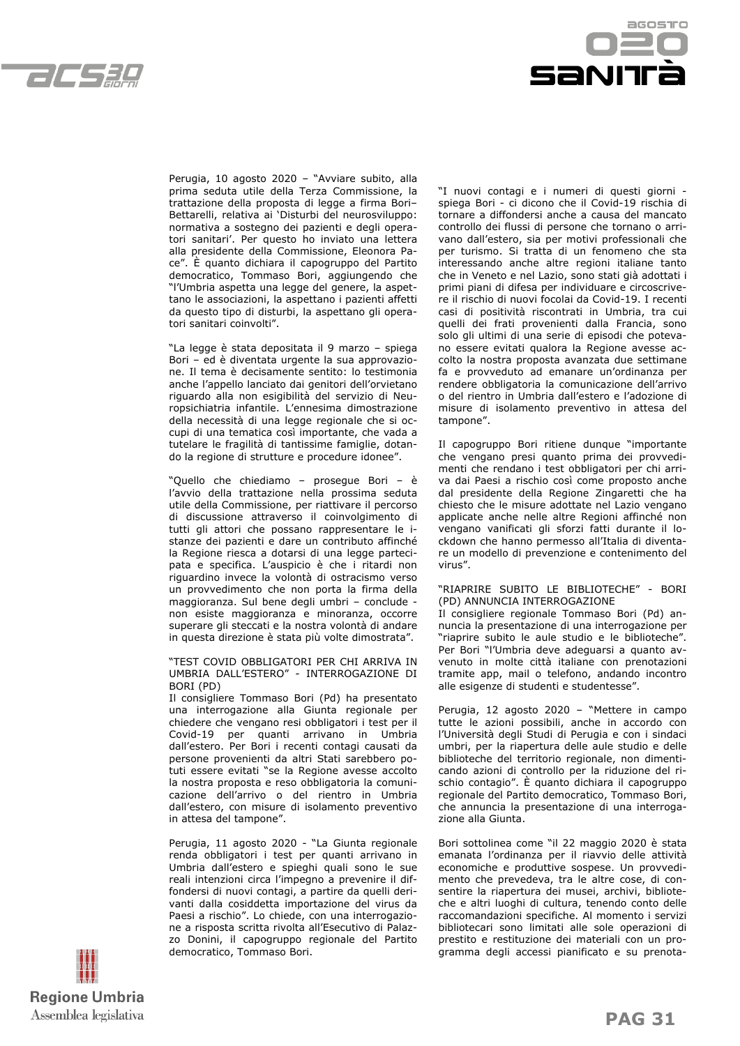Perugia, 10 agosto 2020 – "Avviare subito, alla prima seduta utile della Terza Commissione, la trattazione della proposta di legge a firma Bori–Bettarelli, relativa ai 'Disturbi del neurosviluppo: normativa a sostegno dei pazienti e degli operatori sanitari'. Per questo ho inviato una lettera alla presidente della Commissione, Eleonora Pace". È quanto dichiara il capogruppo del Partito democratico, Tommaso Bori, aggiungendo che "l'Umbria aspetta una legge del genere, la aspettano le associazioni, la aspettano i pazienti affetti da questo tipo di disturbi, la aspettano gli operatori sanitari coinvolti".

"La legge è stata depositata il 9 marzo – spiega Bori – ed è diventata urgente la sua approvazione. Il tema è decisamente sentito: lo testimonia anche l'appello lanciato dai genitori dell'orvietano riguardo alla non esigibilità del servizio di Neuropsichiatria infantile. L'ennesima dimostrazione della necessità di una legge regionale che si occupi di una tematica così importante, che vada a tutelare le fragilità di tantissime famiglie, dotando la regione di strutture e procedure idonee".

"Quello che chiediamo – prosegue Bori – è l'avvio della trattazione nella prossima seduta utile della Commissione, per riattivare il percorso di discussione attraverso il coinvolgimento di tutti gli attori che possano rappresentare le istanze dei pazienti e dare un contributo affinché la Regione riesca a dotarsi di una legge partecipata e specifica. L'auspicio è che i ritardi non riguardino invece la volontà di ostracismo verso un provvedimento che non porta la firma della maggioranza. Sul bene degli umbri – conclude - non esiste maggioranza e minoranza, occorre superare gli steccati e la nostra volontà di andare in questa direzione è stata più volte dimostrata".

"TEST COVID OBBLIGATORI PER CHI ARRIVA IN UMBRIA DALL'ESTERO" - INTERROGAZIONE DI BORI (PD)

Il consigliere Tommaso Bori (Pd) ha presentato una interrogazione alla Giunta regionale per chiedere che vengano resi obbligatori i test per il Covid-19 per quanti arrivano in Umbria dall'estero. Per Bori i recenti contagi causati da persone provenienti da altri Stati sarebbero potuti essere evitati "se la Regione avesse accolto la nostra proposta e reso obbligatoria la comunicazione dell'arrivo o del rientro in Umbria dall'estero, con misure di isolamento preventivo in attesa del tampone".

Perugia, 11 agosto 2020 - "La Giunta regionale renda obbligatori i test per quanti arrivano in Umbria dall'estero e spieghi quali sono le sue reali intenzioni circa l'impegno a prevenire il diffondersi di nuovi contagi, a partire da quelli derivanti dalla cosiddetta importazione del virus da Paesi a rischio". Lo chiede, con una interrogazione a risposta scritta rivolta all'Esecutivo di Palazzo Donini, il capogruppo regionale del Partito democratico, Tommaso Bori.

"I nuovi contagi e i numeri di questi giorni - spiega Bori - ci dicono che il Covid-19 rischia di tornare a diffondersi anche a causa del mancato controllo dei flussi di persone che tornano o arrivano dall'estero, sia per motivi professionali che per turismo. Si tratta di un fenomeno che sta interessando anche altre regioni italiane tanto che in Veneto e nel Lazio, sono stati già adottati i primi piani di difesa per individuare e circoscrivere il rischio di nuovi focolai da Covid-19. I recenti casi di positività riscontrati in Umbria, tra cui quelli dei frati provenienti dalla Francia, sono solo gli ultimi di una serie di episodi che potevano essere evitati qualora la Regione avesse accolto la nostra proposta avanzata due settimane fa e provveduto ad emanare un'ordinanza per rendere obbligatoria la comunicazione dell'arrivo o del rientro in Umbria dall'estero e l'adozione di misure di isolamento preventivo in attesa del tampone".

Il capogruppo Bori ritiene dunque "importante che vengano presi quanto prima dei provvedimenti che rendano i test obbligatori per chi arriva dai Paesi a rischio così come proposto anche dal presidente della Regione Zingaretti che ha chiesto che le misure adottate nel Lazio vengano applicate anche nelle altre Regioni affinché non vengano vanificati gli sforzi fatti durante il lockdown che hanno permesso all'Italia di diventare un modello di prevenzione e contenimento del virus".

"RIAPRIRE SUBITO LE BIBLIOTECHE" - BORI (PD) ANNUNCIA INTERROGAZIONE

Il consigliere regionale Tommaso Bori (Pd) annuncia la presentazione di una interrogazione per "riaprire subito le aule studio e le biblioteche". Per Bori "l'Umbria deve adeguarsi a quanto avvenuto in molte città italiane con prenotazioni tramite app, mail o telefono, andando incontro alle esigenze di studenti e studentesse".

Perugia, 12 agosto 2020 – "Mettere in campo tutte le azioni possibili, anche in accordo con l'Università degli Studi di Perugia e con i sindaci umbri, per la riapertura delle aule studio e delle biblioteche del territorio regionale, non dimenticando azioni di controllo per la riduzione del rischio contagio". È quanto dichiara il capogruppo regionale del Partito democratico, Tommaso Bori, che annuncia la presentazione di una interrogazione alla Giunta.

Bori sottolinea come "il 22 maggio 2020 è stata emanata l'ordinanza per il riavvio delle attività economiche e produttive sospese. Un provvedimento che prevedeva, tra le altre cose, di consentire la riapertura dei musei, archivi, biblioteche e altri luoghi di cultura, tenendo conto delle raccomandazioni specifiche. Al momento i servizi bibliotecari sono limitati alle sole operazioni di prestito e restituzione dei materiali con un programma degli accessi pianificato e su prenota-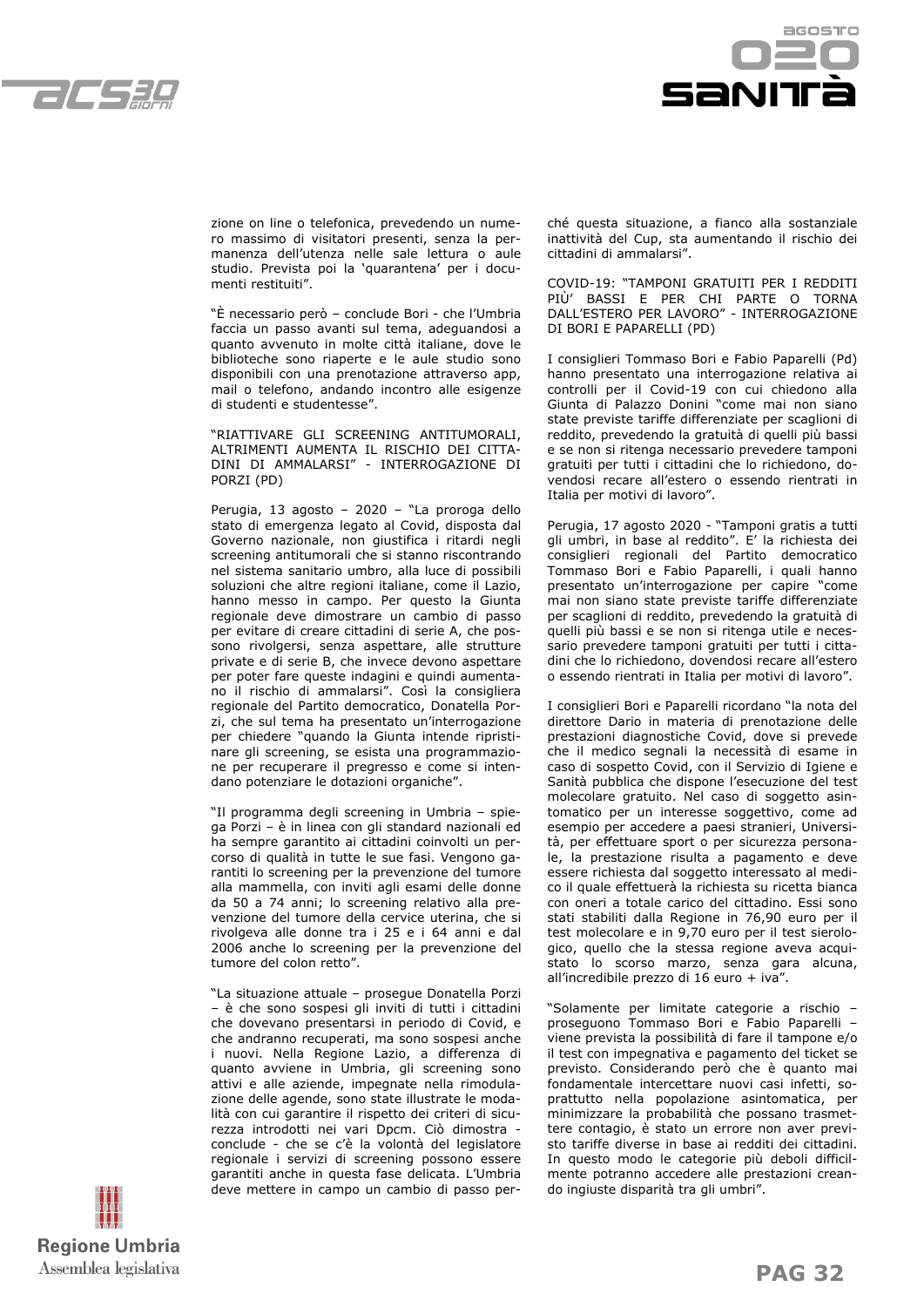zione on line o telefonica, prevedendo un numero massimo di visitatori presenti, senza la permanenza dell'utenza nelle sale lettura o aule studio. Prevista poi la 'quarantena' per i documenti restituiti".

"È necessario però – conclude Bori - che l'Umbria faccia un passo avanti sul tema, adeguandosi a quanto avvenuto in molte città italiane, dove le biblioteche sono riaperte e le aule studio sono disponibili con una prenotazione attraverso app, mail o telefono, andando incontro alle esigenze di studenti e studentesse".

## "RIATTIVARE GLI SCREENING ANTITUMORALI, ALTRIMENTI AUMENTA IL RISCHIO DEI CITTADINI DI AMMALARSI" - INTERROGAZIONE DI PORZI (PD)

Perugia, 13 agosto – 2020 – "La proroga dello stato di emergenza legato al Covid, disposta dal Governo nazionale, non giustifica i ritardi negli screening antitumorali che si stanno riscontrando nel sistema sanitario umbro, alla luce di possibili soluzioni che altre regioni italiane, come il Lazio, hanno messo in campo. Per questo la Giunta regionale deve dimostrare un cambio di passo per evitare di creare cittadini di serie A, che possono rivolgersi, senza aspettare, alle strutture private e di serie B, che invece devono aspettare per poter fare queste indagini e quindi aumentano il rischio di ammalarsi". Così la consigliera regionale del Partito democratico, Donatella Porzi, che sul tema ha presentato un'interrogazione per chiedere "quando la Giunta intende ripristinare gli screening, se esista una programmazione per recuperare il pregresso e come si intendano potenziare le dotazioni organiche".

"Il programma degli screening in Umbria – spiega Porzi – è in linea con gli standard nazionali ed ha sempre garantito ai cittadini coinvolti un percorso di qualità in tutte le sue fasi. Vengono garantiti lo screening per la prevenzione del tumore alla mammella, con inviti agli esami delle donne da 50 a 74 anni; lo screening relativo alla prevenzione del tumore della cervice uterina, che si rivolgeva alle donne tra i 25 e i 64 anni e dal 2006 anche lo screening per la prevenzione del tumore del colon retto".

"La situazione attuale – prosegue Donatella Porzi – è che sono sospesi gli inviti di tutti i cittadini che dovevano presentarsi in periodo di Covid, e che andranno recuperati, ma sono sospesi anche i nuovi. Nella Regione Lazio, a differenza di quanto avviene in Umbria, gli screening sono attivi e alle aziende, impegnate nella rimodulazione delle agende, sono state illustrate le modalità con cui garantire il rispetto dei criteri di sicurezza introdotti nei vari Dpcm. Ciò dimostra - conclude - che se c'è la volontà del legislatore regionale i servizi di screening possono essere garantiti anche in questa fase delicata. L'Umbria deve mettere in campo un cambio di passo perché questa situazione, a fianco alla sostanziale inattività del Cup, sta aumentando il rischio dei cittadini di ammalarsi".

## COVID-19: "TAMPONI GRATUITI PER I REDDITI PIÙ BASSI E PER CHI PARTE O TORNA DALL'ESTERO PER LAVORO" - INTERROGAZIONE DI BORI E PAPARELLI (PD)

I consiglieri Tommaso Bori e Fabio Paparelli (Pd) hanno presentato una interrogazione relativa ai controlli per il Covid-19 con cui chiedono alla Giunta di Palazzo Donini "come mai non siano state previste tariffe differenziate per scaglioni di reddito, prevedendo la gratuità di quelli più bassi e se non si ritenga necessario prevedere tamponi gratuiti per tutti i cittadini che lo richiedono, dovendosi recare all'estero o essendo rientrati in Italia per motivi di lavoro".

Perugia, 17 agosto 2020 - "Tamponi gratis a tutti gli umbri, in base al reddito". E' la richiesta dei consiglieri regionali del Partito democratico Tommaso Bori e Fabio Paparelli, i quali hanno presentato un'interrogazione per capire "come mai non siano state previste tariffe differenziate per scaglioni di reddito, prevedendo la gratuità di quelli più bassi e se non si ritenga utile e necessario prevedere tamponi gratuiti per tutti i cittadini che lo richiedono, dovendosi recare all'estero o essendo rientrati in Italia per motivi di lavoro".

I consiglieri Bori e Paparelli ricordano "la nota del direttore Dario in materia di prenotazione delle prestazioni diagnostiche Covid, dove si prevede che il medico segnali la necessità di esame in caso di sospetto Covid, con il Servizio di Igiene e Sanità pubblica che dispone l'esecuzione del test molecolare gratuito. Nel caso di soggetto asintomatico per un interesse soggettivo, come ad esempio per accedere a paesi stranieri, Università, per effettuare sport o per sicurezza personale, la prestazione risulta a pagamento e deve essere richiesta dal soggetto interessato al medico il quale effettuerà la richiesta su ricetta bianca con oneri a totale carico del cittadino. Essi sono stati stabiliti dalla Regione in 76,90 euro per il test molecolare e in 9,70 euro per il test sierologico, quello che la stessa regione aveva acquistato lo scorso marzo, senza gara alcuna, all'incredibile prezzo di 16 euro + iva".

"Solamente per limitate categorie a rischio – proseguono Tommaso Bori e Fabio Paparelli – viene prevista la possibilità di fare il tampone e/o il test con impegnativa e pagamento del ticket se previsto. Considerando però che è quanto mai fondamentale intercettare nuovi casi infetti, soprattutto nella popolazione asintomatica, per minimizzare la probabilità che possano trasmettere contagio, è stato un errore non aver previsto tariffe diverse in base ai redditi dei cittadini. In questo modo le categorie più deboli difficilmente potranno accedere alle prestazioni creando ingiuste disparità tra gli umbri".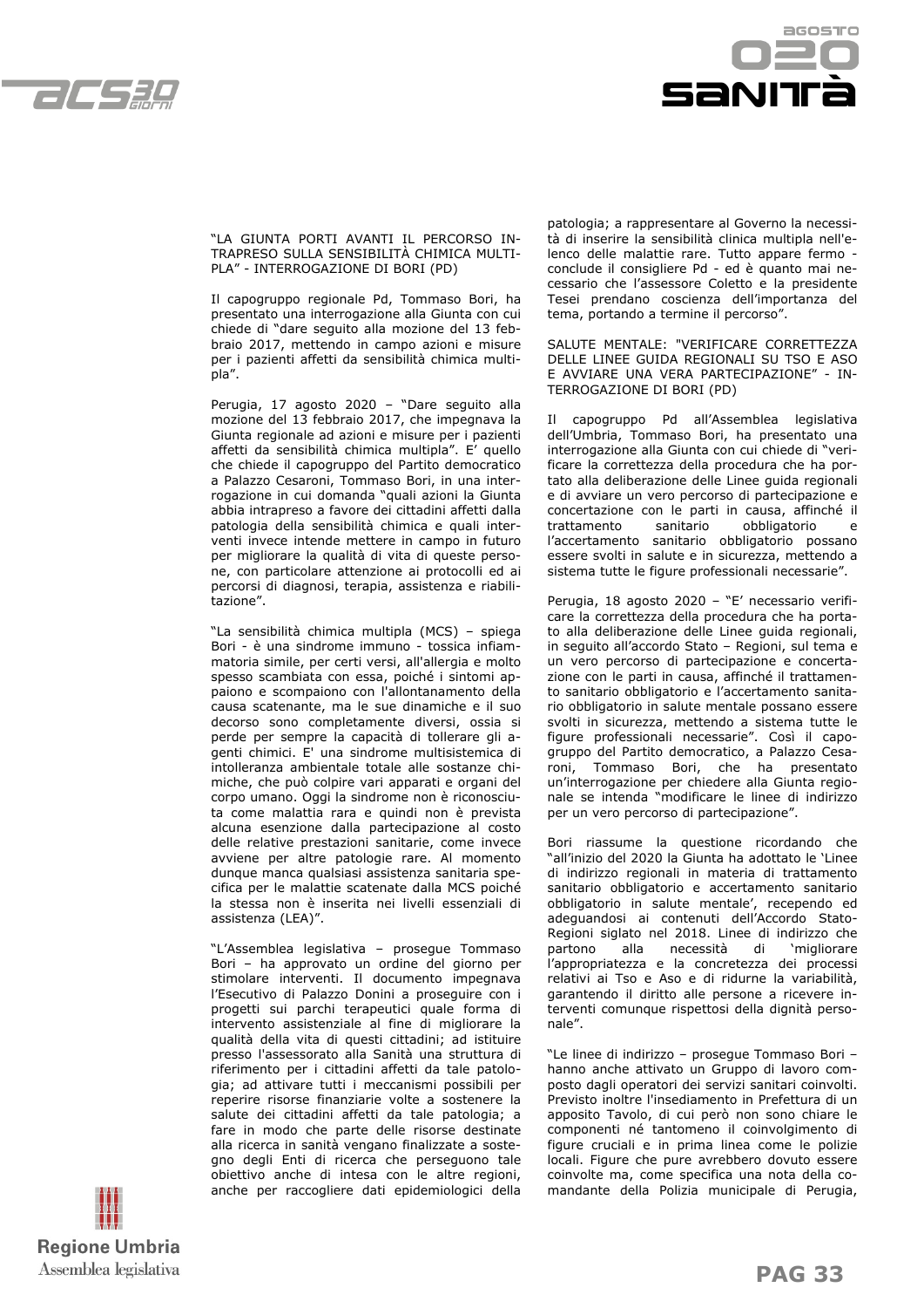## "LA GIUNTA PORTI AVANTI IL PERCORSO INTRAPRESO SULLA SENSIBILITÀ CHIMICA MULTIPLA" - INTERROGAZIONE DI BORI (PD)

Il capogruppo regionale Pd, Tommaso Bori, ha presentato una interrogazione alla Giunta con cui chiede di "dare seguito alla mozione del 13 febbraio 2017, mettendo in campo azioni e misure per i pazienti affetti da sensibilità chimica multipla".

Perugia, 17 agosto 2020 – "Dare seguito alla mozione del 13 febbraio 2017, che impegnava la Giunta regionale ad azioni e misure per i pazienti affetti da sensibilità chimica multipla". E' quello che chiede il capogruppo del Partito democratico a Palazzo Cesaroni, Tommaso Bori, in una interrogazione in cui domanda "quali azioni la Giunta abbia intrapreso a favore dei cittadini affetti dalla patologia della sensibilità chimica e quali interventi invece intende mettere in campo in futuro per migliorare la qualità di vita di queste persone, con particolare attenzione ai protocolli ed ai percorsi di diagnosi, terapia, assistenza e riabilitazione".

"La sensibilità chimica multipla (MCS) – spiega Bori - è una sindrome immuno - tossica infiammatoria simile, per certi versi, all'allergia e molto spesso scambiata con essa, poiché i sintomi appaiono e scompaiono con l'allontanamento della causa scatenante, ma le sue dinamiche e il suo decorso sono completamente diversi, ossia si perde per sempre la capacità di tollerare gli agenti chimici. E' una sindrome multisistemica di intolleranza ambientale totale alle sostanze chimiche, che può colpire vari apparati e organi del corpo umano. Oggi la sindrome non è riconosciuta come malattia rara e quindi non è prevista alcuna esenzione dalla partecipazione al costo delle relative prestazioni sanitarie, come invece avviene per altre patologie rare. Al momento dunque manca qualsiasi assistenza sanitaria specifica per le malattie scatenate dalla MCS poiché la stessa non è inserita nei livelli essenziali di assistenza (LEA)".

"L'Assemblea legislativa – prosegue Tommaso Bori – ha approvato un ordine del giorno per stimolare interventi. Il documento impegnava l'Esecutivo di Palazzo Donini a proseguire con i progetti sui parchi terapeutici quale forma di intervento assistenziale al fine di migliorare la qualità della vita di questi cittadini; ad istituire presso l'assessorato alla Sanità una struttura di riferimento per i cittadini affetti da tale patologia; ad attivare tutti i meccanismi possibili per reperire risorse finanziarie volte a sostenere la salute dei cittadini affetti da tale patologia; a fare in modo che parte delle risorse destinate alla ricerca in sanità vengano finalizzate a sostegno degli Enti di ricerca che perseguono tale obiettivo anche di intesa con le altre regioni, anche per raccogliere dati epidemiologici della patologia; a rappresentare al Governo la necessità di inserire la sensibilità clinica multipla nell'elenco delle malattie rare. Tutto appare fermo - conclude il consigliere Pd - ed è quanto mai necessario che l'assessore Coletto e la presidente Tesei prendano coscienza dell'importanza del tema, portando a termine il percorso".

## SALUTE MENTALE: "VERIFICARE CORRETTEZZA DELLE LINEE GUIDA REGIONALI SU TSO E ASO E AVVIARE UNA VERA PARTECIPAZIONE" - INTERROGAZIONE DI BORI (PD)

Il capogruppo Pd all'Assemblea legislativa dell'Umbria, Tommaso Bori, ha presentato una interrogazione alla Giunta con cui chiede di "verificare la correttezza della procedura che ha portato alla deliberazione delle Linee guida regionali e di avviare un vero percorso di partecipazione e concertazione con le parti in causa, affinché il trattamento sanitario obbligatorio e l'accertamento sanitario obbligatorio possano essere svolti in salute e in sicurezza, mettendo a sistema tutte le figure professionali necessarie".

Perugia, 18 agosto 2020 – "E' necessario verificare la correttezza della procedura che ha portato alla deliberazione delle Linee guida regionali, in seguito all'accordo Stato – Regioni, sul tema e un vero percorso di partecipazione e concertazione con le parti in causa, affinché il trattamento sanitario obbligatorio e l'accertamento sanitario obbligatorio in salute mentale possano essere svolti in sicurezza, mettendo a sistema tutte le figure professionali necessarie". Così il capogruppo del Partito democratico, a Palazzo Cesaroni, Tommaso Bori, che ha presentato un'interrogazione per chiedere alla Giunta regionale se intenda "modificare le linee di indirizzo per un vero percorso di partecipazione".

Bori riassume la questione ricordando che "all'inizio del 2020 la Giunta ha adottato le 'Linee di indirizzo regionali in materia di trattamento sanitario obbligatorio e accertamento sanitario obbligatorio in salute mentale', recependo ed adeguandosi ai contenuti dell'Accordo Stato-Regioni siglato nel 2018. Linee di indirizzo che partono alla necessità di 'migliorare l'appropriatezza e la concretezza dei processi relativi ai Tso e Aso e di ridurne la variabilità, garantendo il diritto alle persone a ricevere interventi comunque rispettosi della dignità personale".

"Le linee di indirizzo – prosegue Tommaso Bori – hanno anche attivato un Gruppo di lavoro composto dagli operatori dei servizi sanitari coinvolti. Previsto inoltre l'insediamento in Prefettura di un apposito Tavolo, di cui però non sono chiare le componenti né tantomeno il coinvolgimento di figure cruciali e in prima linea come le polizie locali. Figure che pure avrebbero dovuto essere coinvolte ma, come specifica una nota della comandante della Polizia municipale di Perugia,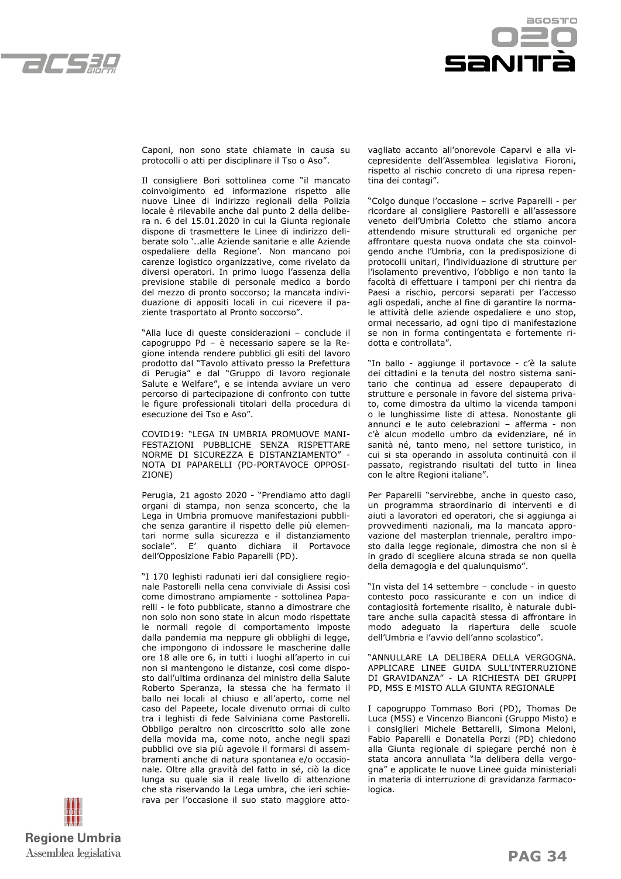Caponi, non sono state chiamate in causa su protocolli o atti per disciplinare il Tso o Aso".

Il consigliere Bori sottolinea come "il mancato coinvolgimento ed informazione rispetto alle nuove Linee di indirizzo regionali della Polizia locale è rilevabile anche dal punto 2 della delibera n. 6 del 15.01.2020 in cui la Giunta regionale dispone di trasmettere le Linee di indirizzo deliberate solo '..alle Aziende sanitarie e alle Aziende ospedaliere della Regione'. Non mancano poi carenze logistico organizzative, come rivelato da diversi operatori. In primo luogo l'assenza della previsione stabile di personale medico a bordo del mezzo di pronto soccorso; la mancata individuazione di appositi locali in cui ricevere il paziente trasportato al Pronto soccorso".

"Alla luce di queste considerazioni – conclude il capogruppo Pd – è necessario sapere se la Regione intenda rendere pubblici gli esiti del lavoro prodotto dal "Tavolo attivato presso la Prefettura di Perugia" e dal "Gruppo di lavoro regionale Salute e Welfare", e se intenda avviare un vero percorso di partecipazione di confronto con tutte le figure professionali titolari della procedura di esecuzione dei Tso e Aso".

COVID19: "LEGA IN UMBRIA PROMUOVE MANIFESTAZIONI PUBBLICHE SENZA RISPETTARE NORME DI SICUREZZA E DISTANZIAMENTO" - NOTA DI PAPARELLI (PD-PORTAVOCE OPPOSIZIONE)

Perugia, 21 agosto 2020 - "Prendiamo atto dagli organi di stampa, non senza sconcerto, che la Lega in Umbria promuove manifestazioni pubbliche senza garantire il rispetto delle più elementari norme sulla sicurezza e il distanziamento sociale". E' quanto dichiara il Portavoce dell'Opposizione Fabio Paparelli (PD).

"I 170 leghisti radunati ieri dal consigliere regionale Pastorelli nella cena conviviale di Assisi così come dimostrano ampiamente - sottolinea Paparelli - le foto pubblicate, stanno a dimostrare che non solo non sono state in alcun modo rispettate le normali regole di comportamento imposte dalla pandemia ma neppure gli obblighi di legge, che impongono di indossare le mascherine dalle ore 18 alle ore 6, in tutti i luoghi all'aperto in cui non si mantengono le distanze, così come disposto dall'ultima ordinanza del ministro della Salute Roberto Speranza, la stessa che ha fermato il ballo nei locali al chiuso e all'aperto, come nel caso del Papeete, locale divenuto ormai di culto tra i leghisti di fede Salviniana come Pastorelli. Obbligo peraltro non circoscritto solo alle zone della movida ma, come noto, anche negli spazi pubblici ove sia più agevole il formarsi di assembramenti anche di natura spontanea e/o occasionale. Oltre alla gravità del fatto in sé, ciò la dice lunga su quale sia il reale livello di attenzione che sta riservando la Lega umbra, che ieri schierava per l'occasione il suo stato maggiore attovagliato accanto all'onorevole Caparvi e alla vicepresidente dell'Assemblea legislativa Fioroni, rispetto al rischio concreto di una ripresa repentina dei contagi".

"Colgo dunque l'occasione – scrive Paparelli - per ricordare al consigliere Pastorelli e all'assessore veneto dell'Umbria Coletto che stiamo ancora attendendo misure strutturali ed organiche per affrontare questa nuova ondata che sta coinvolgendo anche l'Umbria, con la predisposizione di protocolli unitari, l'individuazione di strutture per l'isolamento preventivo, l'obbligo e non tanto la facoltà di effettuare i tamponi per chi rientra da Paesi a rischio, percorsi separati per l'accesso agli ospedali, anche al fine di garantire la normale attività delle aziende ospedaliere e uno stop, ormai necessario, ad ogni tipo di manifestazione se non in forma contingentata e fortemente ridotta e controllata".

"In ballo - aggiunge il portavoce - c'è la salute dei cittadini e la tenuta del nostro sistema sanitario che continua ad essere depauperato di strutture e personale in favore del sistema privato, come dimostra da ultimo la vicenda tamponi o le lunghissime liste di attesa. Nonostante gli annunci e le auto celebrazioni – afferma - non c'è alcun modello umbro da evidenziare, né in sanità né, tanto meno, nel settore turistico, in cui si sta operando in assoluta continuità con il passato, registrando risultati del tutto in linea con le altre Regioni italiane".

Per Paparelli "servirebbe, anche in questo caso, un programma straordinario di interventi e di aiuti a lavoratori ed operatori, che si aggiunga ai provvedimenti nazionali, ma la mancata approvazione del masterplan triennale, peraltro imposto dalla legge regionale, dimostra che non si è in grado di scegliere alcuna strada se non quella della demagogia e del qualunquismo".

"In vista del 14 settembre – conclude - in questo contesto poco rassicurante e con un indice di contagiosità fortemente risalito, è naturale dubitare anche sulla capacità stessa di affrontare in modo adeguato la riapertura delle scuole dell'Umbria e l'avvio dell'anno scolastico".

"ANNULLARE LA DELIBERA DELLA VERGOGNA. APPLICARE LINEE GUIDA SULL'INTERRUZIONE DI GRAVIDANZA" - LA RICHIESTA DEI GRUPPI PD, M5S E MISTO ALLA GIUNTA REGIONALE

I capogruppo Tommaso Bori (PD), Thomas De Luca (M5S) e Vincenzo Bianconi (Gruppo Misto) e i consiglieri Michele Bettarelli, Simona Meloni, Fabio Paparelli e Donatella Porzi (PD) chiedono alla Giunta regionale di spiegare perché non è stata ancora annullata "la delibera della vergogna" e applicate le nuove Linee guida ministeriali in materia di interruzione di gravidanza farmacologica.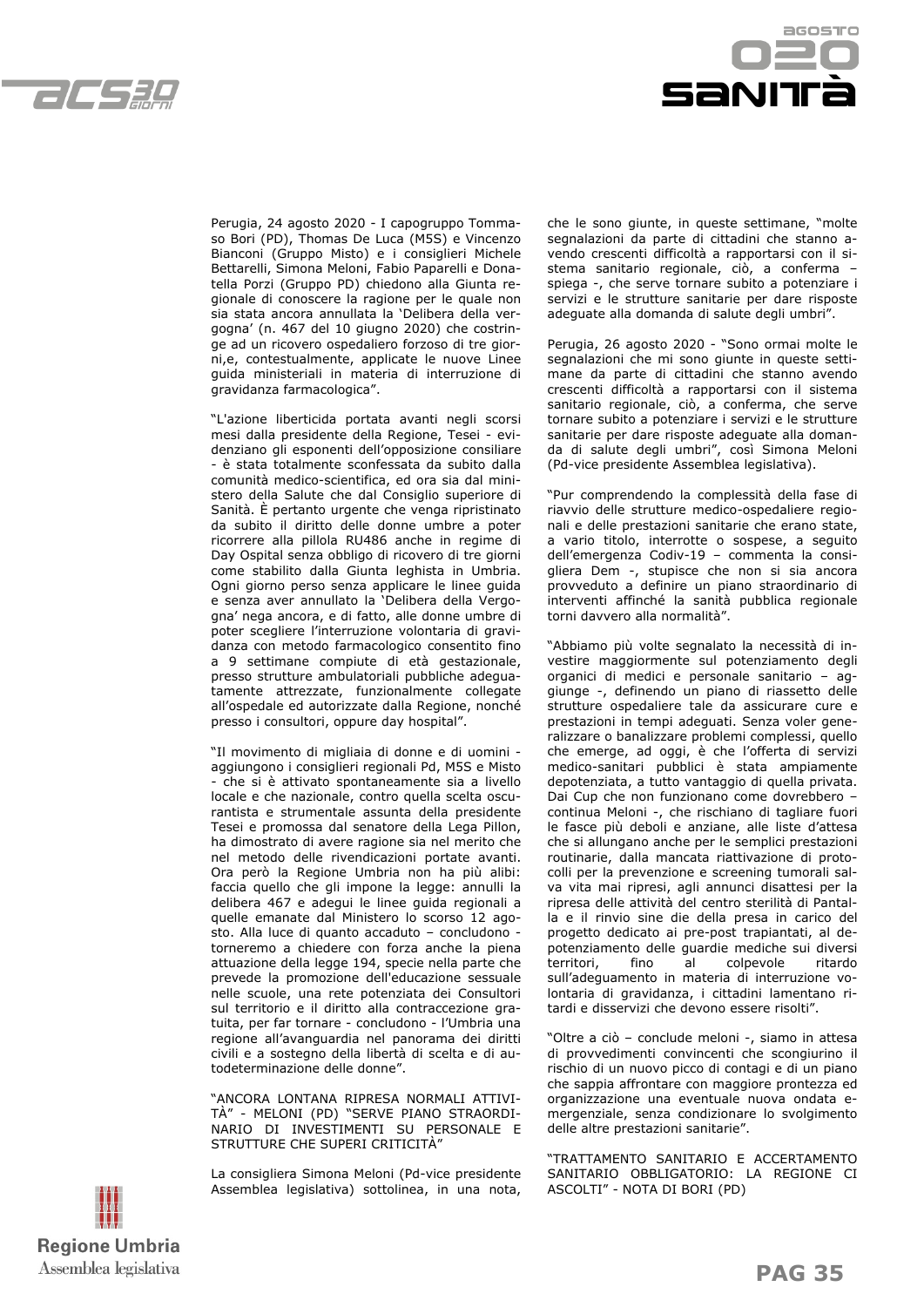Perugia, 24 agosto 2020 - I capogruppo Tommaso Bori (PD), Thomas De Luca (M5S) e Vincenzo Bianconi (Gruppo Misto) e i consiglieri Michele Bettarelli, Simona Meloni, Fabio Paparelli e Donatella Porzi (Gruppo PD) chiedono alla Giunta regionale di conoscere la ragione per le quale non sia stata ancora annullata la 'Delibera della vergogna' (n. 467 del 10 giugno 2020) che costringe ad un ricovero ospedaliero forzoso di tre giorni,e, contestualmente, applicate le nuove Linee guida ministeriali in materia di interruzione di gravidanza farmacologica".

"L'azione liberticida portata avanti negli scorsi mesi dalla presidente della Regione, Tesei - evidenziano gli esponenti dell'opposizione consiliare - è stata totalmente sconfessata da subito dalla comunità medico-scientifica, ed ora sia dal ministero della Salute che dal Consiglio superiore di Sanità. È pertanto urgente che venga ripristinato da subito il diritto delle donne umbre a poter ricorrere alla pillola RU486 anche in regime di Day Ospital senza obbligo di ricovero di tre giorni come stabilito dalla Giunta leghista in Umbria. Ogni giorno perso senza applicare le linee guida e senza aver annullato la 'Delibera della Vergogna' nega ancora, e di fatto, alle donne umbre di poter scegliere l'interruzione volontaria di gravidanza con metodo farmacologico consentito fino a 9 settimane compiute di età gestazionale, presso strutture ambulatoriali pubbliche adeguatamente attrezzate, funzionalmente collegate all'ospedale ed autorizzate dalla Regione, nonché presso i consultori, oppure day hospital".

"Il movimento di migliaia di donne e di uomini - aggiungono i consiglieri regionali Pd, M5S e Misto - che si è attivato spontaneamente sia a livello locale e che nazionale, contro quella scelta oscurantista e strumentale assunta dalla presidente Tesei e promossa dal senatore della Lega Pillon, ha dimostrato di avere ragione sia nel merito che nel metodo delle rivendicazioni portate avanti. Ora però la Regione Umbria non ha più alibi: faccia quello che gli impone la legge: annulli la delibera 467 e adegui le linee guida regionali a quelle emanate dal Ministero lo scorso 12 agosto. Alla luce di quanto accaduto – concludono - torneremo a chiedere con forza anche la piena attuazione della legge 194, specie nella parte che prevede la promozione dell'educazione sessuale nelle scuole, una rete potenziata dei Consultori sul territorio e il diritto alla contraccezione gratuita, per far tornare - concludono - l'Umbria una regione all'avanguardia nel panorama dei diritti civili e a sostegno della libertà di scelta e di autodeterminazione delle donne".

"ANCORA LONTANA RIPRESA NORMALI ATTIVITÀ" - MELONI (PD) "SERVE PIANO STRAORDINARIO DI INVESTIMENTI SU PERSONALE E STRUTTURE CHE SUPERI CRITICITÀ"

La consigliera Simona Meloni (Pd-vice presidente Assemblea legislativa) sottolinea, in una nota, che le sono giunte, in queste settimane, "molte segnalazioni da parte di cittadini che stanno avendo crescenti difficoltà a rapportarsi con il sistema sanitario regionale, ciò, a conferma – spiega -, che serve tornare subito a potenziare i servizi e le strutture sanitarie per dare risposte adeguate alla domanda di salute degli umbri".

Perugia, 26 agosto 2020 - "Sono ormai molte le segnalazioni che mi sono giunte in queste settimane da parte di cittadini che stanno avendo crescenti difficoltà a rapportarsi con il sistema sanitario regionale, ciò, a conferma, che serve tornare subito a potenziare i servizi e le strutture sanitarie per dare risposte adeguate alla domanda di salute degli umbri", così Simona Meloni (Pd-vice presidente Assemblea legislativa).

"Pur comprendendo la complessità della fase di riavvio delle strutture medico-ospedaliere regionali e delle prestazioni sanitarie che erano state, a vario titolo, interrotte o sospese, a seguito dell'emergenza Codiv-19 – commenta la consigliera Dem -, stupisce che non si sia ancora provveduto a definire un piano straordinario di interventi affinché la sanità pubblica regionale torni davvero alla normalità".

"Abbiamo più volte segnalato la necessità di investire maggiormente sul potenziamento degli organici di medici e personale sanitario – aggiunge -, definendo un piano di riassetto delle strutture ospedaliere tale da assicurare cure e prestazioni in tempi adeguati. Senza voler generalizzare o banalizzare problemi complessi, quello che emerge, ad oggi, è che l'offerta di servizi medico-sanitari pubblici è stata ampiamente depotenziata, a tutto vantaggio di quella privata. Dai Cup che non funzionano come dovrebbero – continua Meloni -, che rischiano di tagliare fuori le fasce più deboli e anziane, alle liste d'attesa che si allungano anche per le semplici prestazioni routinarie, dalla mancata riattivazione di protocolli per la prevenzione e screening tumorali salva vita mai ripresi, agli annunci disattesi per la ripresa delle attività del centro sterilità di Pantalla e il rinvio sine die della presa in carico del progetto dedicato ai pre-post trapiantati, al depotenziamento delle guardie mediche sui diversi territori, fino al colpevole ritardo sull'adeguamento in materia di interruzione volontaria di gravidanza, i cittadini lamentano ritardi e disservizi che devono essere risolti".

"Oltre a ciò – conclude meloni -, siamo in attesa di provvedimenti convincenti che scongiurino il rischio di un nuovo picco di contagi e di un piano che sappia affrontare con maggiore prontezza ed organizzazione una eventuale nuova ondata emergenziale, senza condizionare lo svolgimento delle altre prestazioni sanitarie".

"TRATTAMENTO SANITARIO E ACCERTAMENTO SANITARIO OBBLIGATORIO: LA REGIONE CI ASCOLTI" - NOTA DI BORI (PD)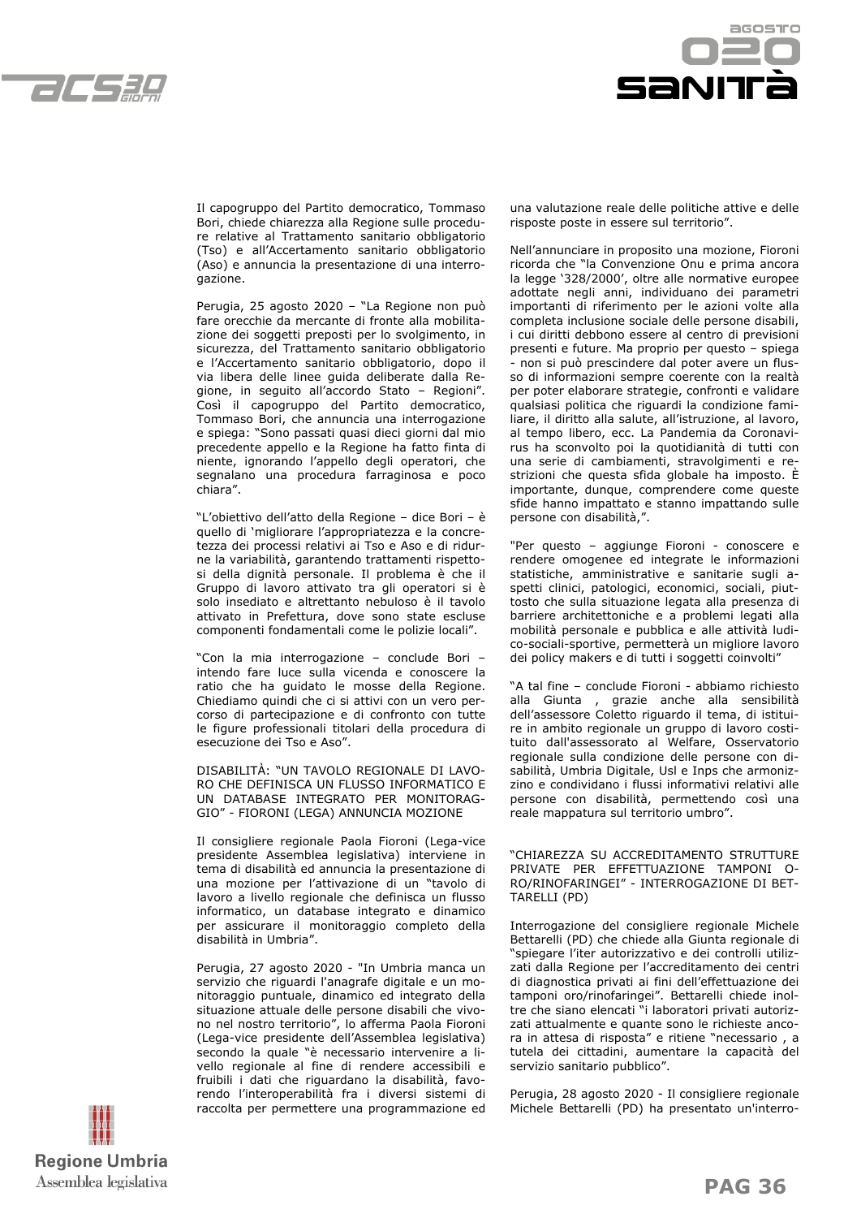Il capogruppo del Partito democratico, Tommaso Bori, chiede chiarezza alla Regione sulle procedure relative al Trattamento sanitario obbligatorio (Tso) e all'Accertamento sanitario obbligatorio (Aso) e annuncia la presentazione di una interrogazione.

Perugia, 25 agosto 2020 – "La Regione non può fare orecchie da mercante di fronte alla mobilitazione dei soggetti preposti per lo svolgimento, in sicurezza, del Trattamento sanitario obbligatorio e l'Accertamento sanitario obbligatorio, dopo il via libera delle linee guida deliberate dalla Regione, in seguito all'accordo Stato – Regioni". Così il capogruppo del Partito democratico, Tommaso Bori, che annuncia una interrogazione e spiega: "Sono passati quasi dieci giorni dal mio precedente appello e la Regione ha fatto finta di niente, ignorando l'appello degli operatori, che segnalano una procedura farraginosa e poco chiara".

"L'obiettivo dell'atto della Regione – dice Bori – è quello di 'migliorare l'appropriatezza e la concretezza dei processi relativi ai Tso e Aso e di ridurne la variabilità, garantendo trattamenti rispettosi della dignità personale. Il problema è che il Gruppo di lavoro attivato tra gli operatori si è solo insediato e altrettanto nebuloso è il tavolo attivato in Prefettura, dove sono state escluse componenti fondamentali come le polizie locali".

"Con la mia interrogazione – conclude Bori – intendo fare luce sulla vicenda e conoscere la ratio che ha guidato le mosse della Regione. Chiediamo quindi che ci si attivi con un vero percorso di partecipazione e di confronto con tutte le figure professionali titolari della procedura di esecuzione dei Tso e Aso".

DISABILITÀ: "UN TAVOLO REGIONALE DI LAVORO CHE DEFINISCA UN FLUSSO INFORMATICO E UN DATABASE INTEGRATO PER MONITORAGGIO" - FIORONI (LEGA) ANNUNCIA MOZIONE

Il consigliere regionale Paola Fioroni (Lega-vice presidente Assemblea legislativa) interviene in tema di disabilità ed annuncia la presentazione di una mozione per l'attivazione di un "tavolo di lavoro a livello regionale che definisca un flusso informatico, un database integrato e dinamico per assicurare il monitoraggio completo della disabilità in Umbria".

Perugia, 27 agosto 2020 - "In Umbria manca un servizio che riguardi l'anagrafe digitale e un monitoraggio puntuale, dinamico ed integrato della situazione attuale delle persone disabili che vivono nel nostro territorio", lo afferma Paola Fioroni (Lega-vice presidente dell'Assemblea legislativa) secondo la quale "è necessario intervenire a livello regionale al fine di rendere accessibili e fruibili i dati che riguardano la disabilità, favorendo l'interoperabilità fra i diversi sistemi di raccolta per permettere una programmazione ed una valutazione reale delle politiche attive e delle risposte poste in essere sul territorio".

Nell'annunciare in proposito una mozione, Fioroni ricorda che "la Convenzione Onu e prima ancora la legge '328/2000', oltre alle normative europee adottate negli anni, individuano dei parametri importanti di riferimento per le azioni volte alla completa inclusione sociale delle persone disabili, i cui diritti debbono essere al centro di previsioni presenti e future. Ma proprio per questo – spiega - non si può prescindere dal poter avere un flusso di informazioni sempre coerente con la realtà per poter elaborare strategie, confronti e validare qualsiasi politica che riguardi la condizione familiare, il diritto alla salute, all'istruzione, al lavoro, al tempo libero, ecc. La Pandemia da Coronavirus ha sconvolto poi la quotidianità di tutti con una serie di cambiamenti, stravolgimenti e restrizioni che questa sfida globale ha imposto. È importante, dunque, comprendere come queste sfide hanno impattato e stanno impattando sulle persone con disabilità,".

"Per questo – aggiunge Fioroni - conoscere e rendere omogenee ed integrate le informazioni statistiche, amministrative e sanitarie sugli aspetti clinici, patologici, economici, sociali, piuttosto che sulla situazione legata alla presenza di barriere architettoniche e a problemi legati alla mobilità personale e pubblica e alle attività ludico-sociali-sportive, permetterà un migliore lavoro dei policy makers e di tutti i soggetti coinvolti"

"A tal fine – conclude Fioroni - abbiamo richiesto alla Giunta , grazie anche alla sensibilità dell'assessore Coletto riguardo il tema, di istituire in ambito regionale un gruppo di lavoro costituito dall'assessorato al Welfare, Osservatorio regionale sulla condizione delle persone con disabilità, Umbria Digitale, Usl e Inps che armonizzino e condividano i flussi informativi relativi alle persone con disabilità, permettendo così una reale mappatura sul territorio umbro".

"CHIAREZZA SU ACCREDITAMENTO STRUTTURE PRIVATE PER EFFETTUAZIONE TAMPONI ORO/RINOFARINGEI" - INTERROGAZIONE DI BETTARELLI (PD)

Interrogazione del consigliere regionale Michele Bettarelli (PD) che chiede alla Giunta regionale di "spiegare l'iter autorizzativo e dei controlli utilizzati dalla Regione per l'accreditamento dei centri di diagnostica privati ai fini dell'effettuazione dei tamponi oro/rinofaringei". Bettarelli chiede inoltre che siano elencati "i laboratori privati autorizzati attualmente e quante sono le richieste ancora in attesa di risposta" e ritiene "necessario , a tutela dei cittadini, aumentare la capacità del servizio sanitario pubblico".

Perugia, 28 agosto 2020 - Il consigliere regionale Michele Bettarelli (PD) ha presentato un'interro-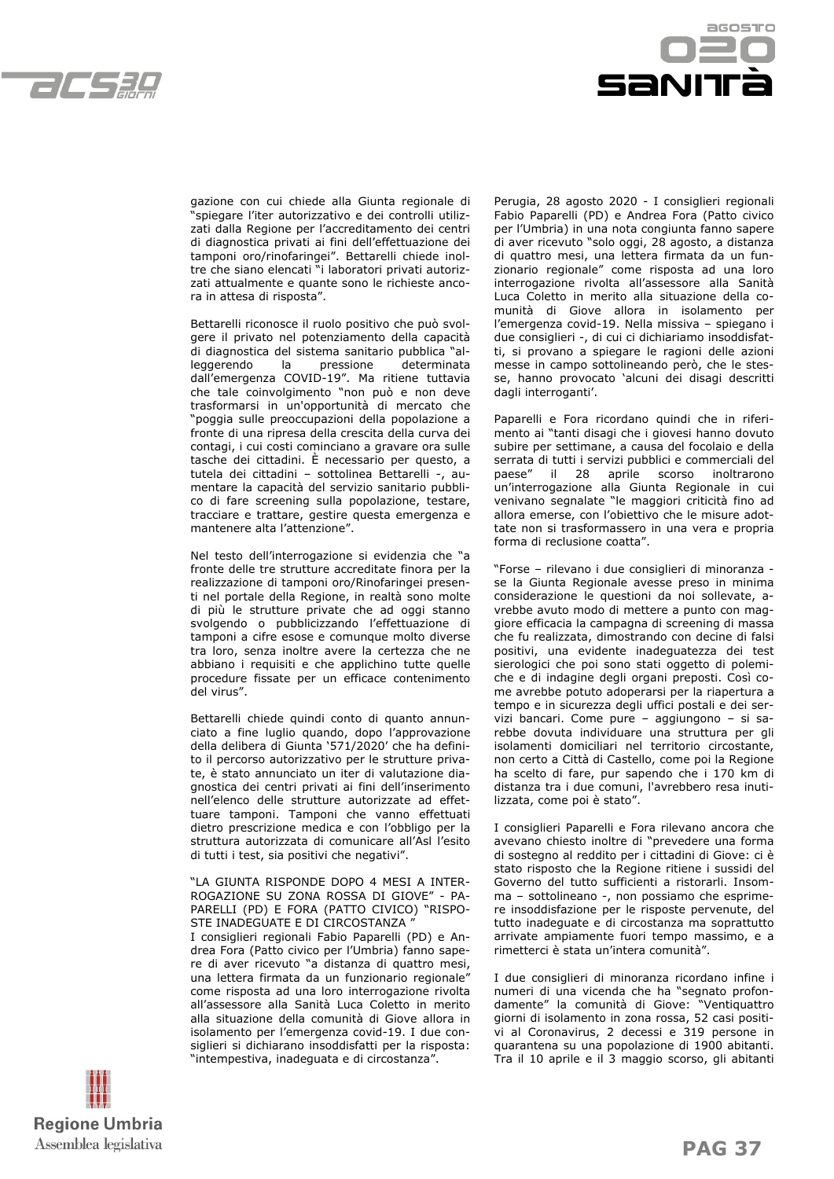gazione con cui chiede alla Giunta regionale di "spiegare l'iter autorizzativo e dei controlli utilizzati dalla Regione per l'accreditamento dei centri di diagnostica privati ai fini dell'effettuazione dei tamponi oro/rinofaringei". Bettarelli chiede inoltre che siano elencati "i laboratori privati autorizzati attualmente e quante sono le richieste ancora in attesa di risposta".

Bettarelli riconosce il ruolo positivo che può svolgere il privato nel potenziamento della capacità di diagnostica del sistema sanitario pubblica "alleggerendo la pressione determinata dall'emergenza COVID-19". Ma ritiene tuttavia che tale coinvolgimento "non può e non deve trasformarsi in un'opportunità di mercato che "poggia sulle preoccupazioni della popolazione a fronte di una ripresa della crescita della curva dei contagi, i cui costi cominciano a gravare ora sulle tasche dei cittadini. È necessario per questo, a tutela dei cittadini – sottolinea Bettarelli -, aumentare la capacità del servizio sanitario pubblico di fare screening sulla popolazione, testare, tracciare e trattare, gestire questa emergenza e mantenere alta l'attenzione".

Nel testo dell'interrogazione si evidenzia che "a fronte delle tre strutture accreditate finora per la realizzazione di tamponi oro/Rinofaringei presenti nel portale della Regione, in realtà sono molte di più le strutture private che ad oggi stanno svolgendo o pubblicizzando l'effettuazione di tamponi a cifre esose e comunque molto diverse tra loro, senza inoltre avere la certezza che ne abbiano i requisiti e che applichino tutte quelle procedure fissate per un efficace contenimento del virus".

Bettarelli chiede quindi conto di quanto annunciato a fine luglio quando, dopo l'approvazione della delibera di Giunta '571/2020' che ha definito il percorso autorizzativo per le strutture private, è stato annunciato un iter di valutazione diagnostica dei centri privati ai fini dell'inserimento nell'elenco delle strutture autorizzate ad effettuare tamponi. Tamponi che vanno effettuati dietro prescrizione medica e con l'obbligo per la struttura autorizzata di comunicare all'Asl l'esito di tutti i test, sia positivi che negativi".

"LA GIUNTA RISPONDE DOPO 4 MESI A INTERROGAZIONE SU ZONA ROSSA DI GIOVE" - PAPARELLI (PD) E FORA (PATTO CIVICO) "RISPOSTE INADEGUATE E DI CIRCOSTANZA "

I consiglieri regionali Fabio Paparelli (PD) e Andrea Fora (Patto civico per l'Umbria) fanno sapere di aver ricevuto "a distanza di quattro mesi, una lettera firmata da un funzionario regionale" come risposta ad una loro interrogazione rivolta all'assessore alla Sanità Luca Coletto in merito alla situazione della comunità di Giove allora in isolamento per l'emergenza covid-19. I due consiglieri si dichiarano insoddisfatti per la risposta: "intempestiva, inadeguata e di circostanza".

Perugia, 28 agosto 2020 - I consiglieri regionali Fabio Paparelli (PD) e Andrea Fora (Patto civico per l'Umbria) in una nota congiunta fanno sapere di aver ricevuto "solo oggi, 28 agosto, a distanza di quattro mesi, una lettera firmata da un funzionario regionale" come risposta ad una loro interrogazione rivolta all'assessore alla Sanità Luca Coletto in merito alla situazione della comunità di Giove allora in isolamento per l'emergenza covid-19. Nella missiva – spiegano i due consiglieri -, di cui ci dichiariamo insoddisfatti, si provano a spiegare le ragioni delle azioni messe in campo sottolineando però, che le stesse, hanno provocato 'alcuni dei disagi descritti dagli interroganti'.

Paparelli e Fora ricordano quindi che in riferimento ai "tanti disagi che i giovesi hanno dovuto subire per settimane, a causa del focolaio e della serrata di tutti i servizi pubblici e commerciali del paese" il 28 aprile scorso inoltrarono un'interrogazione alla Giunta Regionale in cui venivano segnalate "le maggiori criticità fino ad allora emerse, con l'obiettivo che le misure adottate non si trasformassero in una vera e propria forma di reclusione coatta".

"Forse – rilevano i due consiglieri di minoranza - se la Giunta Regionale avesse preso in minima considerazione le questioni da noi sollevate, avrebbe avuto modo di mettere a punto con maggiore efficacia la campagna di screening di massa che fu realizzata, dimostrando con decine di falsi positivi, una evidente inadeguatezza dei test sierologici che poi sono stati oggetto di polemiche e di indagine degli organi preposti. Così come avrebbe potuto adoperarsi per la riapertura a tempo e in sicurezza degli uffici postali e dei servizi bancari. Come pure – aggiungono – si sarebbe dovuta individuare una struttura per gli isolamenti domiciliari nel territorio circostante, non certo a Città di Castello, come poi la Regione ha scelto di fare, pur sapendo che i 170 km di distanza tra i due comuni, l'avrebbero resa inutilizzata, come poi è stato".

I consiglieri Paparelli e Fora rilevano ancora che avevano chiesto inoltre di "prevedere una forma di sostegno al reddito per i cittadini di Giove: ci è stato risposto che la Regione ritiene i sussidi del Governo del tutto sufficienti a ristorarli. Insomma – sottolineano -, non possiamo che esprimere insoddisfazione per le risposte pervenute, del tutto inadeguate e di circostanza ma soprattutto arrivate ampiamente fuori tempo massimo, e a rimetterci è stata un'intera comunità".

I due consiglieri di minoranza ricordano infine i numeri di una vicenda che ha "segnato profondamente" la comunità di Giove: "Ventiquattro giorni di isolamento in zona rossa, 52 casi positivi al Coronavirus, 2 decessi e 319 persone in quarantena su una popolazione di 1900 abitanti. Tra il 10 aprile e il 3 maggio scorso, gli abitanti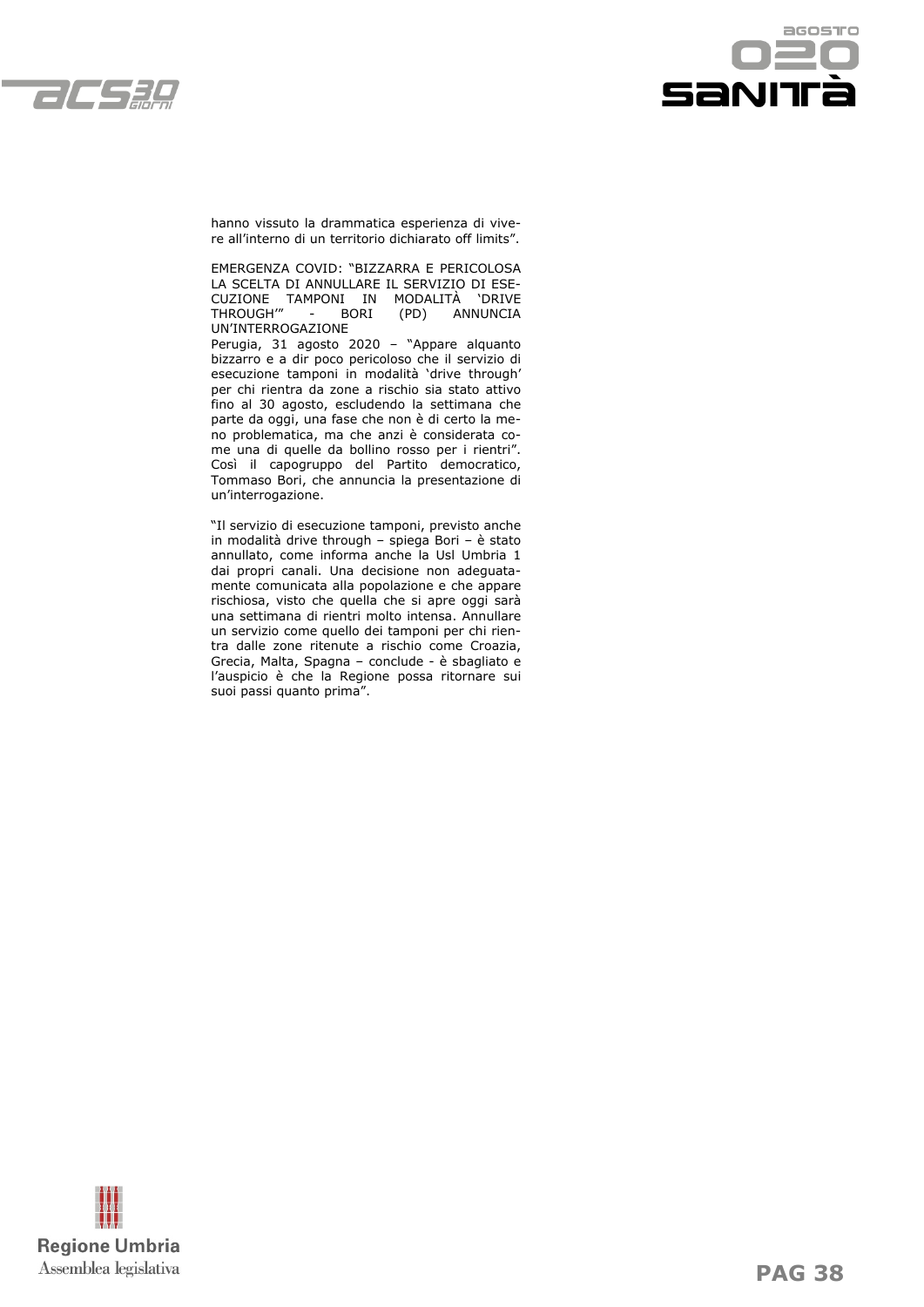hanno vissuto la drammatica esperienza di vivere all'interno di un territorio dichiarato off limits".

EMERGENZA COVID: "BIZZARRA E PERICOLOSA LA SCELTA DI ANNULLARE IL SERVIZIO DI ESECUZIONE TAMPONI IN MODALITÀ 'DRIVE THROUGH'" - BORI (PD) ANNUNCIA UN'INTERROGAZIONE

Perugia, 31 agosto 2020 – "Appare alquanto bizzarro e a dir poco pericoloso che il servizio di esecuzione tamponi in modalità 'drive through' per chi rientra da zone a rischio sia stato attivo fino al 30 agosto, escludendo la settimana che parte da oggi, una fase che non è di certo la meno problematica, ma che anzi è considerata come una di quelle da bollino rosso per i rientri". Così il capogruppo del Partito democratico, Tommaso Bori, che annuncia la presentazione di un'interrogazione.

"Il servizio di esecuzione tamponi, previsto anche in modalità drive through – spiega Bori – è stato annullato, come informa anche la Usl Umbria 1 dai propri canali. Una decisione non adeguatamente comunicata alla popolazione e che appare rischiosa, visto che quella che si apre oggi sarà una settimana di rientri molto intensa. Annullare un servizio come quello dei tamponi per chi rientra dalle zone ritenute a rischio come Croazia, Grecia, Malta, Spagna – conclude - è sbagliato e l'auspicio è che la Regione possa ritornare sui suoi passi quanto prima".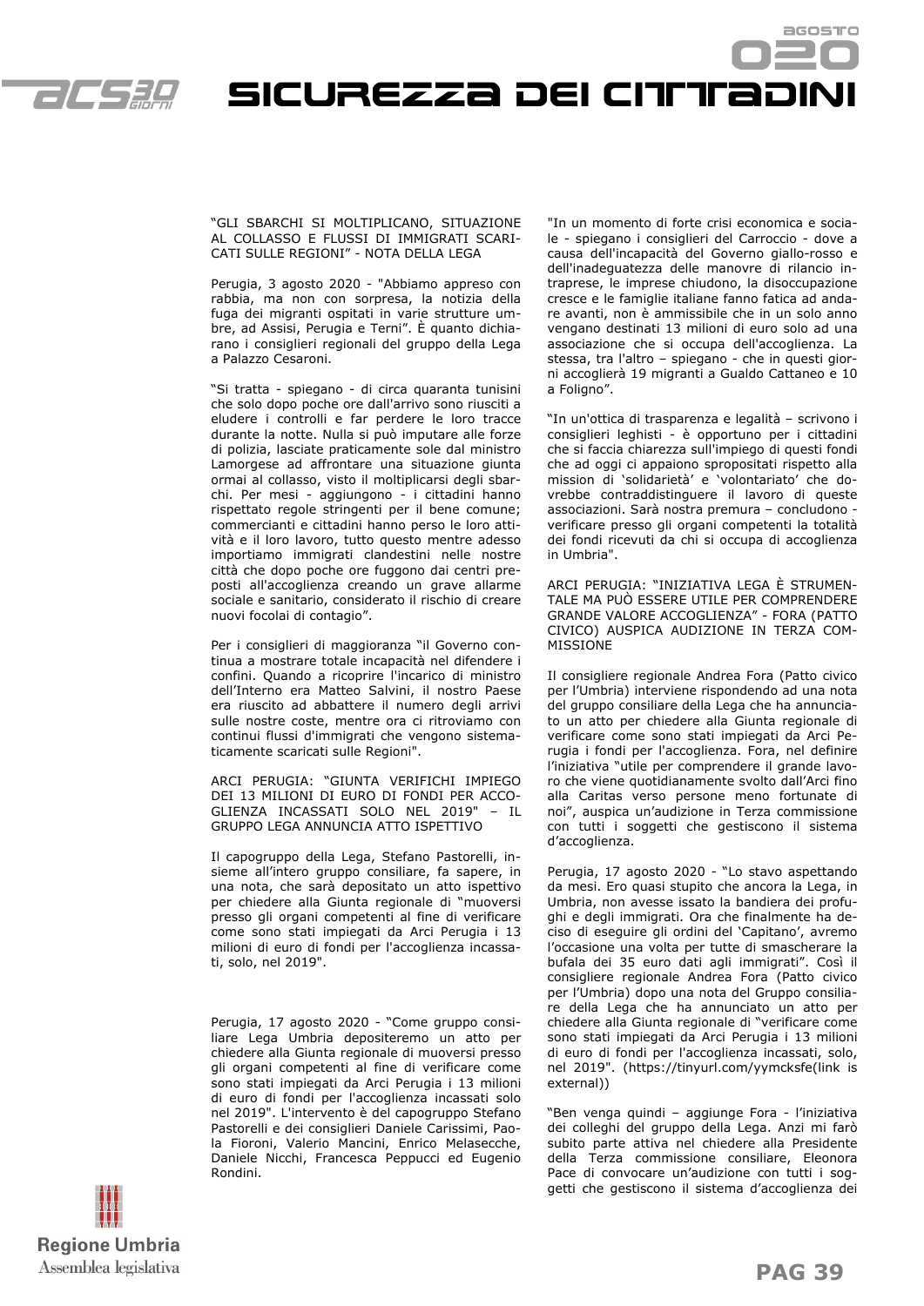"GLI SBARCHI SI MOLTIPLICANO, SITUAZIONE AL COLLASSO E FLUSSI DI IMMIGRATI SCARICATI SULLE REGIONI" - NOTA DELLA LEGA

Perugia, 3 agosto 2020 - "Abbiamo appreso con rabbia, ma non con sorpresa, la notizia della fuga dei migranti ospitati in varie strutture umbre, ad Assisi, Perugia e Terni". È quanto dichiarano i consiglieri regionali del gruppo della Lega a Palazzo Cesaroni.

"Si tratta - spiegano - di circa quaranta tunisini che solo dopo poche ore dall'arrivo sono riusciti a eludere i controlli e far perdere le loro tracce durante la notte. Nulla si può imputare alle forze di polizia, lasciate praticamente sole dal ministro Lamorgese ad affrontare una situazione giunta ormai al collasso, visto il moltiplicarsi degli sbarchi. Per mesi - aggiungono - i cittadini hanno rispettato regole stringenti per il bene comune; commercianti e cittadini hanno perso le loro attività e il loro lavoro, tutto questo mentre adesso importiamo immigrati clandestini nelle nostre città che dopo poche ore fuggono dai centri preposti all'accoglienza creando un grave allarme sociale e sanitario, considerato il rischio di creare nuovi focolai di contagio".

Per i consiglieri di maggioranza "il Governo continua a mostrare totale incapacità nel difendere i confini. Quando a ricoprire l'incarico di ministro dell'Interno era Matteo Salvini, il nostro Paese era riuscito ad abbattere il numero degli arrivi sulle nostre coste, mentre ora ci ritroviamo con continui flussi d'immigrati che vengono sistematicamente scaricati sulle Regioni".

ARCI PERUGIA: "GIUNTA VERIFICHI IMPIEGO DEI 13 MILIONI DI EURO DI FONDI PER ACCOGLIENZA INCASSATI SOLO NEL 2019" – IL GRUPPO LEGA ANNUNCIA ATTO ISPETTIVO

Il capogruppo della Lega, Stefano Pastorelli, insieme all'intero gruppo consiliare, fa sapere, in una nota, che sarà depositato un atto ispettivo per chiedere alla Giunta regionale di "muoversi presso gli organi competenti al fine di verificare come sono stati impiegati da Arci Perugia i 13 milioni di euro di fondi per l'accoglienza incassati, solo, nel 2019".

Perugia, 17 agosto 2020 - "Come gruppo consiliare Lega Umbria depositeremo un atto per chiedere alla Giunta regionale di muoversi presso gli organi competenti al fine di verificare come sono stati impiegati da Arci Perugia i 13 milioni di euro di fondi per l'accoglienza incassati solo nel 2019". L'intervento è del capogruppo Stefano Pastorelli e dei consiglieri Daniele Carissimi, Paola Fioroni, Valerio Mancini, Enrico Melasecche, Daniele Nicchi, Francesca Peppucci ed Eugenio Rondini.

"In un momento di forte crisi economica e sociale - spiegano i consiglieri del Carroccio - dove a causa dell'incapacità del Governo giallo-rosso e dell'inadeguatezza delle manovre di rilancio intraprese, le imprese chiudono, la disoccupazione cresce e le famiglie italiane fanno fatica ad andare avanti, non è ammissibile che in un solo anno vengano destinati 13 milioni di euro solo ad una associazione che si occupa dell'accoglienza. La stessa, tra l'altro – spiegano - che in questi giorni accoglierà 19 migranti a Gualdo Cattaneo e 10 a Foligno".

"In un'ottica di trasparenza e legalità – scrivono i consiglieri leghisti - è opportuno per i cittadini che si faccia chiarezza sull'impiego di questi fondi che ad oggi ci appaiono spropositati rispetto alla mission di 'solidarietà' e 'volontariato' che dovrebbe contraddistinguere il lavoro di queste associazioni. Sarà nostra premura – concludono - verificare presso gli organi competenti la totalità dei fondi ricevuti da chi si occupa di accoglienza in Umbria".

ARCI PERUGIA: "INIZIATIVA LEGA È STRUMENTALE MA PUÒ ESSERE UTILE PER COMPRENDERE GRANDE VALORE ACCOGLIENZA" - FORA (PATTO CIVICO) AUSPICA AUDIZIONE IN TERZA COMMISSIONE

Il consigliere regionale Andrea Fora (Patto civico per l'Umbria) interviene rispondendo ad una nota del gruppo consiliare della Lega che ha annunciato un atto per chiedere alla Giunta regionale di verificare come sono stati impiegati da Arci Perugia i fondi per l'accoglienza. Fora, nel definire l'iniziativa "utile per comprendere il grande lavoro che viene quotidianamente svolto dall'Arci fino alla Caritas verso persone meno fortunate di noi", auspica un'audizione in Terza commissione con tutti i soggetti che gestiscono il sistema d'accoglienza.

Perugia, 17 agosto 2020 - "Lo stavo aspettando da mesi. Ero quasi stupito che ancora la Lega, in Umbria, non avesse issato la bandiera dei profughi e degli immigrati. Ora che finalmente ha deciso di eseguire gli ordini del 'Capitano', avremo l'occasione una volta per tutte di smascherare la bufala dei 35 euro dati agli immigrati". Così il consigliere regionale Andrea Fora (Patto civico per l'Umbria) dopo una nota del Gruppo consiliare della Lega che ha annunciato un atto per chiedere alla Giunta regionale di "verificare come sono stati impiegati da Arci Perugia i 13 milioni di euro di fondi per l'accoglienza incassati, solo, nel 2019". (https://tinyurl.com/yymcksfe(link is external))

"Ben venga quindi – aggiunge Fora - l'iniziativa dei colleghi del gruppo della Lega. Anzi mi farò subito parte attiva nel chiedere alla Presidente della Terza commissione consiliare, Eleonora Pace di convocare un'audizione con tutti i soggetti che gestiscono il sistema d'accoglienza dei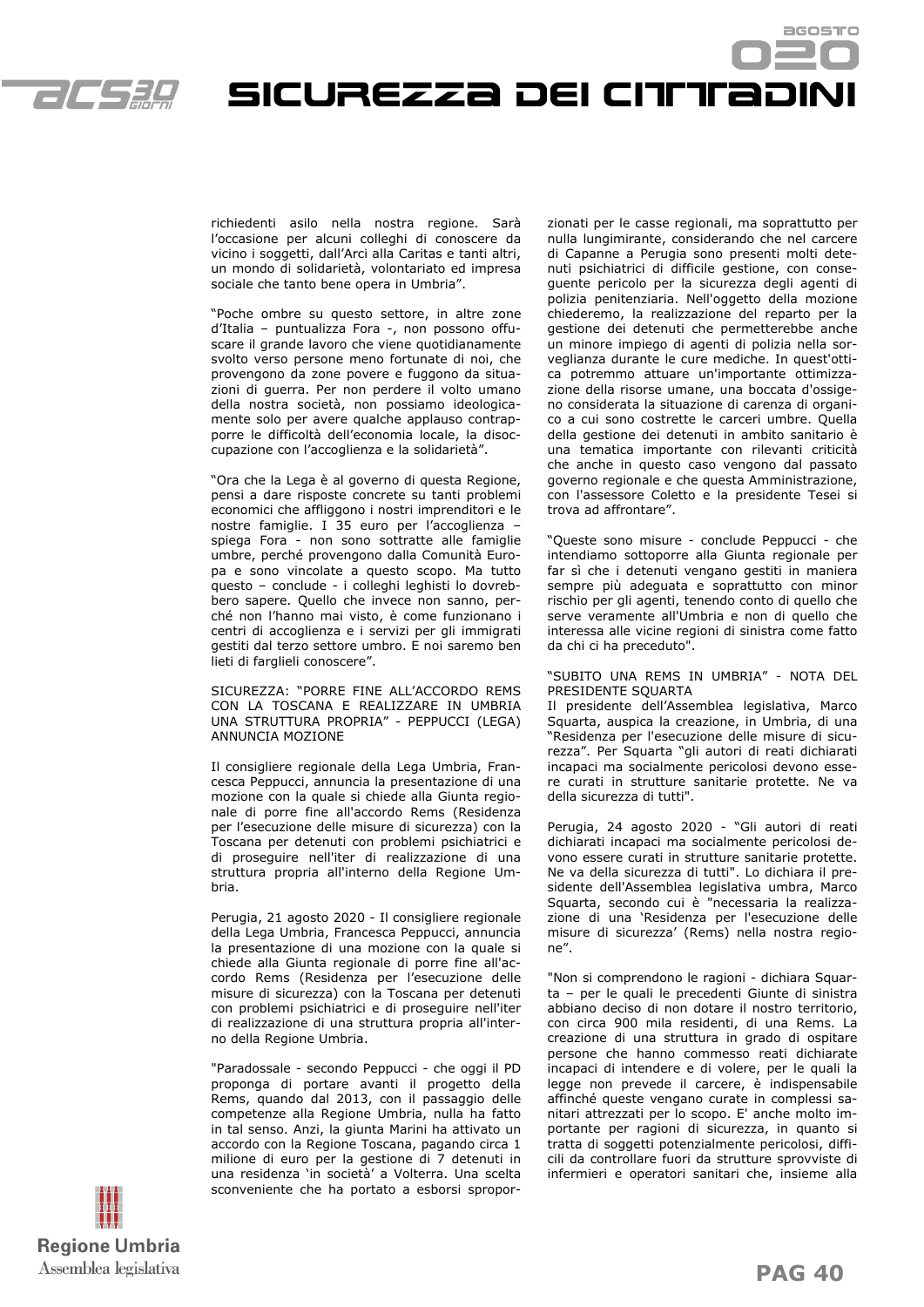richiedenti asilo nella nostra regione. Sarà l'occasione per alcuni colleghi di conoscere da vicino i soggetti, dall'Arci alla Caritas e tanti altri, un mondo di solidarietà, volontariato ed impresa sociale che tanto bene opera in Umbria".

"Poche ombre su questo settore, in altre zone d'Italia – puntualizza Fora -, non possono offuscare il grande lavoro che viene quotidianamente svolto verso persone meno fortunate di noi, che provengono da zone povere e fuggono da situazioni di guerra. Per non perdere il volto umano della nostra società, non possiamo ideologicamente solo per avere qualche applauso contrapporre le difficoltà dell'economia locale, la disoccupazione con l'accoglienza e la solidarietà".

"Ora che la Lega è al governo di questa Regione, pensi a dare risposte concrete su tanti problemi economici che affliggono i nostri imprenditori e le nostre famiglie. I 35 euro per l'accoglienza – spiega Fora - non sono sottratte alle famiglie umbre, perché provengono dalla Comunità Europa e sono vincolate a questo scopo. Ma tutto questo – conclude - i colleghi leghisti lo dovrebbero sapere. Quello che invece non sanno, perché non l'hanno mai visto, è come funzionano i centri di accoglienza e i servizi per gli immigrati gestiti dal terzo settore umbro. E noi saremo ben lieti di farglieli conoscere".

SICUREZZA: "PORRE FINE ALL'ACCORDO REMS CON LA TOSCANA E REALIZZARE IN UMBRIA UNA STRUTTURA PROPRIA" - PEPPUCCI (LEGA) ANNUNCIA MOZIONE

Il consigliere regionale della Lega Umbria, Francesca Peppucci, annuncia la presentazione di una mozione con la quale si chiede alla Giunta regionale di porre fine all'accordo Rems (Residenza per l'esecuzione delle misure di sicurezza) con la Toscana per detenuti con problemi psichiatrici e di proseguire nell'iter di realizzazione di una struttura propria all'interno della Regione Umbria.

Perugia, 21 agosto 2020 - Il consigliere regionale della Lega Umbria, Francesca Peppucci, annuncia la presentazione di una mozione con la quale si chiede alla Giunta regionale di porre fine all'accordo Rems (Residenza per l'esecuzione delle misure di sicurezza) con la Toscana per detenuti con problemi psichiatrici e di proseguire nell'iter di realizzazione di una struttura propria all'interno della Regione Umbria.

"Paradossale - secondo Peppucci - che oggi il PD proponga di portare avanti il progetto della Rems, quando dal 2013, con il passaggio delle competenze alla Regione Umbria, nulla ha fatto in tal senso. Anzi, la giunta Marini ha attivato un accordo con la Regione Toscana, pagando circa 1 milione di euro per la gestione di 7 detenuti in una residenza 'in società' a Volterra. Una scelta sconveniente che ha portato a esborsi sproporzionati per le casse regionali, ma soprattutto per nulla lungimirante, considerando che nel carcere di Capanne a Perugia sono presenti molti detenuti psichiatrici di difficile gestione, con conseguente pericolo per la sicurezza degli agenti di polizia penitenziaria. Nell'oggetto della mozione chiederemo, la realizzazione del reparto per la gestione dei detenuti che permetterebbe anche un minore impiego di agenti di polizia nella sorveglianza durante le cure mediche. In quest'ottica potremmo attuare un'importante ottimizzazione della risorse umane, una boccata d'ossigeno considerata la situazione di carenza di organico a cui sono costrette le carceri umbre. Quella della gestione dei detenuti in ambito sanitario è una tematica importante con rilevanti criticità che anche in questo caso vengono dal passato governo regionale e che questa Amministrazione, con l'assessore Coletto e la presidente Tesei si trova ad affrontare".

"Queste sono misure - conclude Peppucci - che intendiamo sottoporre alla Giunta regionale per far sì che i detenuti vengano gestiti in maniera sempre più adeguata e soprattutto con minor rischio per gli agenti, tenendo conto di quello che serve veramente all'Umbria e non di quello che interessa alle vicine regioni di sinistra come fatto da chi ci ha preceduto".

"SUBITO UNA REMS IN UMBRIA" - NOTA DEL PRESIDENTE SQUARTA

Il presidente dell'Assemblea legislativa, Marco Squarta, auspica la creazione, in Umbria, di una "Residenza per l'esecuzione delle misure di sicurezza". Per Squarta "gli autori di reati dichiarati incapaci ma socialmente pericolosi devono essere curati in strutture sanitarie protette. Ne va della sicurezza di tutti".

Perugia, 24 agosto 2020 - "Gli autori di reati dichiarati incapaci ma socialmente pericolosi devono essere curati in strutture sanitarie protette. Ne va della sicurezza di tutti". Lo dichiara il presidente dell'Assemblea legislativa umbra, Marco Squarta, secondo cui è "necessaria la realizzazione di una 'Residenza per l'esecuzione delle misure di sicurezza' (Rems) nella nostra regione".

"Non si comprendono le ragioni - dichiara Squarta – per le quali le precedenti Giunte di sinistra abbiano deciso di non dotare il nostro territorio, con circa 900 mila residenti, di una Rems. La creazione di una struttura in grado di ospitare persone che hanno commesso reati dichiarate incapaci di intendere e di volere, per le quali la legge non prevede il carcere, è indispensabile affinché queste vengano curate in complessi sanitari attrezzati per lo scopo. E' anche molto importante per ragioni di sicurezza, in quanto si tratta di soggetti potenzialmente pericolosi, difficili da controllare fuori da strutture sprovviste di infermieri e operatori sanitari che, insieme alla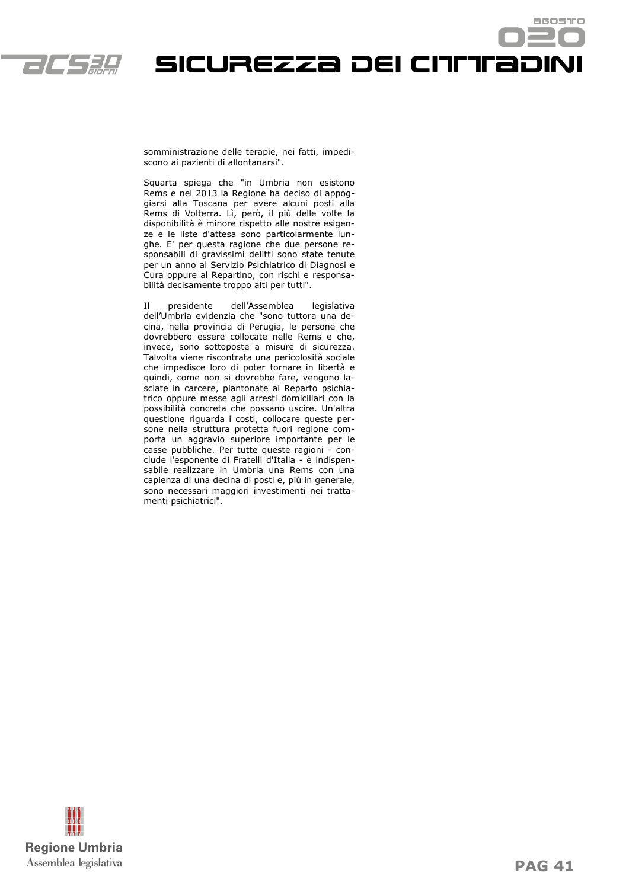somministrazione delle terapie, nei fatti, impediscono ai pazienti di allontanarsi".

Squarta spiega che "in Umbria non esistono Rems e nel 2013 la Regione ha deciso di appoggiarsi alla Toscana per avere alcuni posti alla Rems di Volterra. Lì, però, il più delle volte la disponibilità è minore rispetto alle nostre esigenze e le liste d'attesa sono particolarmente lunghe. E' per questa ragione che due persone responsabili di gravissimi delitti sono state tenute per un anno al Servizio Psichiatrico di Diagnosi e Cura oppure al Repartino, con rischi e responsabilità decisamente troppo alti per tutti".

Il presidente dell'Assemblea legislativa dell'Umbria evidenzia che "sono tuttora una decina, nella provincia di Perugia, le persone che dovrebbero essere collocate nelle Rems e che, invece, sono sottoposte a misure di sicurezza. Talvolta viene riscontrata una pericolosità sociale che impedisce loro di poter tornare in libertà e quindi, come non si dovrebbe fare, vengono lasciate in carcere, piantonate al Reparto psichiatrico oppure messe agli arresti domiciliari con la possibilità concreta che possano uscire. Un'altra questione riguarda i costi, collocare queste persone nella struttura protetta fuori regione comporta un aggravio superiore importante per le casse pubbliche. Per tutte queste ragioni - conclude l'esponente di Fratelli d'Italia - è indispensabile realizzare in Umbria una Rems con una capienza di una decina di posti e, più in generale, sono necessari maggiori investimenti nei trattamenti psichiatrici".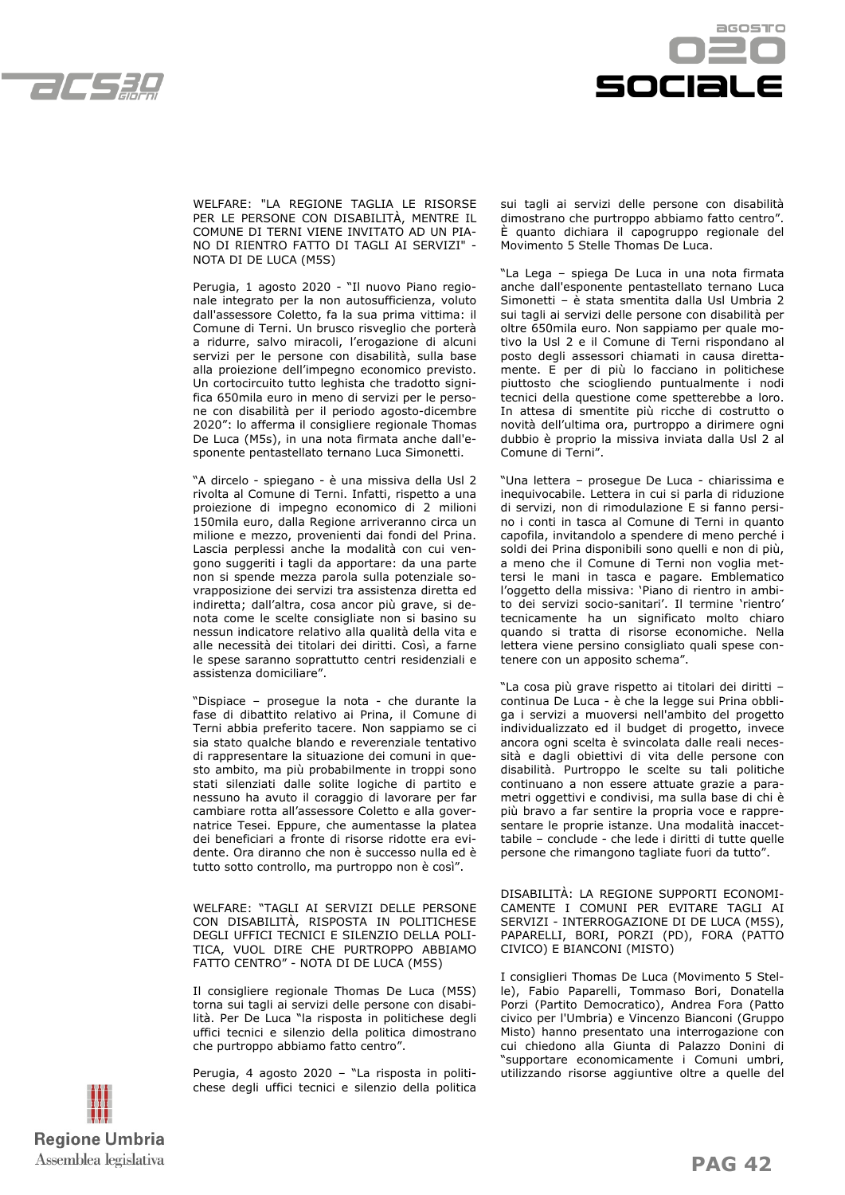## WELFARE: "LA REGIONE TAGLIA LE RISORSE PER LE PERSONE CON DISABILITÀ, MENTRE IL COMUNE DI TERNI VIENE INVITATO AD UN PIANO DI RIENTRO FATTO DI TAGLI AI SERVIZI" - NOTA DI DE LUCA (M5S)

Perugia, 1 agosto 2020 - "Il nuovo Piano regionale integrato per la non autosufficienza, voluto dall'assessore Coletto, fa la sua prima vittima: il Comune di Terni. Un brusco risveglio che porterà a ridurre, salvo miracoli, l'erogazione di alcuni servizi per le persone con disabilità, sulla base alla proiezione dell'impegno economico previsto. Un cortocircuito tutto leghista che tradotto significa 650mila euro in meno di servizi per le persone con disabilità per il periodo agosto-dicembre 2020": lo afferma il consigliere regionale Thomas De Luca (M5s), in una nota firmata anche dall'esponente pentastellato ternano Luca Simonetti.

"A dircelo - spiegano - è una missiva della Usl 2 rivolta al Comune di Terni. Infatti, rispetto a una proiezione di impegno economico di 2 milioni 150mila euro, dalla Regione arriveranno circa un milione e mezzo, provenienti dai fondi del Prina. Lascia perplessi anche la modalità con cui vengono suggeriti i tagli da apportare: da una parte non si spende mezza parola sulla potenziale sovrapposizione dei servizi tra assistenza diretta ed indiretta; dall'altra, cosa ancor più grave, si denota come le scelte consigliate non si basino su nessun indicatore relativo alla qualità della vita e alle necessità dei titolari dei diritti. Così, a farne le spese saranno soprattutto centri residenziali e assistenza domiciliare".

"Dispiace – prosegue la nota - che durante la fase di dibattito relativo ai Prina, il Comune di Terni abbia preferito tacere. Non sappiamo se ci sia stato qualche blando e reverenziale tentativo di rappresentare la situazione dei comuni in questo ambito, ma più probabilmente in troppi sono stati silenziati dalle solite logiche di partito e nessuno ha avuto il coraggio di lavorare per far cambiare rotta all'assessore Coletto e alla governatrice Tesei. Eppure, che aumentasse la platea dei beneficiari a fronte di risorse ridotte era evidente. Ora diranno che non è successo nulla ed è tutto sotto controllo, ma purtroppo non è così".

## WELFARE: "TAGLI AI SERVIZI DELLE PERSONE CON DISABILITÀ, RISPOSTA IN POLITICHESE DEGLI UFFICI TECNICI E SILENZIO DELLA POLITICA, VUOL DIRE CHE PURTROPPO ABBIAMO FATTO CENTRO" - NOTA DI DE LUCA (M5S)

Il consigliere regionale Thomas De Luca (M5S) torna sui tagli ai servizi delle persone con disabilità. Per De Luca "la risposta in politichese degli uffici tecnici e silenzio della politica dimostrano che purtroppo abbiamo fatto centro".

Perugia, 4 agosto 2020 – "La risposta in politichese degli uffici tecnici e silenzio della politica sui tagli ai servizi delle persone con disabilità dimostrano che purtroppo abbiamo fatto centro". È quanto dichiara il capogruppo regionale del Movimento 5 Stelle Thomas De Luca.

"La Lega – spiega De Luca in una nota firmata anche dall'esponente pentastellato ternano Luca Simonetti – è stata smentita dalla Usl Umbria 2 sui tagli ai servizi delle persone con disabilità per oltre 650mila euro. Non sappiamo per quale motivo la Usl 2 e il Comune di Terni rispondano al posto degli assessori chiamati in causa direttamente. E per di più lo facciano in politichese piuttosto che sciogliendo puntualmente i nodi tecnici della questione come spetterebbe a loro. In attesa di smentite più ricche di costrutto o novità dell'ultima ora, purtroppo a dirimere ogni dubbio è proprio la missiva inviata dalla Usl 2 al Comune di Terni".

"Una lettera – prosegue De Luca - chiarissima e inequivocabile. Lettera in cui si parla di riduzione di servizi, non di rimodulazione E si fanno persino i conti in tasca al Comune di Terni in quanto capofila, invitandolo a spendere di meno perché i soldi dei Prina disponibili sono quelli e non di più, a meno che il Comune di Terni non voglia mettersi le mani in tasca e pagare. Emblematico l'oggetto della missiva: 'Piano di rientro in ambito dei servizi socio-sanitari'. Il termine 'rientro' tecnicamente ha un significato molto chiaro quando si tratta di risorse economiche. Nella lettera viene persino consigliato quali spese contenere con un apposito schema".

"La cosa più grave rispetto ai titolari dei diritti – continua De Luca - è che la legge sui Prina obbliga i servizi a muoversi nell'ambito del progetto individualizzato ed il budget di progetto, invece ancora ogni scelta è svincolata dalle reali necessità e dagli obiettivi di vita delle persone con disabilità. Purtroppo le scelte su tali politiche continuano a non essere attuate grazie a parametri oggettivi e condivisi, ma sulla base di chi è più bravo a far sentire la propria voce e rappresentare le proprie istanze. Una modalità inaccettabile – conclude - che lede i diritti di tutte quelle persone che rimangono tagliate fuori da tutto".

## DISABILITÀ: LA REGIONE SUPPORTI ECONOMICAMENTE I COMUNI PER EVITARE TAGLI AI SERVIZI - INTERROGAZIONE DI DE LUCA (M5S), PAPARELLI, BORI, PORZI (PD), FORA (PATTO CIVICO) E BIANCONI (MISTO)

I consiglieri Thomas De Luca (Movimento 5 Stelle), Fabio Paparelli, Tommaso Bori, Donatella Porzi (Partito Democratico), Andrea Fora (Patto civico per l'Umbria) e Vincenzo Bianconi (Gruppo Misto) hanno presentato una interrogazione con cui chiedono alla Giunta di Palazzo Donini di "supportare economicamente i Comuni umbri, utilizzando risorse aggiuntive oltre a quelle del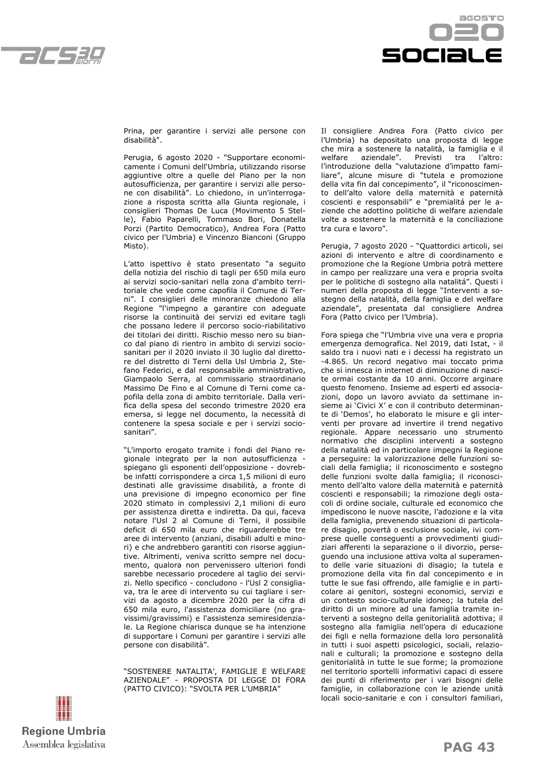Prina, per garantire i servizi alle persone con disabilità".

Perugia, 6 agosto 2020 - "Supportare economicamente i Comuni dell'Umbria, utilizzando risorse aggiuntive oltre a quelle del Piano per la non autosufficienza, per garantire i servizi alle persone con disabilità". Lo chiedono, in un'interrogazione a risposta scritta alla Giunta regionale, i consiglieri Thomas De Luca (Movimento 5 Stelle), Fabio Paparelli, Tommaso Bori, Donatella Porzi (Partito Democratico), Andrea Fora (Patto civico per l'Umbria) e Vincenzo Bianconi (Gruppo Misto).

L'atto ispettivo è stato presentato "a seguito della notizia del rischio di tagli per 650 mila euro ai servizi socio-sanitari nella zona d'ambito territoriale che vede come capofila il Comune di Terni". I consiglieri delle minoranze chiedono alla Regione "l'impegno a garantire con adeguate risorse la continuità dei servizi ed evitare tagli che possano ledere il percorso socio-riabilitativo dei titolari dei diritti. Rischio messo nero su bianco dal piano di rientro in ambito di servizi socio-sanitari per il 2020 inviato il 30 luglio dal direttore del distretto di Terni della Usl Umbria 2, Stefano Federici, e dal responsabile amministrativo, Giampaolo Serra, al commissario straordinario Massimo De Fino e al Comune di Terni come capofila della zona di ambito territoriale. Dalla verifica della spesa del secondo trimestre 2020 era emersa, si legge nel documento, la necessità di contenere la spesa sociale e per i servizi socio-sanitari".

"L'importo erogato tramite i fondi del Piano regionale integrato per la non autosufficienza - spiegano gli esponenti dell'opposizione - dovrebbe infatti corrispondere a circa 1,5 milioni di euro destinati alle gravissime disabilità, a fronte di una previsione di impegno economico per fine 2020 stimato in complessivi 2,1 milioni di euro per assistenza diretta e indiretta. Da qui, faceva notare l'Usl 2 al Comune di Terni, il possibile deficit di 650 mila euro che riguarderebbe tre aree di intervento (anziani, disabili adulti e minori) e che andrebbero garantiti con risorse aggiuntive. Altrimenti, veniva scritto sempre nel documento, qualora non pervenissero ulteriori fondi sarebbe necessario procedere al taglio dei servizi. Nello specifico - concludono - l'Usl 2 consigliava, tra le aree di intervento su cui tagliare i servizi da agosto a dicembre 2020 per la cifra di 650 mila euro, l'assistenza domiciliare (no gravissimi/gravissimi) e l'assistenza semiresidenziale. La Regione chiarisca dunque se ha intenzione di supportare i Comuni per garantire i servizi alle persone con disabilità".

## "SOSTENERE NATALITA', FAMIGLIE E WELFARE AZIENDALE" - PROPOSTA DI LEGGE DI FORA (PATTO CIVICO): "SVOLTA PER L'UMBRIA"

Il consigliere Andrea Fora (Patto civico per l'Umbria) ha depositato una proposta di legge che mira a sostenere la natalità, la famiglia e il welfare aziendale". Previsti tra l'altro: l'introduzione della "valutazione d'impatto familiare", alcune misure di "tutela e promozione della vita fin dal concepimento", il "riconoscimento dell'alto valore della maternità e paternità coscienti e responsabili" e "premialitá per le aziende che adottino politiche di welfare aziendale volte a sostenere la maternità e la conciliazione tra cura e lavoro".

Perugia, 7 agosto 2020 - "Quattordici articoli, sei azioni di intervento e altre di coordinamento e promozione che la Regione Umbria potrà mettere in campo per realizzare una vera e propria svolta per le politiche di sostegno alla natalitá". Questi i numeri della proposta di legge "Interventi a sostegno della natalità, della famiglia e del welfare aziendale", presentata dal consigliere Andrea Fora (Patto civico per l'Umbria).

Fora spiega che "l'Umbria vive una vera e propria emergenza demografica. Nel 2019, dati Istat, - il saldo tra i nuovi nati e i decessi ha registrato un -4.865. Un record negativo mai toccato prima che si innesca in internet di diminuzione di nascite ormai costante da 10 anni. Occorre arginare questo fenomeno. Insieme ad esperti ed associazioni, dopo un lavoro avviato da settimane insieme ai 'Civici X' e con il contributo determinante di 'Demos', ho elaborato le misure e gli interventi per provare ad invertire il trend negativo regionale. Appare necessario uno strumento normativo che disciplini interventi a sostegno della natalità ed in particolare impegni la Regione a perseguire: la valorizzazione delle funzioni sociali della famiglia; il riconoscimento e sostegno delle funzioni svolte dalla famiglia; il riconoscimento dell'alto valore della maternità e paternità coscienti e responsabili; la rimozione degli ostacoli di ordine sociale, culturale ed economico che impediscono le nuove nascite, l'adozione e la vita della famiglia, prevenendo situazioni di particolare disagio, povertà o esclusione sociale, ivi comprese quelle conseguenti a provvedimenti giudiziari afferenti la separazione o il divorzio, perseguendo una inclusione attiva volta al superamento delle varie situazioni di disagio; la tutela e promozione della vita fin dal concepimento e in tutte le sue fasi offrendo, alle famiglie e in particolare ai genitori, sostegni economici, servizi e un contesto socio-culturale idoneo; la tutela del diritto di un minore ad una famiglia tramite interventi a sostegno della genitorialità adottiva; il sostegno alla famiglia nell'opera di educazione dei figli e nella formazione della loro personalità in tutti i suoi aspetti psicologici, sociali, relazionali e culturali; la promozione e sostegno della genitorialità in tutte le sue forme; la promozione nel territorio sportelli informativi capaci di essere dei punti di riferimento per i vari bisogni delle famiglie, in collaborazione con le aziende unità locali socio-sanitarie e con i consultori familiari,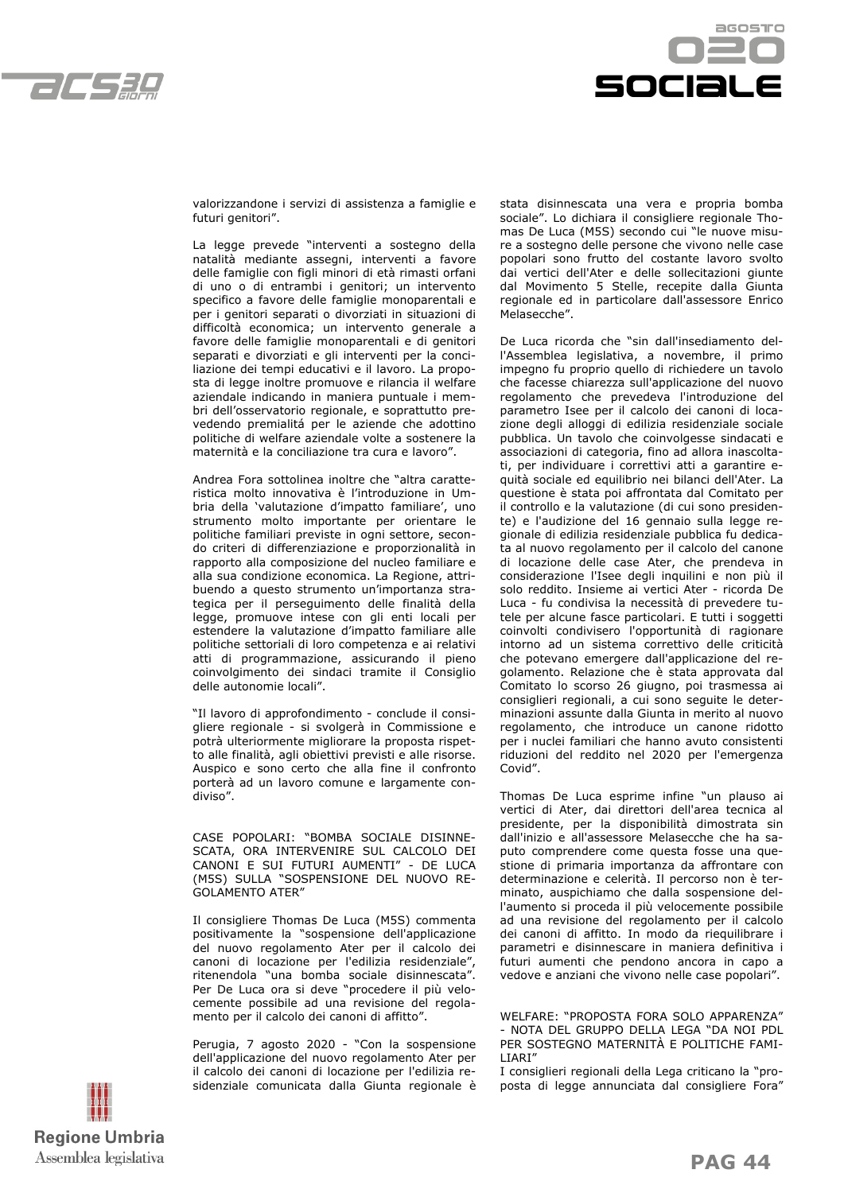valorizzandone i servizi di assistenza a famiglie e futuri genitori”.

La legge prevede “interventi a sostegno della natalità mediante assegni, interventi a favore delle famiglie con figli minori di età rimasti orfani di uno o di entrambi i genitori; un intervento specifico a favore delle famiglie monoparentali e per i genitori separati o divorziati in situazioni di difficoltà economica; un intervento generale a favore delle famiglie monoparentali e di genitori separati e divorziati e gli interventi per la conciliazione dei tempi educativi e il lavoro. La proposta di legge inoltre promuove e rilancia il welfare aziendale indicando in maniera puntuale i membri dell’osservatorio regionale, e soprattutto prevedendo premialitá per le aziende che adottino politiche di welfare aziendale volte a sostenere la maternità e la conciliazione tra cura e lavoro”.

Andrea Fora sottolinea inoltre che “altra caratteristica molto innovativa è l’introduzione in Umbria della ‘valutazione d’impatto familiare’, uno strumento molto importante per orientare le politiche familiari previste in ogni settore, secondo criteri di differenziazione e proporzionalità in rapporto alla composizione del nucleo familiare e alla sua condizione economica. La Regione, attribuendo a questo strumento un’importanza strategica per il perseguimento delle finalità della legge, promuove intese con gli enti locali per estendere la valutazione d’impatto familiare alle politiche settoriali di loro competenza e ai relativi atti di programmazione, assicurando il pieno coinvolgimento dei sindaci tramite il Consiglio delle autonomie locali”.

“Il lavoro di approfondimento - conclude il consigliere regionale - si svolgerà in Commissione e potrà ulteriormente migliorare la proposta rispetto alle finalità, agli obiettivi previsti e alle risorse. Auspico e sono certo che alla fine il confronto porterà ad un lavoro comune e largamente condiviso”.

CASE POPOLARI: “BOMBA SOCIALE DISINNESCATA, ORA INTERVENIRE SUL CALCOLO DEI CANONI E SUI FUTURI AUMENTI” - DE LUCA (M5S) SULLA “SOSPENSIONE DEL NUOVO REGOLAMENTO ATER”

Il consigliere Thomas De Luca (M5S) commenta positivamente la “sospensione dell'applicazione del nuovo regolamento Ater per il calcolo dei canoni di locazione per l'edilizia residenziale”, ritenendola “una bomba sociale disinnescata”. Per De Luca ora si deve “procedere il più velocemente possibile ad una revisione del regolamento per il calcolo dei canoni di affitto”.

Perugia, 7 agosto 2020 - “Con la sospensione dell'applicazione del nuovo regolamento Ater per il calcolo dei canoni di locazione per l'edilizia residenziale comunicata dalla Giunta regionale è stata disinnescata una vera e propria bomba sociale”. Lo dichiara il consigliere regionale Thomas De Luca (M5S) secondo cui “le nuove misure a sostegno delle persone che vivono nelle case popolari sono frutto del costante lavoro svolto dai vertici dell'Ater e delle sollecitazioni giunte dal Movimento 5 Stelle, recepite dalla Giunta regionale ed in particolare dall'assessore Enrico Melasecche”.

De Luca ricorda che “sin dall'insediamento dell'Assemblea legislativa, a novembre, il primo impegno fu proprio quello di richiedere un tavolo che facesse chiarezza sull'applicazione del nuovo regolamento che prevedeva l'introduzione del parametro Isee per il calcolo dei canoni di locazione degli alloggi di edilizia residenziale sociale pubblica. Un tavolo che coinvolgesse sindacati e associazioni di categoria, fino ad allora inascoltati, per individuare i correttivi atti a garantire equità sociale ed equilibrio nei bilanci dell'Ater. La questione è stata poi affrontata dal Comitato per il controllo e la valutazione (di cui sono presidente) e l'audizione del 16 gennaio sulla legge regionale di edilizia residenziale pubblica fu dedicata al nuovo regolamento per il calcolo del canone di locazione delle case Ater, che prendeva in considerazione l'Isee degli inquilini e non più il solo reddito. Insieme ai vertici Ater - ricorda De Luca - fu condivisa la necessità di prevedere tutele per alcune fasce particolari. E tutti i soggetti coinvolti condivisero l'opportunità di ragionare intorno ad un sistema correttivo delle criticità che potevano emergere dall'applicazione del regolamento. Relazione che è stata approvata dal Comitato lo scorso 26 giugno, poi trasmessa ai consiglieri regionali, a cui sono seguite le determinazioni assunte dalla Giunta in merito al nuovo regolamento, che introduce un canone ridotto per i nuclei familiari che hanno avuto consistenti riduzioni del reddito nel 2020 per l'emergenza Covid”.

Thomas De Luca esprime infine “un plauso ai vertici di Ater, dai direttori dell'area tecnica al presidente, per la disponibilità dimostrata sin dall'inizio e all'assessore Melasecche che ha saputo comprendere come questa fosse una questione di primaria importanza da affrontare con determinazione e celerità. Il percorso non è terminato, auspichiamo che dalla sospensione dell'aumento si proceda il più velocemente possibile ad una revisione del regolamento per il calcolo dei canoni di affitto. In modo da riequilibrare i parametri e disinnescare in maniera definitiva i futuri aumenti che pendono ancora in capo a vedove e anziani che vivono nelle case popolari”.

WELFARE: “PROPOSTA FORA SOLO APPARENZA” - NOTA DEL GRUPPO DELLA LEGA “DA NOI PDL PER SOSTEGNO MATERNITÀ E POLITICHE FAMILIARI”

I consiglieri regionali della Lega criticano la “proposta di legge annunciata dal consigliere Fora”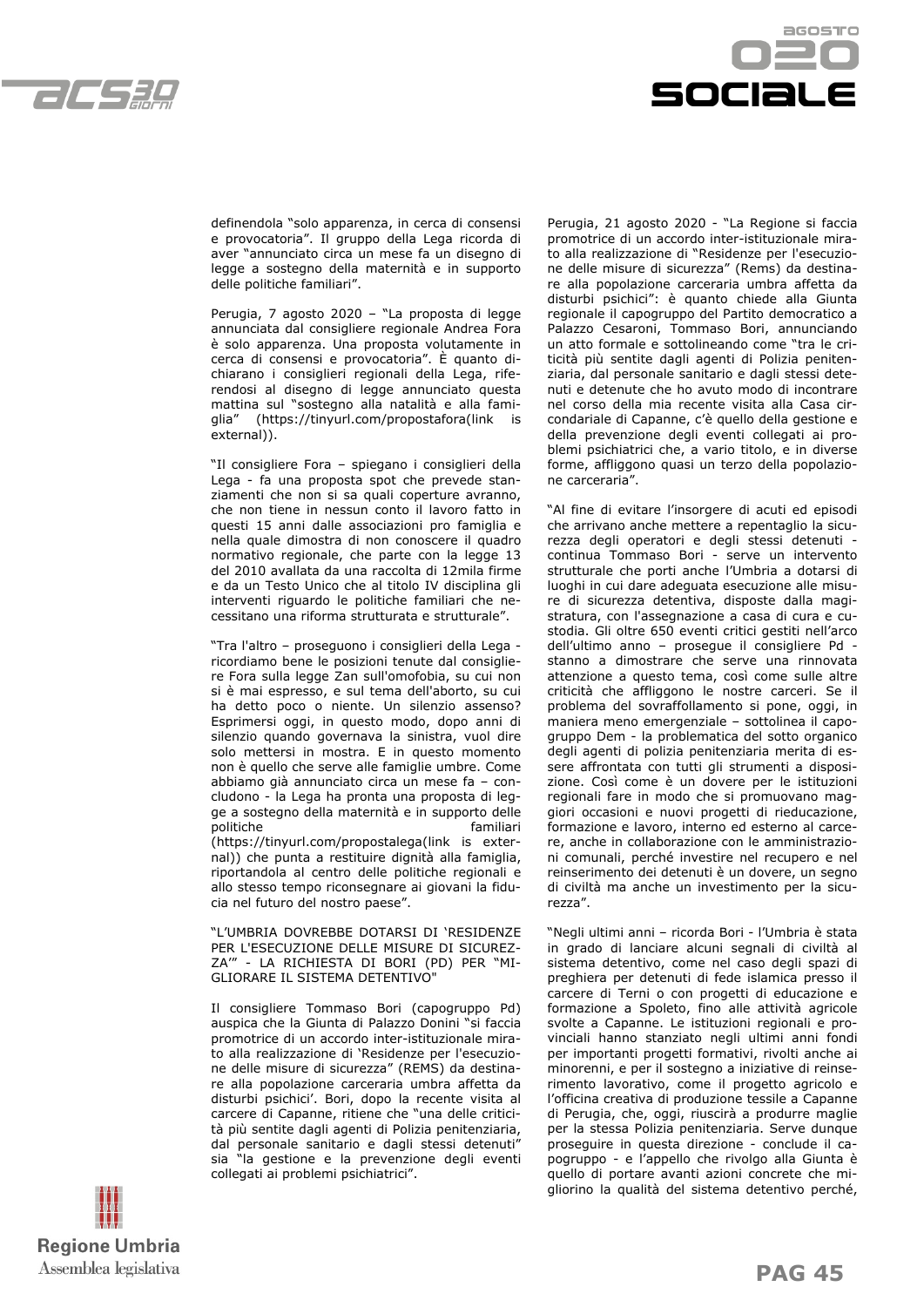definendola "solo apparenza, in cerca di consensi e provocatoria". Il gruppo della Lega ricorda di aver "annunciato circa un mese fa un disegno di legge a sostegno della maternità e in supporto delle politiche familiari".

Perugia, 7 agosto 2020 – "La proposta di legge annunciata dal consigliere regionale Andrea Fora è solo apparenza. Una proposta volutamente in cerca di consensi e provocatoria". È quanto dichiarano i consiglieri regionali della Lega, riferendosi al disegno di legge annunciato questa mattina sul "sostegno alla natalità e alla famiglia" (https://tinyurl.com/propostafora(link is external)).

"Il consigliere Fora – spiegano i consiglieri della Lega - fa una proposta spot che prevede stanziamenti che non si sa quali coperture avranno, che non tiene in nessun conto il lavoro fatto in questi 15 anni dalle associazioni pro famiglia e nella quale dimostra di non conoscere il quadro normativo regionale, che parte con la legge 13 del 2010 avallata da una raccolta di 12mila firme e da un Testo Unico che al titolo IV disciplina gli interventi riguardo le politiche familiari che necessitano una riforma strutturata e strutturale".

"Tra l'altro – proseguono i consiglieri della Lega - ricordiamo bene le posizioni tenute dal consigliere Fora sulla legge Zan sull'omofobia, su cui non si è mai espresso, e sul tema dell'aborto, su cui ha detto poco o niente. Un silenzio assenso? Esprimersi oggi, in questo modo, dopo anni di silenzio quando governava la sinistra, vuol dire solo mettersi in mostra. E in questo momento non è quello che serve alle famiglie umbre. Come abbiamo già annunciato circa un mese fa – concludono - la Lega ha pronta una proposta di legge a sostegno della maternità e in supporto delle politiche familiari (https://tinyurl.com/propostalega(link is external)) che punta a restituire dignità alla famiglia, riportandola al centro delle politiche regionali e allo stesso tempo riconsegnare ai giovani la fiducia nel futuro del nostro paese".

"L'UMBRIA DOVREBBE DOTARSI DI 'RESIDENZE PER L'ESECUZIONE DELLE MISURE DI SICUREZZA'" - LA RICHIESTA DI BORI (PD) PER "MIGLIORARE IL SISTEMA DETENTIVO"

Il consigliere Tommaso Bori (capogruppo Pd) auspica che la Giunta di Palazzo Donini "si faccia promotrice di un accordo inter-istituzionale mirato alla realizzazione di 'Residenze per l'esecuzione delle misure di sicurezza" (REMS) da destinare alla popolazione carceraria umbra affetta da disturbi psichici'. Bori, dopo la recente visita al carcere di Capanne, ritiene che "una delle criticità più sentite dagli agenti di Polizia penitenziaria, dal personale sanitario e dagli stessi detenuti" sia "la gestione e la prevenzione degli eventi collegati ai problemi psichiatrici".

Perugia, 21 agosto 2020 - "La Regione si faccia promotrice di un accordo inter-istituzionale mirato alla realizzazione di "Residenze per l'esecuzione delle misure di sicurezza" (Rems) da destinare alla popolazione carceraria umbra affetta da disturbi psichici": è quanto chiede alla Giunta regionale il capogruppo del Partito democratico a Palazzo Cesaroni, Tommaso Bori, annunciando un atto formale e sottolineando come "tra le criticità più sentite dagli agenti di Polizia penitenziaria, dal personale sanitario e dagli stessi detenuti e detenute che ho avuto modo di incontrare nel corso della mia recente visita alla Casa circondariale di Capanne, c'è quello della gestione e della prevenzione degli eventi collegati ai problemi psichiatrici che, a vario titolo, e in diverse forme, affliggono quasi un terzo della popolazione carceraria".

"Al fine di evitare l'insorgere di acuti ed episodi che arrivano anche mettere a repentaglio la sicurezza degli operatori e degli stessi detenuti - continua Tommaso Bori - serve un intervento strutturale che porti anche l'Umbria a dotarsi di luoghi in cui dare adeguata esecuzione alle misure di sicurezza detentiva, disposte dalla magistratura, con l'assegnazione a casa di cura e custodia. Gli oltre 650 eventi critici gestiti nell'arco dell'ultimo anno – prosegue il consigliere Pd - stanno a dimostrare che serve una rinnovata attenzione a questo tema, così come sulle altre criticità che affliggono le nostre carceri. Se il problema del sovraffollamento si pone, oggi, in maniera meno emergenziale – sottolinea il capogruppo Dem - la problematica del sotto organico degli agenti di polizia penitenziaria merita di essere affrontata con tutti gli strumenti a disposizione. Così come è un dovere per le istituzioni regionali fare in modo che si promuovano maggiori occasioni e nuovi progetti di rieducazione, formazione e lavoro, interno ed esterno al carcere, anche in collaborazione con le amministrazioni comunali, perché investire nel recupero e nel reinserimento dei detenuti è un dovere, un segno di civiltà ma anche un investimento per la sicurezza".

"Negli ultimi anni – ricorda Bori - l'Umbria è stata in grado di lanciare alcuni segnali di civiltà al sistema detentivo, come nel caso degli spazi di preghiera per detenuti di fede islamica presso il carcere di Terni o con progetti di educazione e formazione a Spoleto, fino alle attività agricole svolte a Capanne. Le istituzioni regionali e provinciali hanno stanziato negli ultimi anni fondi per importanti progetti formativi, rivolti anche ai minorenni, e per il sostegno a iniziative di reinserimento lavorativo, come il progetto agricolo e l'officina creativa di produzione tessile a Capanne di Perugia, che, oggi, riuscirà a produrre maglie per la stessa Polizia penitenziaria. Serve dunque proseguire in questa direzione - conclude il capogruppo - e l'appello che rivolgo alla Giunta è quello di portare avanti azioni concrete che migliorino la qualità del sistema detentivo perché,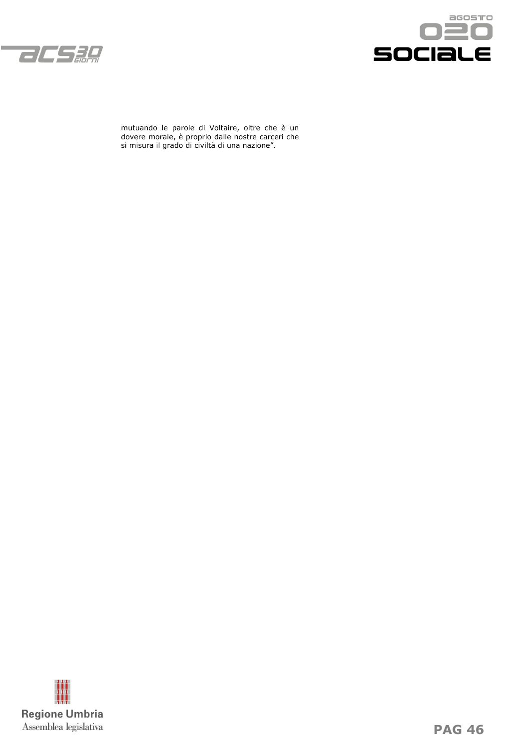mutuando le parole di Voltaire, oltre che è un dovere morale, è proprio dalle nostre carceri che si misura il grado di civiltà di una nazione”.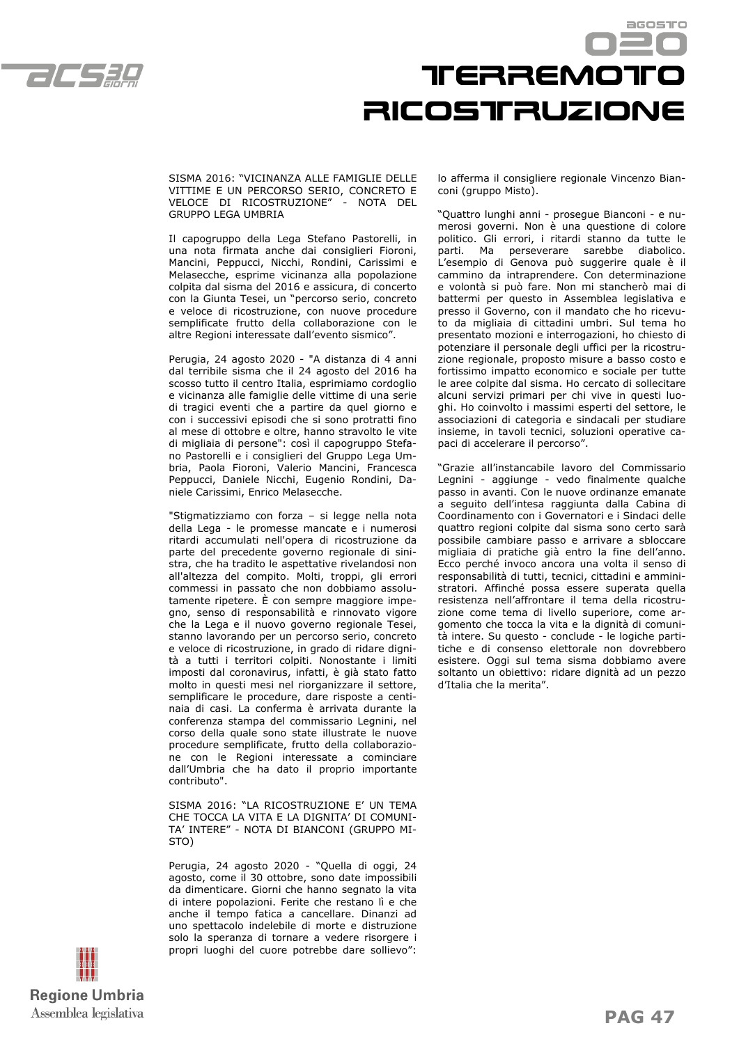SISMA 2016: "VICINANZA ALLE FAMIGLIE DELLE VITTIME E UN PERCORSO SERIO, CONCRETO E VELOCE DI RICOSTRUZIONE" - NOTA DEL GRUPPO LEGA UMBRIA

Il capogruppo della Lega Stefano Pastorelli, in una nota firmata anche dai consiglieri Fioroni, Mancini, Peppucci, Nicchi, Rondini, Carissimi e Melasecche, esprime vicinanza alla popolazione colpita dal sisma del 2016 e assicura, di concerto con la Giunta Tesei, un "percorso serio, concreto e veloce di ricostruzione, con nuove procedure semplificate frutto della collaborazione con le altre Regioni interessate dall'evento sismico".

Perugia, 24 agosto 2020 - "A distanza di 4 anni dal terribile sisma che il 24 agosto del 2016 ha scosso tutto il centro Italia, esprimiamo cordoglio e vicinanza alle famiglie delle vittime di una serie di tragici eventi che a partire da quel giorno e con i successivi episodi che si sono protratti fino al mese di ottobre e oltre, hanno stravolto le vite di migliaia di persone": così il capogruppo Stefano Pastorelli e i consiglieri del Gruppo Lega Umbria, Paola Fioroni, Valerio Mancini, Francesca Peppucci, Daniele Nicchi, Eugenio Rondini, Daniele Carissimi, Enrico Melasecche.

"Stigmatizziamo con forza – si legge nella nota della Lega - le promesse mancate e i numerosi ritardi accumulati nell'opera di ricostruzione da parte del precedente governo regionale di sinistra, che ha tradito le aspettative rivelandosi non all'altezza del compito. Molti, troppi, gli errori commessi in passato che non dobbiamo assolutamente ripetere. È con sempre maggiore impegno, senso di responsabilità e rinnovato vigore che la Lega e il nuovo governo regionale Tesei, stanno lavorando per un percorso serio, concreto e veloce di ricostruzione, in grado di ridare dignità a tutti i territori colpiti. Nonostante i limiti imposti dal coronavirus, infatti, è già stato fatto molto in questi mesi nel riorganizzare il settore, semplificare le procedure, dare risposte a centinaia di casi. La conferma è arrivata durante la conferenza stampa del commissario Legnini, nel corso della quale sono state illustrate le nuove procedure semplificate, frutto della collaborazione con le Regioni interessate a cominciare dall'Umbria che ha dato il proprio importante contributo".

SISMA 2016: "LA RICOSTRUZIONE E' UN TEMA CHE TOCCA LA VITA E LA DIGNITA' DI COMUNITA' INTERE" - NOTA DI BIANCONI (GRUPPO MISTO)

Perugia, 24 agosto 2020 - "Quella di oggi, 24 agosto, come il 30 ottobre, sono date impossibili da dimenticare. Giorni che hanno segnato la vita di intere popolazioni. Ferite che restano lì e che anche il tempo fatica a cancellare. Dinanzi ad uno spettacolo indelebile di morte e distruzione solo la speranza di tornare a vedere risorgere i propri luoghi del cuore potrebbe dare sollievo": lo afferma il consigliere regionale Vincenzo Bianconi (gruppo Misto).

"Quattro lunghi anni - prosegue Bianconi - e numerosi governi. Non è una questione di colore politico. Gli errori, i ritardi stanno da tutte le parti. Ma perseverare sarebbe diabolico. L'esempio di Genova può suggerire quale è il cammino da intraprendere. Con determinazione e volontà si può fare. Non mi stancherò mai di battermi per questo in Assemblea legislativa e presso il Governo, con il mandato che ho ricevuto da migliaia di cittadini umbri. Sul tema ho presentato mozioni e interrogazioni, ho chiesto di potenziare il personale degli uffici per la ricostruzione regionale, proposto misure a basso costo e fortissimo impatto economico e sociale per tutte le aree colpite dal sisma. Ho cercato di sollecitare alcuni servizi primari per chi vive in questi luoghi. Ho coinvolto i massimi esperti del settore, le associazioni di categoria e sindacali per studiare insieme, in tavoli tecnici, soluzioni operative capaci di accelerare il percorso".

"Grazie all'instancabile lavoro del Commissario Legnini - aggiunge - vedo finalmente qualche passo in avanti. Con le nuove ordinanze emanate a seguito dell'intesa raggiunta dalla Cabina di Coordinamento con i Governatori e i Sindaci delle quattro regioni colpite dal sisma sono certo sarà possibile cambiare passo e arrivare a sbloccare migliaia di pratiche già entro la fine dell'anno. Ecco perché invoco ancora una volta il senso di responsabilità di tutti, tecnici, cittadini e amministratori. Affinché possa essere superata quella resistenza nell'affrontare il tema della ricostruzione come tema di livello superiore, come argomento che tocca la vita e la dignità di comunità intere. Su questo - conclude - le logiche partitiche e di consenso elettorale non dovrebbero esistere. Oggi sul tema sisma dobbiamo avere soltanto un obiettivo: ridare dignità ad un pezzo d'Italia che la merita".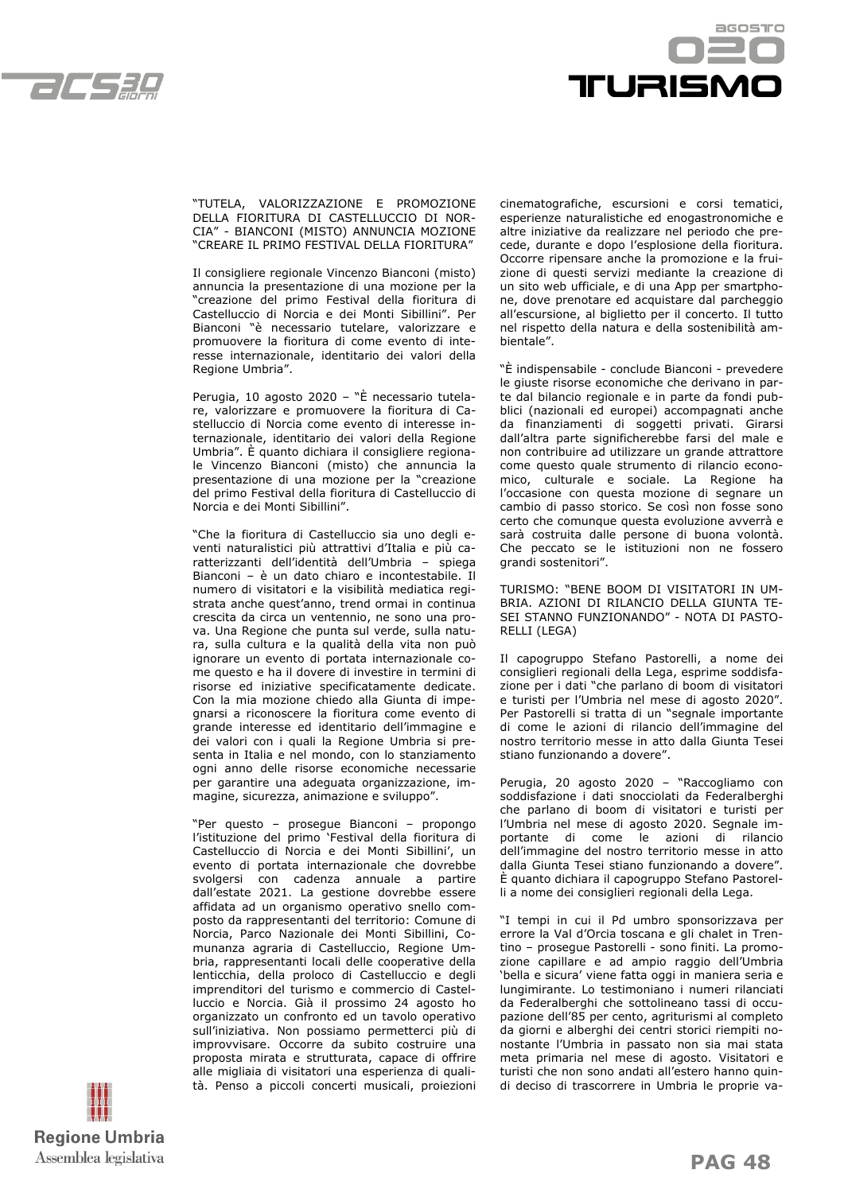**"TUTELA, VALORIZZAZIONE E PROMOZIONE DELLA FIORITURA DI CASTELLUCCIO DI NORCIA" - BIANCONI (MISTO) ANNUNCIA MOZIONE "CREARE IL PRIMO FESTIVAL DELLA FIORITURA"**

Il consigliere regionale Vincenzo Bianconi (misto) annuncia la presentazione di una mozione per la "creazione del primo Festival della fioritura di Castelluccio di Norcia e dei Monti Sibillini". Per Bianconi "è necessario tutelare, valorizzare e promuovere la fioritura di come evento di interesse internazionale, identitario dei valori della Regione Umbria".

Perugia, 10 agosto 2020 – "È necessario tutelare, valorizzare e promuovere la fioritura di Castelluccio di Norcia come evento di interesse internazionale, identitario dei valori della Regione Umbria". È quanto dichiara il consigliere regionale Vincenzo Bianconi (misto) che annuncia la presentazione di una mozione per la "creazione del primo Festival della fioritura di Castelluccio di Norcia e dei Monti Sibillini".

"Che la fioritura di Castelluccio sia uno degli eventi naturalistici più attrattivi d'Italia e più caratterizzanti dell'identità dell'Umbria – spiega Bianconi – è un dato chiaro e incontestabile. Il numero di visitatori e la visibilità mediatica registrata anche quest'anno, trend ormai in continua crescita da circa un ventennio, ne sono una prova. Una Regione che punta sul verde, sulla natura, sulla cultura e la qualità della vita non può ignorare un evento di portata internazionale come questo e ha il dovere di investire in termini di risorse ed iniziative specificatamente dedicate. Con la mia mozione chiedo alla Giunta di impegnarsi a riconoscere la fioritura come evento di grande interesse ed identitario dell'immagine e dei valori con i quali la Regione Umbria si presenta in Italia e nel mondo, con lo stanziamento ogni anno delle risorse economiche necessarie per garantire una adeguata organizzazione, immagine, sicurezza, animazione e sviluppo".

"Per questo – prosegue Bianconi – propongo l'istituzione del primo 'Festival della fioritura di Castelluccio di Norcia e dei Monti Sibillini', un evento di portata internazionale che dovrebbe svolgersi con cadenza annuale a partire dall'estate 2021. La gestione dovrebbe essere affidata ad un organismo operativo snello composto da rappresentanti del territorio: Comune di Norcia, Parco Nazionale dei Monti Sibillini, Comunanza agraria di Castelluccio, Regione Umbria, rappresentanti locali delle cooperative della lenticchia, della proloco di Castelluccio e degli imprenditori del turismo e commercio di Castelluccio e Norcia. Già il prossimo 24 agosto ho organizzato un confronto ed un tavolo operativo sull'iniziativa. Non possiamo permetterci più di improvvisare. Occorre da subito costruire una proposta mirata e strutturata, capace di offrire alle migliaia di visitatori una esperienza di qualità. Penso a piccoli concerti musicali, proiezioni cinematografiche, escursioni e corsi tematici, esperienze naturalistiche ed enogastronomiche e altre iniziative da realizzare nel periodo che precede, durante e dopo l'esplosione della fioritura. Occorre ripensare anche la promozione e la fruizione di questi servizi mediante la creazione di un sito web ufficiale, e di una App per smartphone, dove prenotare ed acquistare dal parcheggio all'escursione, al biglietto per il concerto. Il tutto nel rispetto della natura e della sostenibilità ambientale".

"È indispensabile - conclude Bianconi - prevedere le giuste risorse economiche che derivano in parte dal bilancio regionale e in parte da fondi pubblici (nazionali ed europei) accompagnati anche da finanziamenti di soggetti privati. Girarsi dall'altra parte significherebbe farsi del male e non contribuire ad utilizzare un grande attrattore come questo quale strumento di rilancio economico, culturale e sociale. La Regione ha l'occasione con questa mozione di segnare un cambio di passo storico. Se così non fosse sono certo che comunque questa evoluzione avverrà e sarà costruita dalle persone di buona volontà. Che peccato se le istituzioni non ne fossero grandi sostenitori".

**TURISMO: "BENE BOOM DI VISITATORI IN UMBRIA. AZIONI DI RILANCIO DELLA GIUNTA TESEI STANNO FUNZIONANDO" - NOTA DI PASTORELLI (LEGA)**

Il capogruppo Stefano Pastorelli, a nome dei consiglieri regionali della Lega, esprime soddisfazione per i dati "che parlano di boom di visitatori e turisti per l'Umbria nel mese di agosto 2020". Per Pastorelli si tratta di un "segnale importante di come le azioni di rilancio dell'immagine del nostro territorio messe in atto dalla Giunta Tesei stiano funzionando a dovere".

Perugia, 20 agosto 2020 – "Raccogliamo con soddisfazione i dati snocciolati da Federalberghi che parlano di boom di visitatori e turisti per l'Umbria nel mese di agosto 2020. Segnale importante di come le azioni di rilancio dell'immagine del nostro territorio messe in atto dalla Giunta Tesei stiano funzionando a dovere". È quanto dichiara il capogruppo Stefano Pastorelli a nome dei consiglieri regionali della Lega.

"I tempi in cui il Pd umbro sponsorizzava per errore la Val d'Orcia toscana e gli chalet in Trentino – prosegue Pastorelli - sono finiti. La promozione capillare e ad ampio raggio dell'Umbria 'bella e sicura' viene fatta oggi in maniera seria e lungimirante. Lo testimoniano i numeri rilanciati da Federalberghi che sottolineano tassi di occupazione dell'85 per cento, agriturismi al completo da giorni e alberghi dei centri storici riempiti nonostante l'Umbria in passato non sia mai stata meta primaria nel mese di agosto. Visitatori e turisti che non sono andati all'estero hanno quindi deciso di trascorrere in Umbria le proprie va-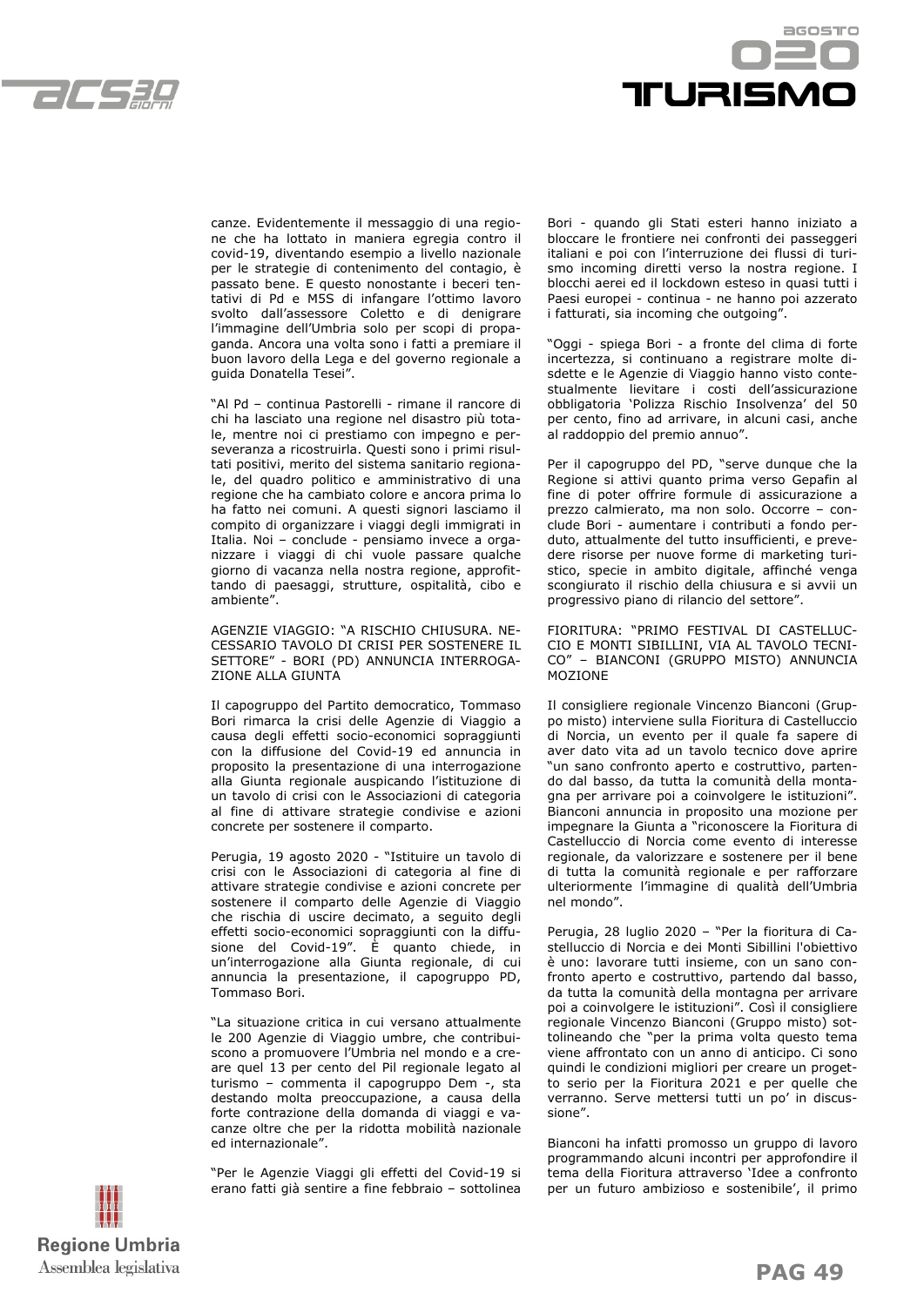canze. Evidentemente il messaggio di una regione che ha lottato in maniera egregia contro il covid-19, diventando esempio a livello nazionale per le strategie di contenimento del contagio, è passato bene. E questo nonostante i beceri tentativi di Pd e M5S di infangare l'ottimo lavoro svolto dall'assessore Coletto e di denigrare l'immagine dell'Umbria solo per scopi di propaganda. Ancora una volta sono i fatti a premiare il buon lavoro della Lega e del governo regionale a guida Donatella Tesei".

"Al Pd – continua Pastorelli - rimane il rancore di chi ha lasciato una regione nel disastro più totale, mentre noi ci prestiamo con impegno e perseveranza a ricostruirla. Questi sono i primi risultati positivi, merito del sistema sanitario regionale, del quadro politico e amministrativo di una regione che ha cambiato colore e ancora prima lo ha fatto nei comuni. A questi signori lasciamo il compito di organizzare i viaggi degli immigrati in Italia. Noi – conclude - pensiamo invece a organizzare i viaggi di chi vuole passare qualche giorno di vacanza nella nostra regione, approfittando di paesaggi, strutture, ospitalità, cibo e ambiente".

AGENZIE VIAGGIO: "A RISCHIO CHIUSURA. NECESSARIO TAVOLO DI CRISI PER SOSTENERE IL SETTORE" - BORI (PD) ANNUNCIA INTERROGAZIONE ALLA GIUNTA

Il capogruppo del Partito democratico, Tommaso Bori rimarca la crisi delle Agenzie di Viaggio a causa degli effetti socio-economici sopraggiunti con la diffusione del Covid-19 ed annuncia in proposito la presentazione di una interrogazione alla Giunta regionale auspicando l'istituzione di un tavolo di crisi con le Associazioni di categoria al fine di attivare strategie condivise e azioni concrete per sostenere il comparto.

Perugia, 19 agosto 2020 - "Istituire un tavolo di crisi con le Associazioni di categoria al fine di attivare strategie condivise e azioni concrete per sostenere il comparto delle Agenzie di Viaggio che rischia di uscire decimato, a seguito degli effetti socio-economici sopraggiunti con la diffusione del Covid-19". È quanto chiede, in un'interrogazione alla Giunta regionale, di cui annuncia la presentazione, il capogruppo PD, Tommaso Bori.

"La situazione critica in cui versano attualmente le 200 Agenzie di Viaggio umbre, che contribuiscono a promuovere l'Umbria nel mondo e a creare quel 13 per cento del Pil regionale legato al turismo – commenta il capogruppo Dem -, sta destando molta preoccupazione, a causa della forte contrazione della domanda di viaggi e vacanze oltre che per la ridotta mobilità nazionale ed internazionale".

"Per le Agenzie Viaggi gli effetti del Covid-19 si erano fatti già sentire a fine febbraio – sottolinea Bori - quando gli Stati esteri hanno iniziato a bloccare le frontiere nei confronti dei passeggeri italiani e poi con l'interruzione dei flussi di turismo incoming diretti verso la nostra regione. I blocchi aerei ed il lockdown esteso in quasi tutti i Paesi europei - continua - ne hanno poi azzerato i fatturati, sia incoming che outgoing".

"Oggi - spiega Bori - a fronte del clima di forte incertezza, si continuano a registrare molte disdette e le Agenzie di Viaggio hanno visto contestualmente lievitare i costi dell'assicurazione obbligatoria 'Polizza Rischio Insolvenza' del 50 per cento, fino ad arrivare, in alcuni casi, anche al raddoppio del premio annuo".

Per il capogruppo del PD, "serve dunque che la Regione si attivi quanto prima verso Gepafin al fine di poter offrire formule di assicurazione a prezzo calmierato, ma non solo. Occorre – conclude Bori - aumentare i contributi a fondo perduto, attualmente del tutto insufficienti, e prevedere risorse per nuove forme di marketing turistico, specie in ambito digitale, affinché venga scongiurato il rischio della chiusura e si avvii un progressivo piano di rilancio del settore".

FIORITURA: "PRIMO FESTIVAL DI CASTELLUCCIO E MONTI SIBILLINI, VIA AL TAVOLO TECNICO" – BIANCONI (GRUPPO MISTO) ANNUNCIA MOZIONE

Il consigliere regionale Vincenzo Bianconi (Gruppo misto) interviene sulla Fioritura di Castelluccio di Norcia, un evento per il quale fa sapere di aver dato vita ad un tavolo tecnico dove aprire "un sano confronto aperto e costruttivo, partendo dal basso, da tutta la comunità della montagna per arrivare poi a coinvolgere le istituzioni". Bianconi annuncia in proposito una mozione per impegnare la Giunta a "riconoscere la Fioritura di Castelluccio di Norcia come evento di interesse regionale, da valorizzare e sostenere per il bene di tutta la comunità regionale e per rafforzare ulteriormente l'immagine di qualità dell'Umbria nel mondo".

Perugia, 28 luglio 2020 – "Per la fioritura di Castelluccio di Norcia e dei Monti Sibillini l'obiettivo è uno: lavorare tutti insieme, con un sano confronto aperto e costruttivo, partendo dal basso, da tutta la comunità della montagna per arrivare poi a coinvolgere le istituzioni". Così il consigliere regionale Vincenzo Bianconi (Gruppo misto) sottolineando che "per la prima volta questo tema viene affrontato con un anno di anticipo. Ci sono quindi le condizioni migliori per creare un progetto serio per la Fioritura 2021 e per quelle che verranno. Serve mettersi tutti un po' in discussione".

Bianconi ha infatti promosso un gruppo di lavoro programmando alcuni incontri per approfondire il tema della Fioritura attraverso 'Idee a confronto per un futuro ambizioso e sostenibile', il primo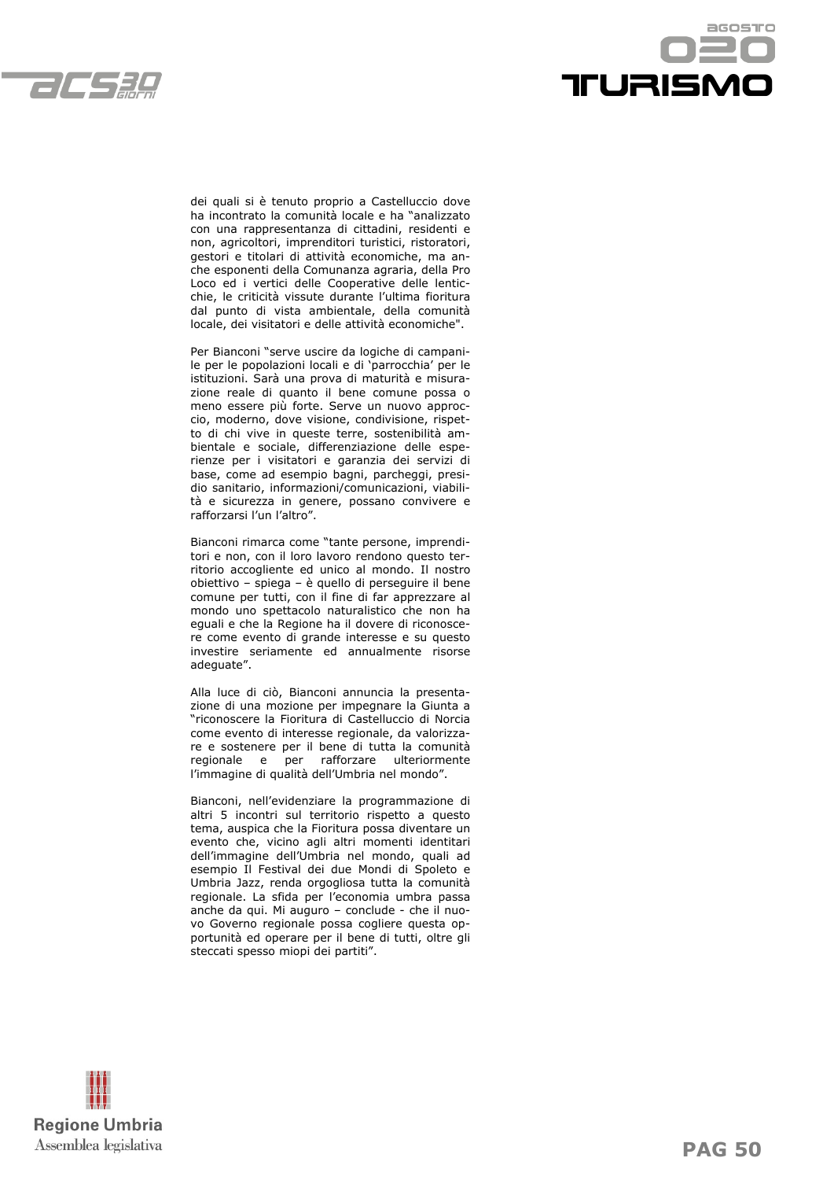dei quali si è tenuto proprio a Castelluccio dove ha incontrato la comunità locale e ha "analizzato con una rappresentanza di cittadini, residenti e non, agricoltori, imprenditori turistici, ristoratori, gestori e titolari di attività economiche, ma anche esponenti della Comunanza agraria, della Pro Loco ed i vertici delle Cooperative delle lenticchie, le criticità vissute durante l'ultima fioritura dal punto di vista ambientale, della comunità locale, dei visitatori e delle attività economiche".

Per Bianconi "serve uscire da logiche di campanile per le popolazioni locali e di 'parrocchia' per le istituzioni. Sarà una prova di maturità e misurazione reale di quanto il bene comune possa o meno essere più forte. Serve un nuovo approccio, moderno, dove visione, condivisione, rispetto di chi vive in queste terre, sostenibilità ambientale e sociale, differenziazione delle esperienze per i visitatori e garanzia dei servizi di base, come ad esempio bagni, parcheggi, presidio sanitario, informazioni/comunicazioni, viabilità e sicurezza in genere, possano convivere e rafforzarsi l'un l'altro".

Bianconi rimarca come "tante persone, imprenditori e non, con il loro lavoro rendono questo territorio accogliente ed unico al mondo. Il nostro obiettivo – spiega – è quello di perseguire il bene comune per tutti, con il fine di far apprezzare al mondo uno spettacolo naturalistico che non ha eguali e che la Regione ha il dovere di riconoscere come evento di grande interesse e su questo investire seriamente ed annualmente risorse adeguate".

Alla luce di ciò, Bianconi annuncia la presentazione di una mozione per impegnare la Giunta a "riconoscere la Fioritura di Castelluccio di Norcia come evento di interesse regionale, da valorizzare e sostenere per il bene di tutta la comunità regionale e per rafforzare ulteriormente l'immagine di qualità dell'Umbria nel mondo".

Bianconi, nell'evidenziare la programmazione di altri 5 incontri sul territorio rispetto a questo tema, auspica che la Fioritura possa diventare un evento che, vicino agli altri momenti identitari dell'immagine dell'Umbria nel mondo, quali ad esempio Il Festival dei due Mondi di Spoleto e Umbria Jazz, renda orgogliosa tutta la comunità regionale. La sfida per l'economia umbra passa anche da qui. Mi auguro – conclude - che il nuovo Governo regionale possa cogliere questa opportunità ed operare per il bene di tutti, oltre gli steccati spesso miopi dei partiti".